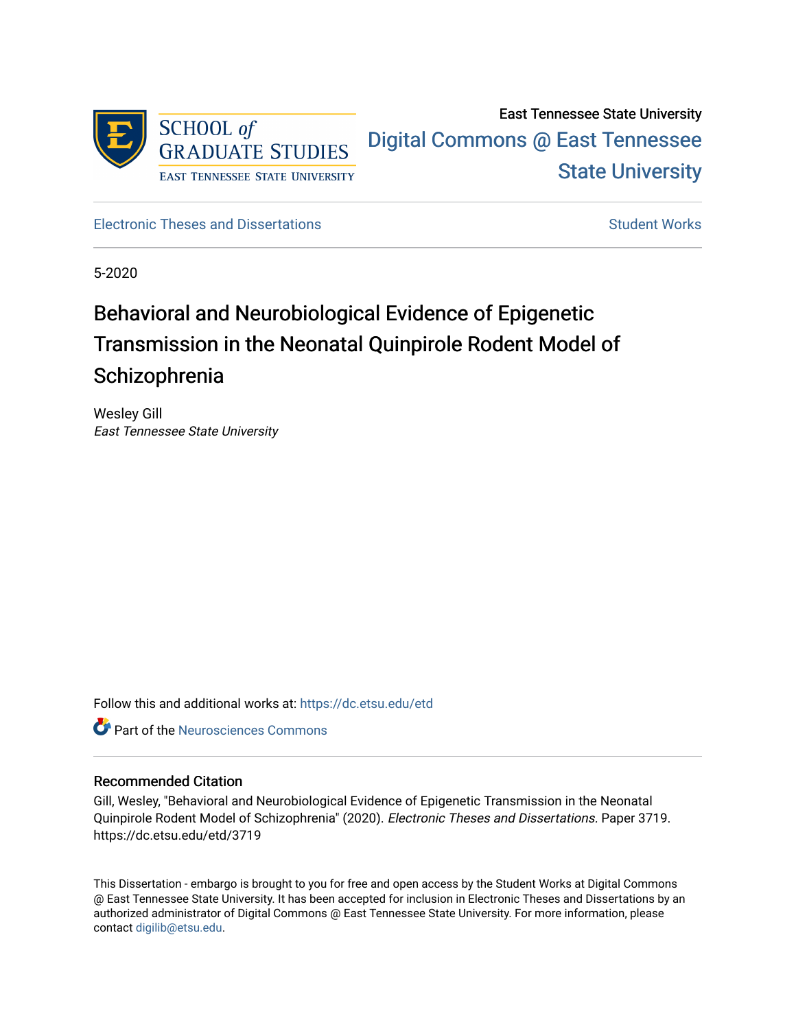East Tennessee State University

Digital Commons @ East Tennessee State University

Electronic Theses and Dissertations

Student Works

5-2020

# Behavioral and Neurobiological Evidence of Epigenetic Transmission in the Neonatal Quinpirole Rodent Model of Schizophrenia

Wesley Gill

*East Tennessee State University*

Follow this and additional works at: https://dc.etsu.edu/etd

Part of the Neurosciences Commons

## Recommended Citation

Gill, Wesley, "Behavioral and Neurobiological Evidence of Epigenetic Transmission in the Neonatal Quinpirole Rodent Model of Schizophrenia" (2020). *Electronic Theses and Dissertations.* Paper 3719. https://dc.etsu.edu/etd/3719

This Dissertation - embargo is brought to you for free and open access by the Student Works at Digital Commons @ East Tennessee State University. It has been accepted for inclusion in Electronic Theses and Dissertations by an authorized administrator of Digital Commons @ East Tennessee State University. For more information, please contact digilib@etsu.edu.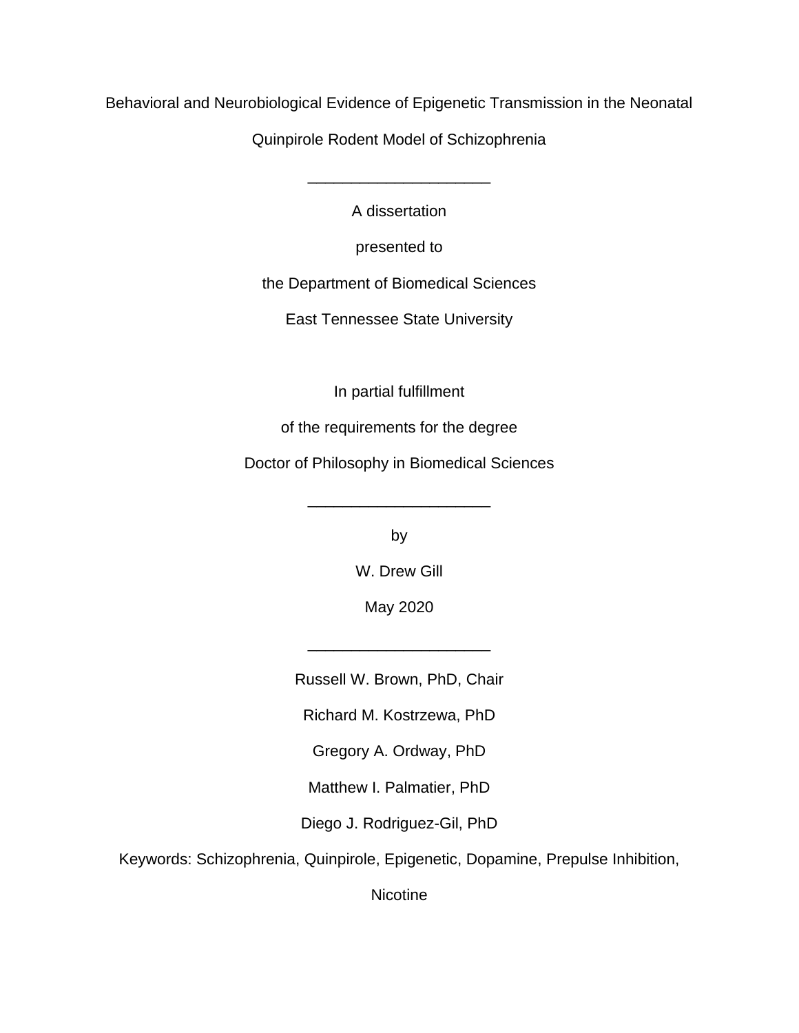Behavioral and Neurobiological Evidence of Epigenetic Transmission in the Neonatal Quinpirole Rodent Model of Schizophrenia

---

A dissertation

presented to

the Department of Biomedical Sciences

East Tennessee State University

In partial fulfillment

of the requirements for the degree

Doctor of Philosophy in Biomedical Sciences

---

by

W. Drew Gill

May 2020

---

Russell W. Brown, PhD, Chair

Richard M. Kostrzewa, PhD

Gregory A. Ordway, PhD

Matthew I. Palmatier, PhD

Diego J. Rodriguez-Gil, PhD

Keywords: Schizophrenia, Quinpirole, Epigenetic, Dopamine, Prepulse Inhibition, Nicotine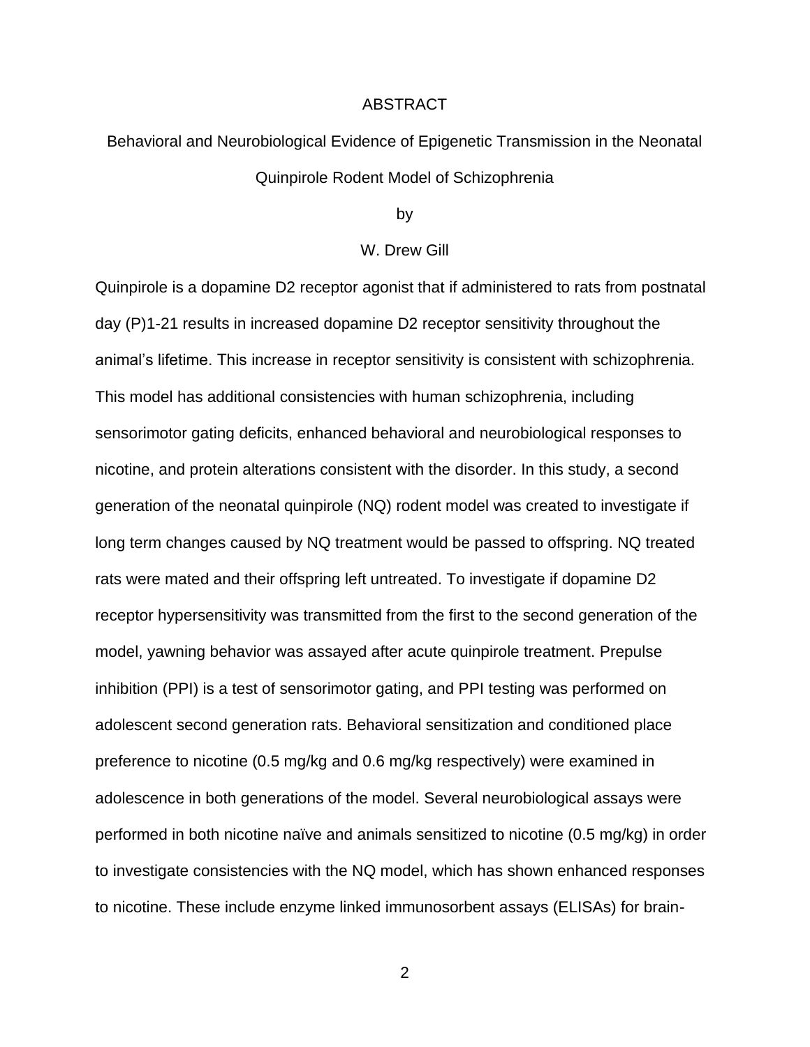# ABSTRACT

## Behavioral and Neurobiological Evidence of Epigenetic Transmission in the Neonatal Quinpirole Rodent Model of Schizophrenia

by

W. Drew Gill

Quinpirole is a dopamine D2 receptor agonist that if administered to rats from postnatal day (P)1-21 results in increased dopamine D2 receptor sensitivity throughout the animal's lifetime. This increase in receptor sensitivity is consistent with schizophrenia. This model has additional consistencies with human schizophrenia, including sensorimotor gating deficits, enhanced behavioral and neurobiological responses to nicotine, and protein alterations consistent with the disorder. In this study, a second generation of the neonatal quinpirole (NQ) rodent model was created to investigate if long term changes caused by NQ treatment would be passed to offspring. NQ treated rats were mated and their offspring left untreated. To investigate if dopamine D2 receptor hypersensitivity was transmitted from the first to the second generation of the model, yawning behavior was assayed after acute quinpirole treatment. Prepulse inhibition (PPI) is a test of sensorimotor gating, and PPI testing was performed on adolescent second generation rats. Behavioral sensitization and conditioned place preference to nicotine (0.5 mg/kg and 0.6 mg/kg respectively) were examined in adolescence in both generations of the model. Several neurobiological assays were performed in both nicotine naïve and animals sensitized to nicotine (0.5 mg/kg) in order to investigate consistencies with the NQ model, which has shown enhanced responses to nicotine. These include enzyme linked immunosorbent assays (ELISAs) for brain-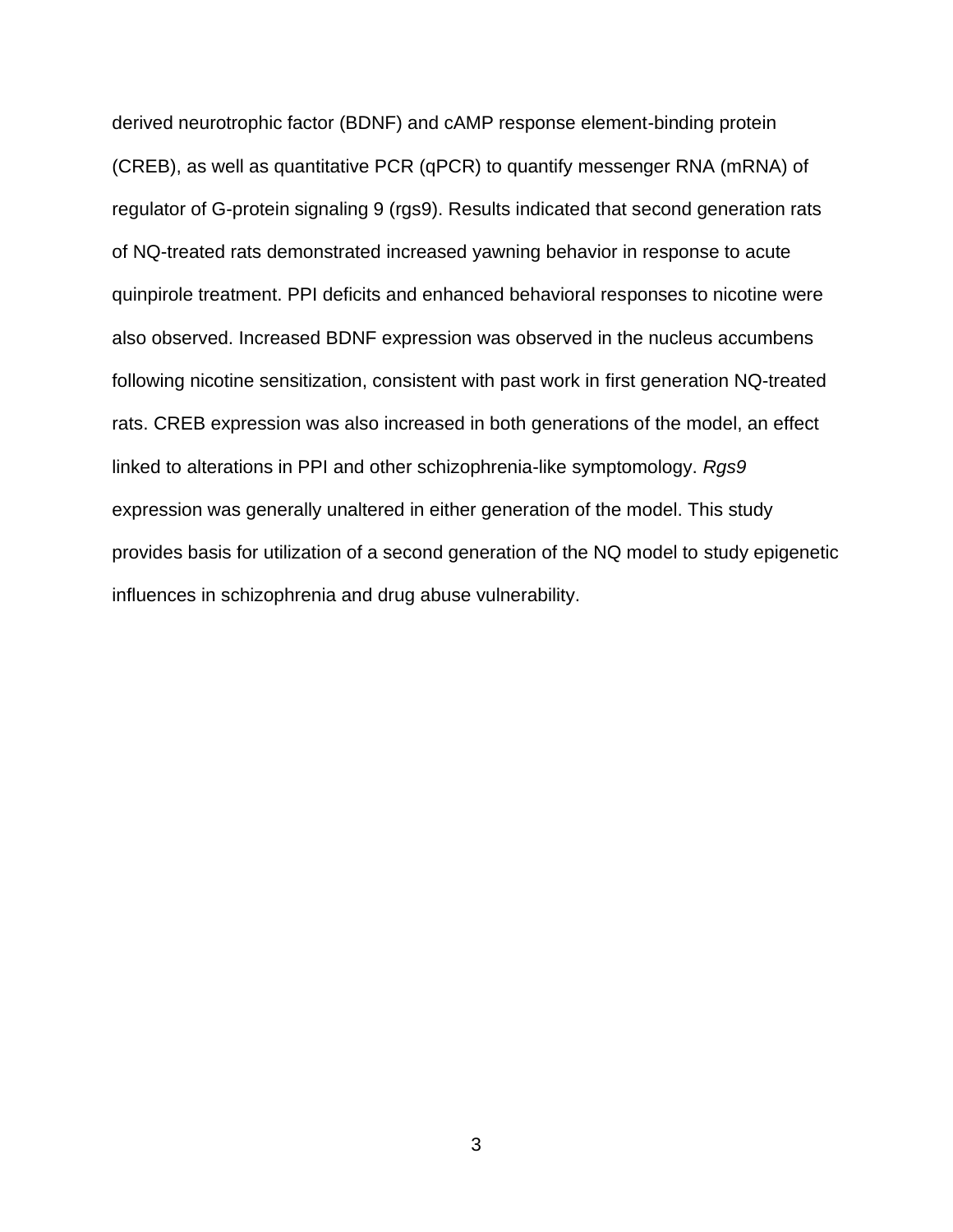derived neurotrophic factor (BDNF) and cAMP response element-binding protein (CREB), as well as quantitative PCR (qPCR) to quantify messenger RNA (mRNA) of regulator of G-protein signaling 9 (rgs9). Results indicated that second generation rats of NQ-treated rats demonstrated increased yawning behavior in response to acute quinpirole treatment. PPI deficits and enhanced behavioral responses to nicotine were also observed. Increased BDNF expression was observed in the nucleus accumbens following nicotine sensitization, consistent with past work in first generation NQ-treated rats. CREB expression was also increased in both generations of the model, an effect linked to alterations in PPI and other schizophrenia-like symptomology. *Rgs9* expression was generally unaltered in either generation of the model. This study provides basis for utilization of a second generation of the NQ model to study epigenetic influences in schizophrenia and drug abuse vulnerability.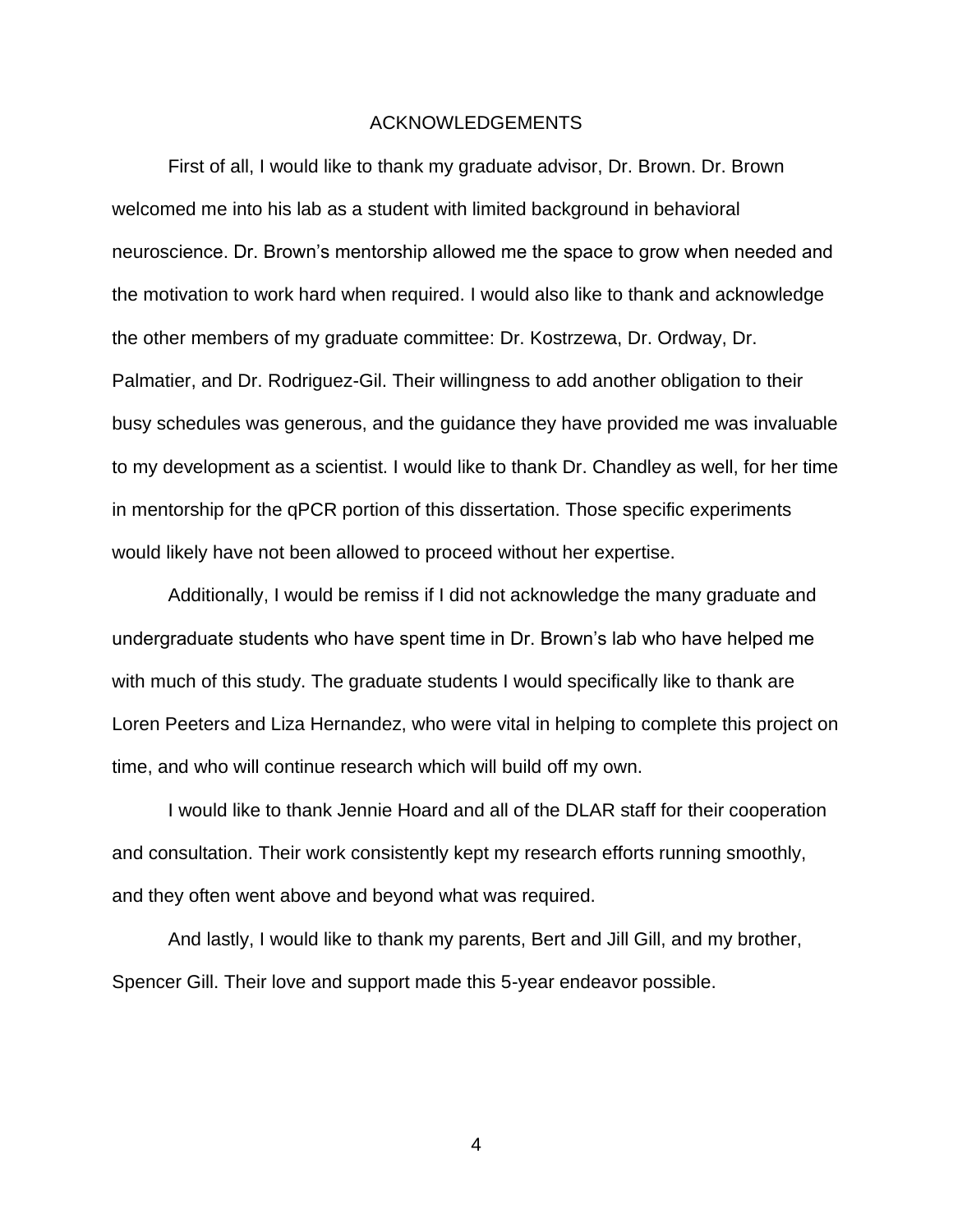# ACKNOWLEDGEMENTS

First of all, I would like to thank my graduate advisor, Dr. Brown. Dr. Brown welcomed me into his lab as a student with limited background in behavioral neuroscience. Dr. Brown's mentorship allowed me the space to grow when needed and the motivation to work hard when required. I would also like to thank and acknowledge the other members of my graduate committee: Dr. Kostrzewa, Dr. Ordway, Dr. Palmatier, and Dr. Rodriguez-Gil. Their willingness to add another obligation to their busy schedules was generous, and the guidance they have provided me was invaluable to my development as a scientist. I would like to thank Dr. Chandley as well, for her time in mentorship for the qPCR portion of this dissertation. Those specific experiments would likely have not been allowed to proceed without her expertise.

Additionally, I would be remiss if I did not acknowledge the many graduate and undergraduate students who have spent time in Dr. Brown's lab who have helped me with much of this study. The graduate students I would specifically like to thank are Loren Peeters and Liza Hernandez, who were vital in helping to complete this project on time, and who will continue research which will build off my own.

I would like to thank Jennie Hoard and all of the DLAR staff for their cooperation and consultation. Their work consistently kept my research efforts running smoothly, and they often went above and beyond what was required.

And lastly, I would like to thank my parents, Bert and Jill Gill, and my brother, Spencer Gill. Their love and support made this 5-year endeavor possible.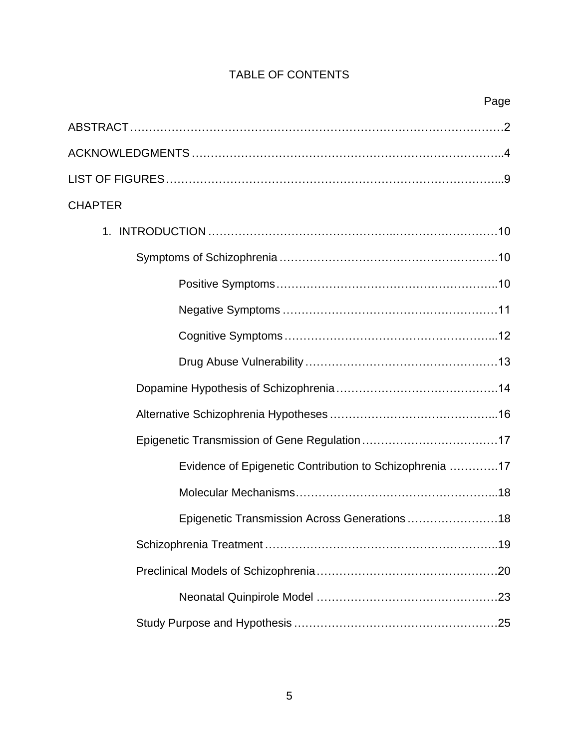# TABLE OF CONTENTS

Page

ABSTRACT…………………………………………………………………………………2

ACKNOWLEDGMENTS …………………………………………………………………..4

LIST OF FIGURES………………………………………………………………………...9

CHAPTER

1. INTRODUCTION ……………………………………………………………………10

    Symptoms of Schizophrenia ………………………………………………….10

        Positive Symptoms…………………………………………………..10

        Negative Symptoms …………………………………………………11

        Cognitive Symptoms………………………………………………...12

        Drug Abuse Vulnerability ……………………………………………13

    Dopamine Hypothesis of Schizophrenia…………………………………….14

    Alternative Schizophrenia Hypotheses ……………………………………...16

    Epigenetic Transmission of Gene Regulation………………………………17

        Evidence of Epigenetic Contribution to Schizophrenia ………….17

        Molecular Mechanisms……………………………………………...18

        Epigenetic Transmission Across Generations ……………………18

    Schizophrenia Treatment ……………………………………………………..19

    Preclinical Models of Schizophrenia…………………………………………20

        Neonatal Quinpirole Model …………………………………………23

    Study Purpose and Hypothesis ………………………………………………25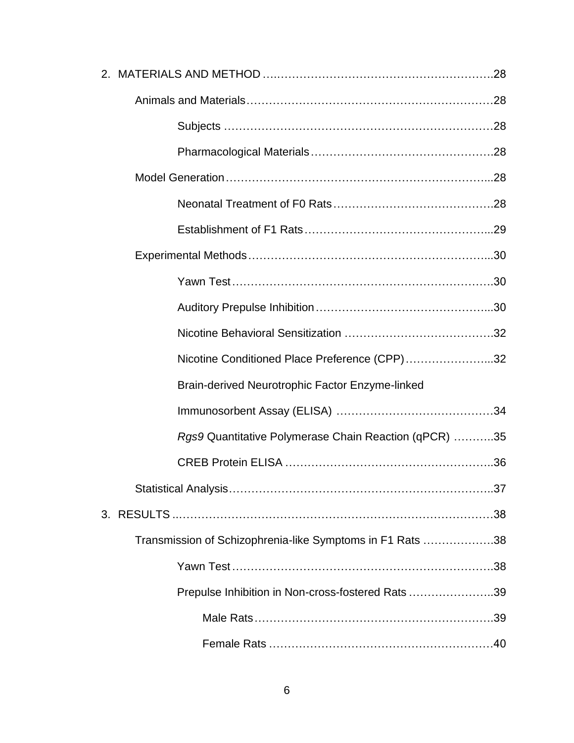2. MATERIALS AND METHOD ........................................................................28

    Animals and Materials ........................................................................28

        Subjects ........................................................................28

        Pharmacological Materials ........................................................................28

    Model Generation ........................................................................28

        Neonatal Treatment of F0 Rats ........................................................................28

        Establishment of F1 Rats ........................................................................29

    Experimental Methods ........................................................................30

        Yawn Test ........................................................................30

        Auditory Prepulse Inhibition ........................................................................30

        Nicotine Behavioral Sensitization ........................................................................32

        Nicotine Conditioned Place Preference (CPP) ........................................................................32

        Brain-derived Neurotrophic Factor Enzyme-linked Immunosorbent Assay (ELISA) ........................................................................34

        *Rgs9* Quantitative Polymerase Chain Reaction (qPCR) ........................................................................35

        CREB Protein ELISA ........................................................................36

    Statistical Analysis ........................................................................37

3. RESULTS ........................................................................38

    Transmission of Schizophrenia-like Symptoms in F1 Rats ........................................................................38

        Yawn Test ........................................................................38

        Prepulse Inhibition in Non-cross-fostered Rats ........................................................................39

            Male Rats ........................................................................39

            Female Rats ........................................................................40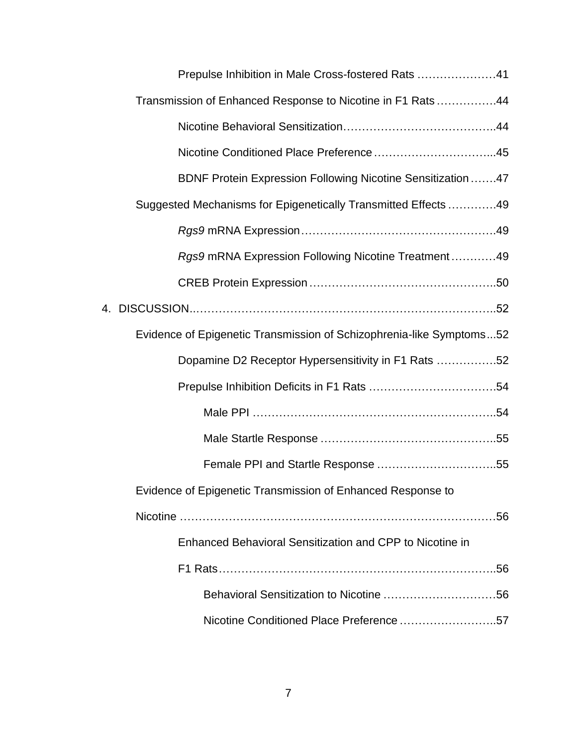Prepulse Inhibition in Male Cross-fostered Rats …………………41

Transmission of Enhanced Response to Nicotine in F1 Rats …………….44

Nicotine Behavioral Sensitization…………………………………..44

Nicotine Conditioned Place Preference …………………………...45

BDNF Protein Expression Following Nicotine Sensitization …….47

Suggested Mechanisms for Epigenetically Transmitted Effects ………….49

*Rgs9* mRNA Expression…………………………………………….49

*Rgs9* mRNA Expression Following Nicotine Treatment …………49

CREB Protein Expression …………………………………………..50

4. DISCUSSION..…………………………………………………………………..52

Evidence of Epigenetic Transmission of Schizophrenia-like Symptoms...52

Dopamine D2 Receptor Hypersensitivity in F1 Rats …………….52

Prepulse Inhibition Deficits in F1 Rats …………………………….54

Male PPI ………………………………………………………..54

Male Startle Response ………………………………………..55

Female PPI and Startle Response …………………………..55

Evidence of Epigenetic Transmission of Enhanced Response to Nicotine ……………………………………………………………………….56

Enhanced Behavioral Sensitization and CPP to Nicotine in F1 Rats………………………………………………………………..56

Behavioral Sensitization to Nicotine …………………………56

Nicotine Conditioned Place Preference ……………………..57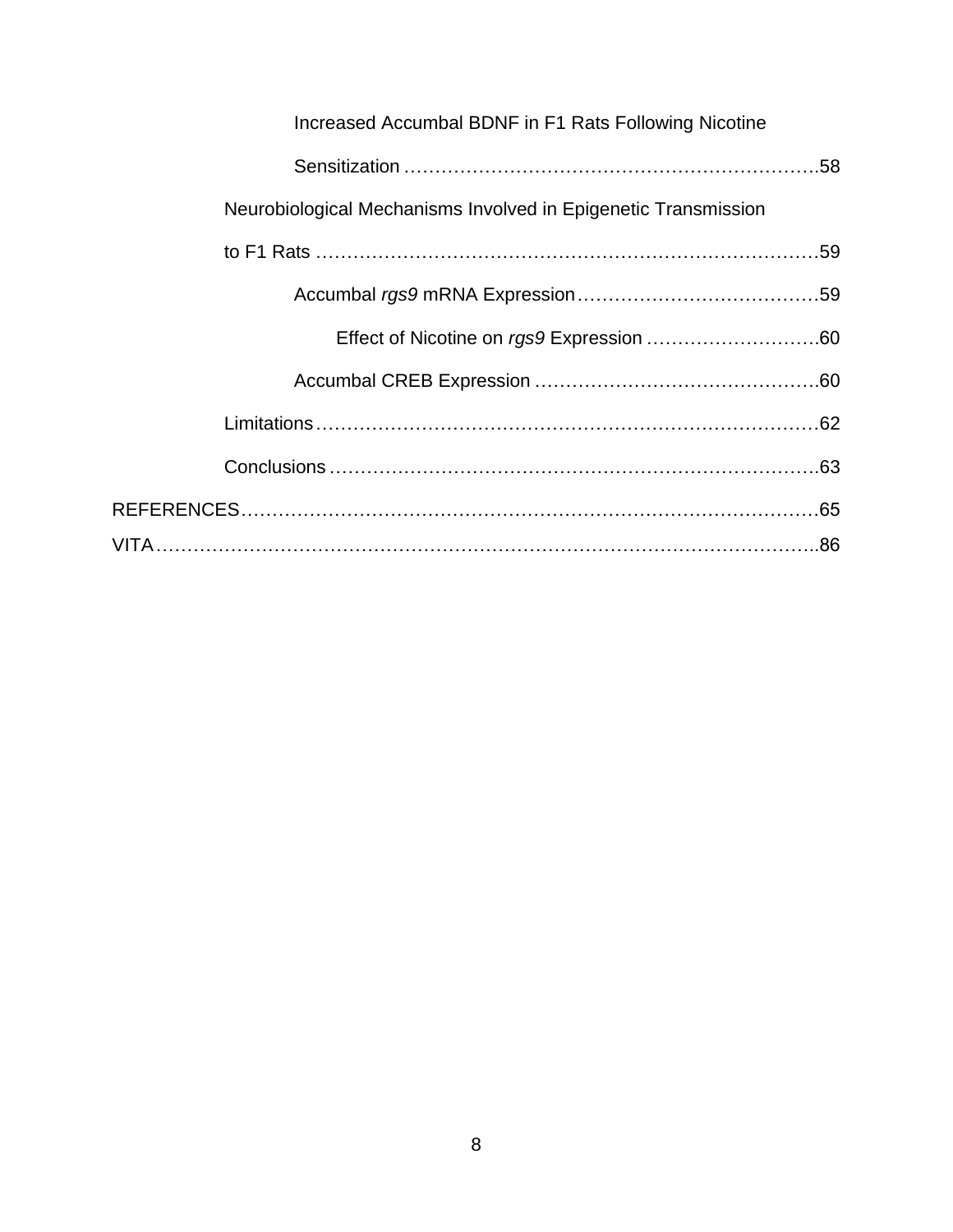Increased Accumbal BDNF in F1 Rats Following Nicotine Sensitization ....................................................................58

Neurobiological Mechanisms Involved in Epigenetic Transmission to F1 Rats ..........................................................................................59

Accumbal *rgs9* mRNA Expression.........................................59

Effect of Nicotine on *rgs9* Expression ..............................60

Accumbal CREB Expression ...............................................60

Limitations.........................................................................................62

Conclusions .......................................................................................63

REFERENCES......................................................................................................65

VITA.......................................................................................................................86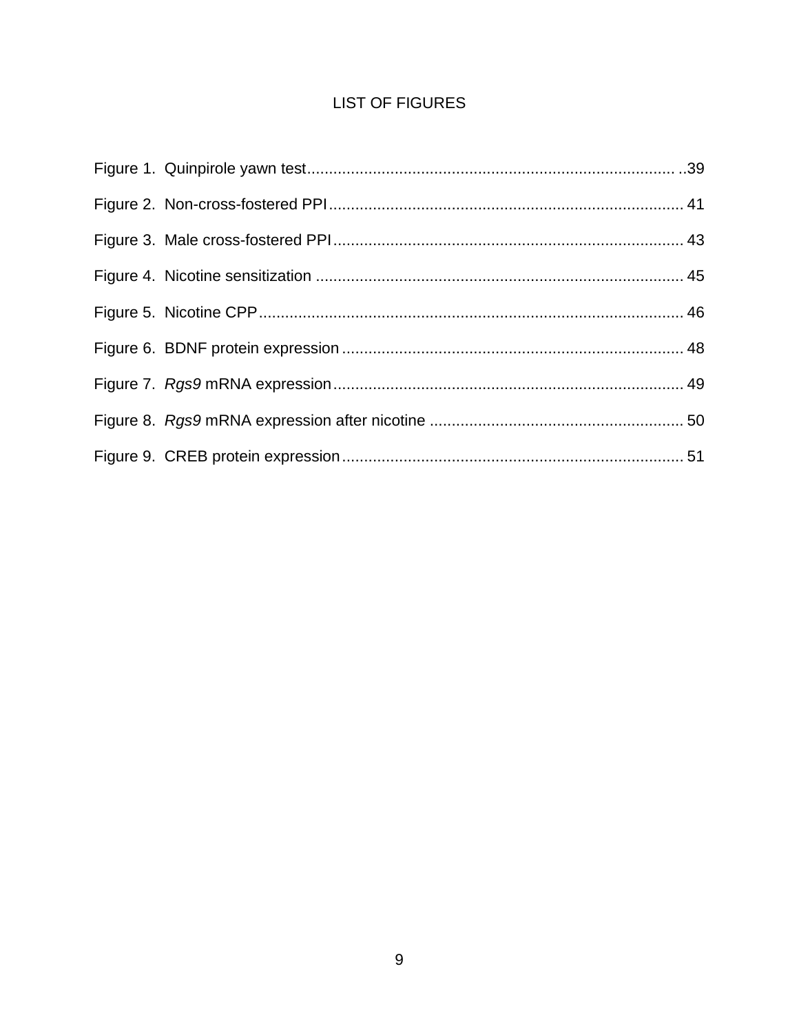# LIST OF FIGURES

Figure 1. Quinpirole yawn test ..................................................................................... 39

Figure 2. Non-cross-fostered PPI ................................................................................ 41

Figure 3. Male cross-fostered PPI ............................................................................... 43

Figure 4. Nicotine sensitization ................................................................................... 45

Figure 5. Nicotine CPP ................................................................................................ 46

Figure 6. BDNF protein expression ............................................................................. 48

Figure 7. *Rgs9* mRNA expression ............................................................................... 49

Figure 8. *Rgs9* mRNA expression after nicotine ......................................................... 50

Figure 9. CREB protein expression ............................................................................. 51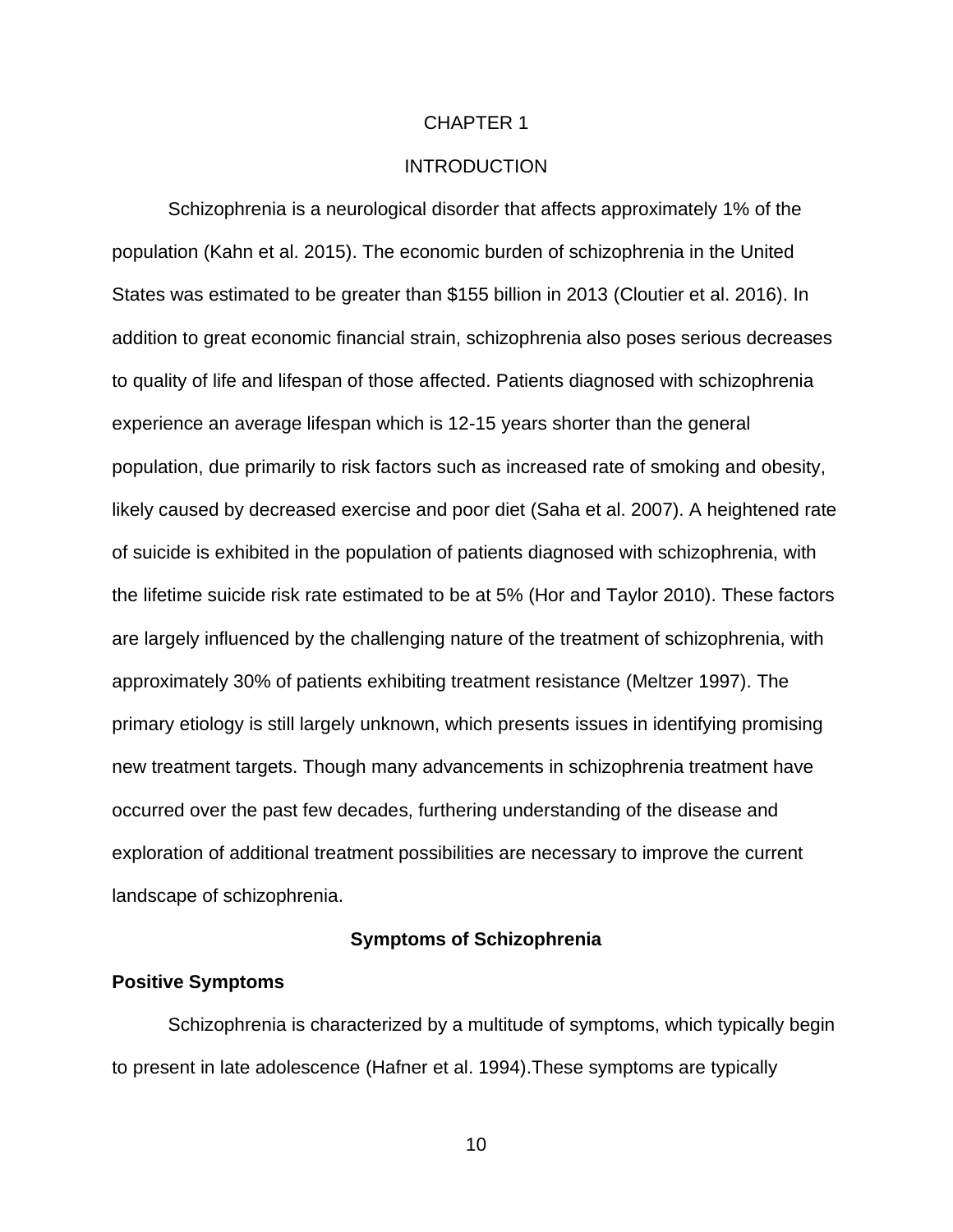# CHAPTER 1

# INTRODUCTION

Schizophrenia is a neurological disorder that affects approximately 1% of the population (Kahn et al. 2015). The economic burden of schizophrenia in the United States was estimated to be greater than $155 billion in 2013 (Cloutier et al. 2016). In addition to great economic financial strain, schizophrenia also poses serious decreases to quality of life and lifespan of those affected. Patients diagnosed with schizophrenia experience an average lifespan which is 12-15 years shorter than the general population, due primarily to risk factors such as increased rate of smoking and obesity, likely caused by decreased exercise and poor diet (Saha et al. 2007). A heightened rate of suicide is exhibited in the population of patients diagnosed with schizophrenia, with the lifetime suicide risk rate estimated to be at 5% (Hor and Taylor 2010). These factors are largely influenced by the challenging nature of the treatment of schizophrenia, with approximately 30% of patients exhibiting treatment resistance (Meltzer 1997). The primary etiology is still largely unknown, which presents issues in identifying promising new treatment targets. Though many advancements in schizophrenia treatment have occurred over the past few decades, furthering understanding of the disease and exploration of additional treatment possibilities are necessary to improve the current landscape of schizophrenia.

## Symptoms of Schizophrenia

### Positive Symptoms

Schizophrenia is characterized by a multitude of symptoms, which typically begin to present in late adolescence (Hafner et al. 1994).These symptoms are typically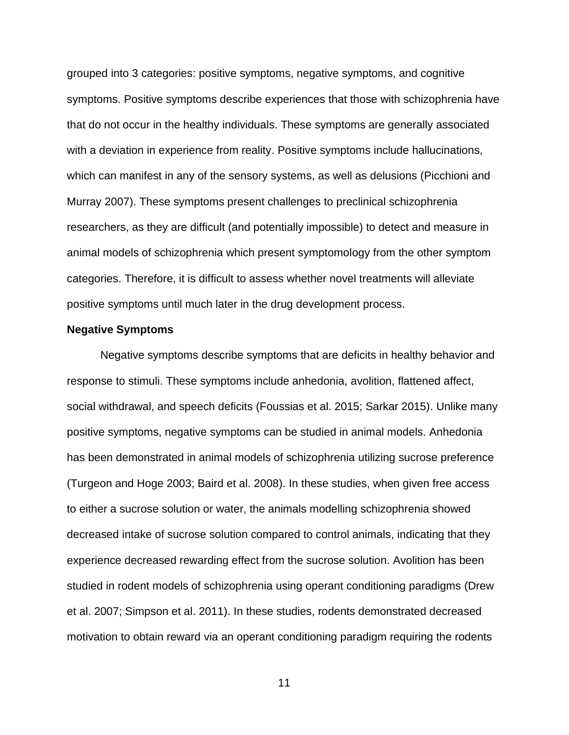grouped into 3 categories: positive symptoms, negative symptoms, and cognitive symptoms. Positive symptoms describe experiences that those with schizophrenia have that do not occur in the healthy individuals. These symptoms are generally associated with a deviation in experience from reality. Positive symptoms include hallucinations, which can manifest in any of the sensory systems, as well as delusions (Picchioni and Murray 2007). These symptoms present challenges to preclinical schizophrenia researchers, as they are difficult (and potentially impossible) to detect and measure in animal models of schizophrenia which present symptomology from the other symptom categories. Therefore, it is difficult to assess whether novel treatments will alleviate positive symptoms until much later in the drug development process.

**Negative Symptoms**

Negative symptoms describe symptoms that are deficits in healthy behavior and response to stimuli. These symptoms include anhedonia, avolition, flattened affect, social withdrawal, and speech deficits (Foussias et al. 2015; Sarkar 2015). Unlike many positive symptoms, negative symptoms can be studied in animal models. Anhedonia has been demonstrated in animal models of schizophrenia utilizing sucrose preference (Turgeon and Hoge 2003; Baird et al. 2008). In these studies, when given free access to either a sucrose solution or water, the animals modelling schizophrenia showed decreased intake of sucrose solution compared to control animals, indicating that they experience decreased rewarding effect from the sucrose solution. Avolition has been studied in rodent models of schizophrenia using operant conditioning paradigms (Drew et al. 2007; Simpson et al. 2011). In these studies, rodents demonstrated decreased motivation to obtain reward via an operant conditioning paradigm requiring the rodents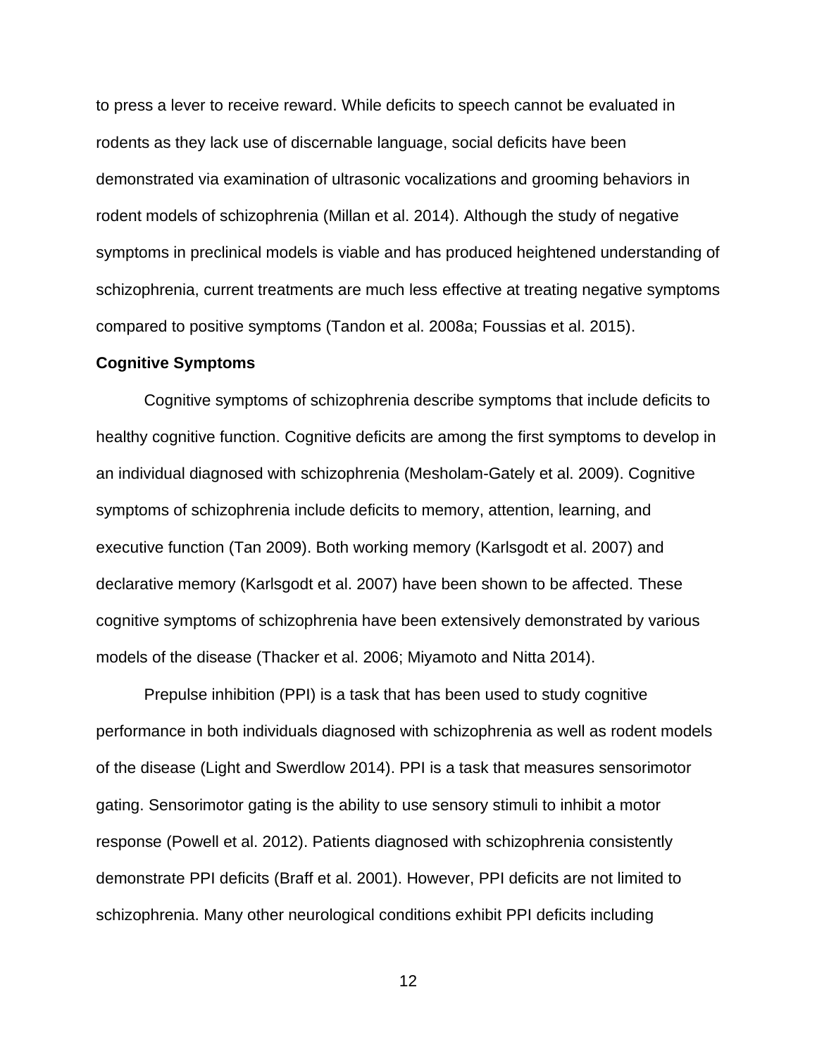to press a lever to receive reward. While deficits to speech cannot be evaluated in rodents as they lack use of discernable language, social deficits have been demonstrated via examination of ultrasonic vocalizations and grooming behaviors in rodent models of schizophrenia (Millan et al. 2014). Although the study of negative symptoms in preclinical models is viable and has produced heightened understanding of schizophrenia, current treatments are much less effective at treating negative symptoms compared to positive symptoms (Tandon et al. 2008a; Foussias et al. 2015).

**Cognitive Symptoms**

Cognitive symptoms of schizophrenia describe symptoms that include deficits to healthy cognitive function. Cognitive deficits are among the first symptoms to develop in an individual diagnosed with schizophrenia (Mesholam-Gately et al. 2009). Cognitive symptoms of schizophrenia include deficits to memory, attention, learning, and executive function (Tan 2009). Both working memory (Karlsgodt et al. 2007) and declarative memory (Karlsgodt et al. 2007) have been shown to be affected. These cognitive symptoms of schizophrenia have been extensively demonstrated by various models of the disease (Thacker et al. 2006; Miyamoto and Nitta 2014).

Prepulse inhibition (PPI) is a task that has been used to study cognitive performance in both individuals diagnosed with schizophrenia as well as rodent models of the disease (Light and Swerdlow 2014). PPI is a task that measures sensorimotor gating. Sensorimotor gating is the ability to use sensory stimuli to inhibit a motor response (Powell et al. 2012). Patients diagnosed with schizophrenia consistently demonstrate PPI deficits (Braff et al. 2001). However, PPI deficits are not limited to schizophrenia. Many other neurological conditions exhibit PPI deficits including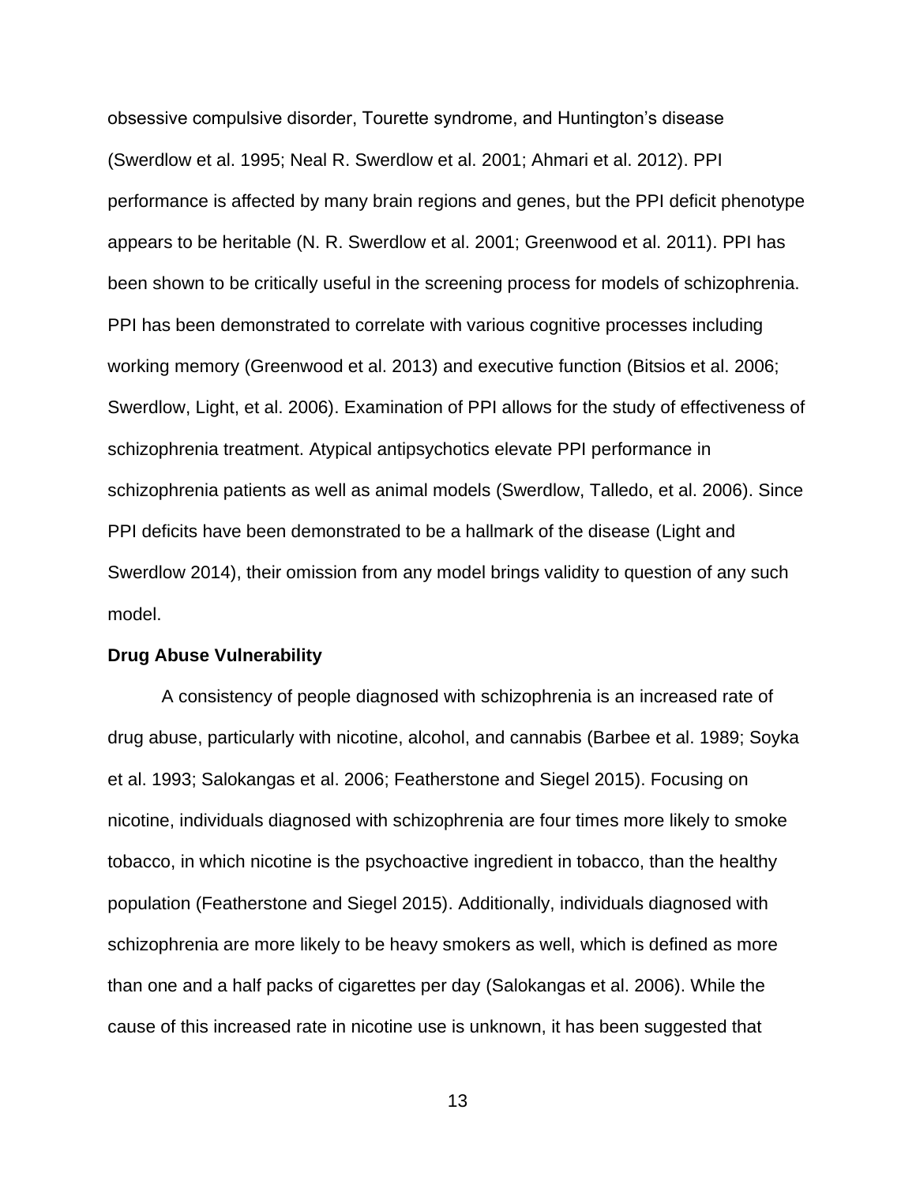obsessive compulsive disorder, Tourette syndrome, and Huntington's disease (Swerdlow et al. 1995; Neal R. Swerdlow et al. 2001; Ahmari et al. 2012). PPI performance is affected by many brain regions and genes, but the PPI deficit phenotype appears to be heritable (N. R. Swerdlow et al. 2001; Greenwood et al. 2011). PPI has been shown to be critically useful in the screening process for models of schizophrenia. PPI has been demonstrated to correlate with various cognitive processes including working memory (Greenwood et al. 2013) and executive function (Bitsios et al. 2006; Swerdlow, Light, et al. 2006). Examination of PPI allows for the study of effectiveness of schizophrenia treatment. Atypical antipsychotics elevate PPI performance in schizophrenia patients as well as animal models (Swerdlow, Talledo, et al. 2006). Since PPI deficits have been demonstrated to be a hallmark of the disease (Light and Swerdlow 2014), their omission from any model brings validity to question of any such model.

**Drug Abuse Vulnerability**

A consistency of people diagnosed with schizophrenia is an increased rate of drug abuse, particularly with nicotine, alcohol, and cannabis (Barbee et al. 1989; Soyka et al. 1993; Salokangas et al. 2006; Featherstone and Siegel 2015). Focusing on nicotine, individuals diagnosed with schizophrenia are four times more likely to smoke tobacco, in which nicotine is the psychoactive ingredient in tobacco, than the healthy population (Featherstone and Siegel 2015). Additionally, individuals diagnosed with schizophrenia are more likely to be heavy smokers as well, which is defined as more than one and a half packs of cigarettes per day (Salokangas et al. 2006). While the cause of this increased rate in nicotine use is unknown, it has been suggested that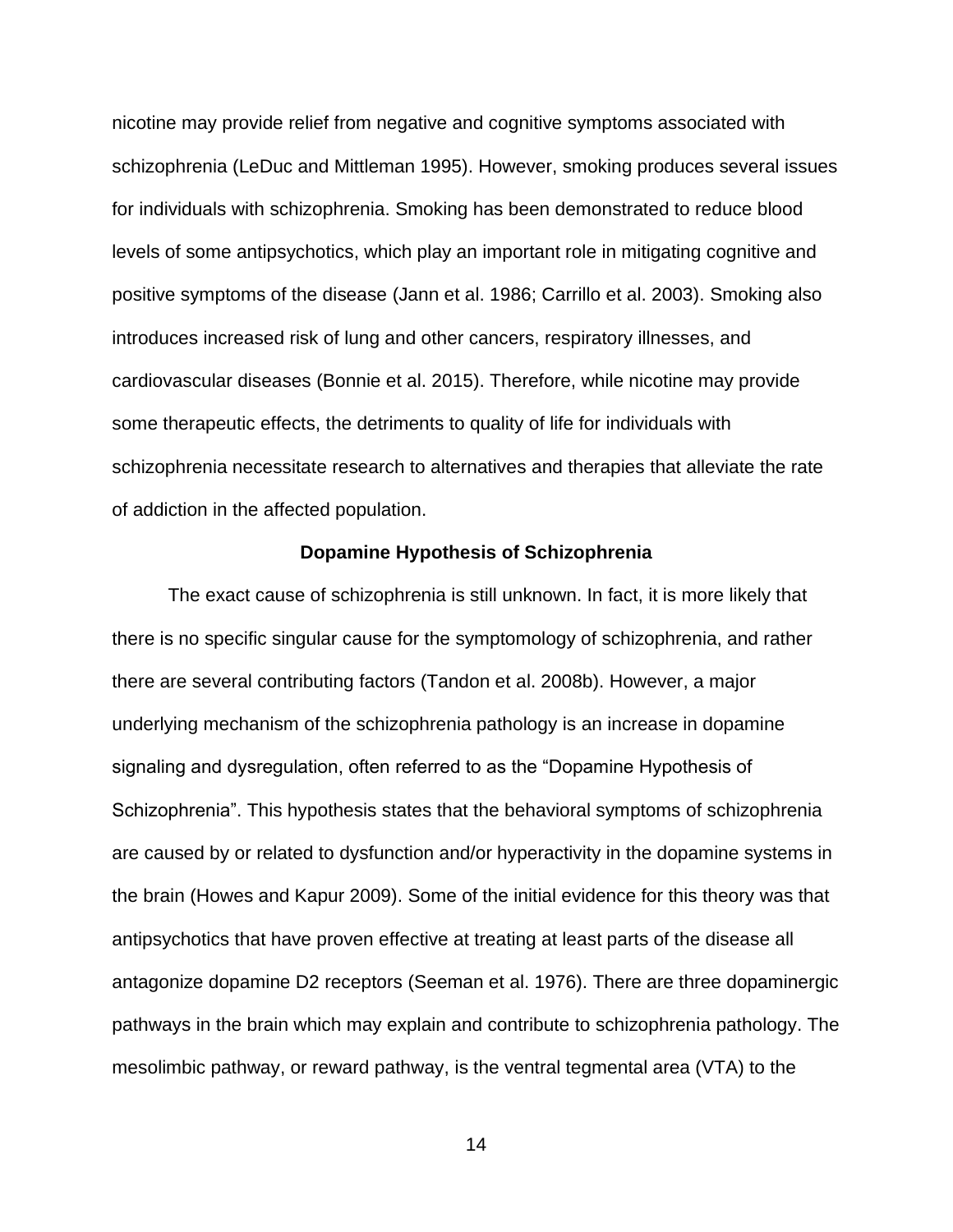nicotine may provide relief from negative and cognitive symptoms associated with schizophrenia (LeDuc and Mittleman 1995). However, smoking produces several issues for individuals with schizophrenia. Smoking has been demonstrated to reduce blood levels of some antipsychotics, which play an important role in mitigating cognitive and positive symptoms of the disease (Jann et al. 1986; Carrillo et al. 2003). Smoking also introduces increased risk of lung and other cancers, respiratory illnesses, and cardiovascular diseases (Bonnie et al. 2015). Therefore, while nicotine may provide some therapeutic effects, the detriments to quality of life for individuals with schizophrenia necessitate research to alternatives and therapies that alleviate the rate of addiction in the affected population.

## Dopamine Hypothesis of Schizophrenia

The exact cause of schizophrenia is still unknown. In fact, it is more likely that there is no specific singular cause for the symptomology of schizophrenia, and rather there are several contributing factors (Tandon et al. 2008b). However, a major underlying mechanism of the schizophrenia pathology is an increase in dopamine signaling and dysregulation, often referred to as the "Dopamine Hypothesis of Schizophrenia". This hypothesis states that the behavioral symptoms of schizophrenia are caused by or related to dysfunction and/or hyperactivity in the dopamine systems in the brain (Howes and Kapur 2009). Some of the initial evidence for this theory was that antipsychotics that have proven effective at treating at least parts of the disease all antagonize dopamine D2 receptors (Seeman et al. 1976). There are three dopaminergic pathways in the brain which may explain and contribute to schizophrenia pathology. The mesolimbic pathway, or reward pathway, is the ventral tegmental area (VTA) to the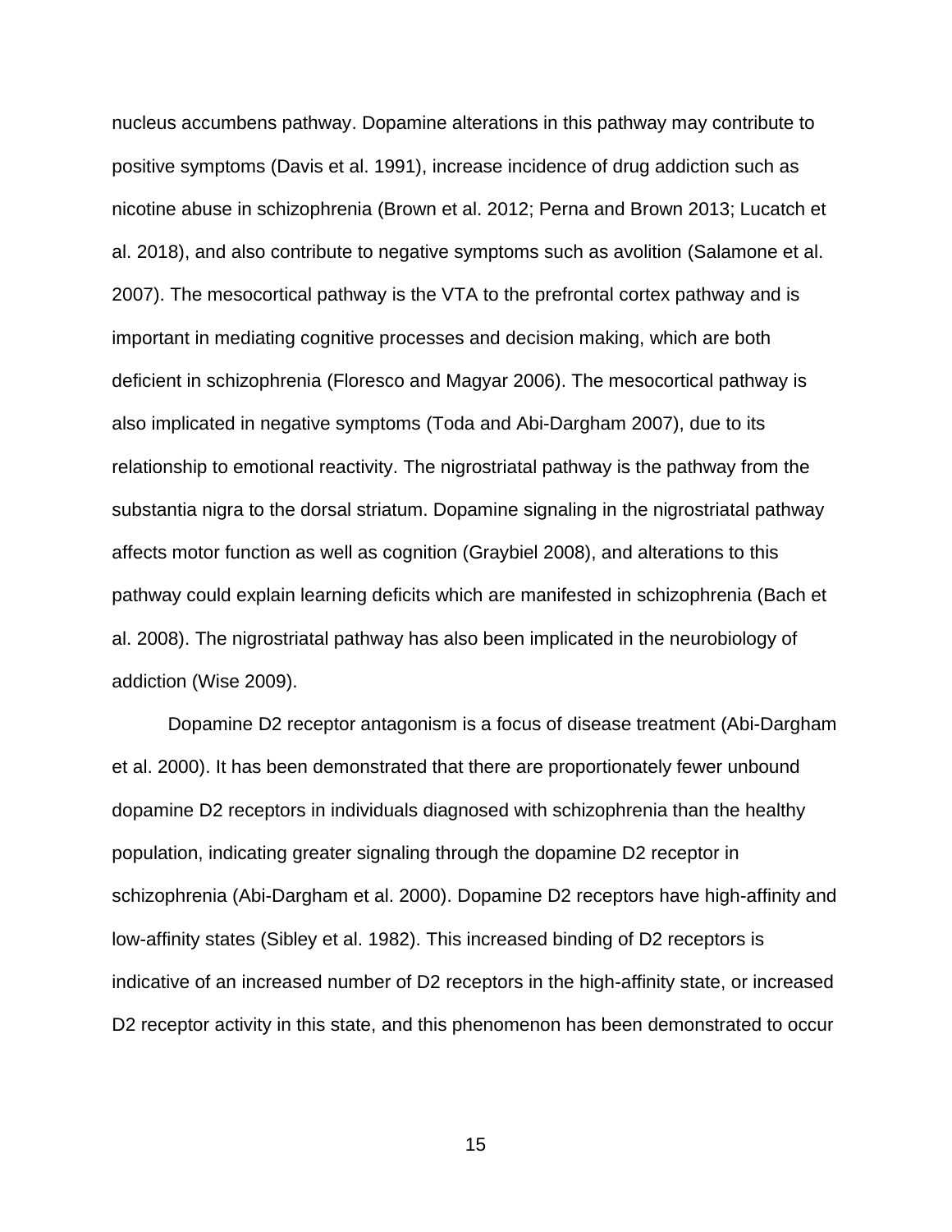nucleus accumbens pathway. Dopamine alterations in this pathway may contribute to positive symptoms (Davis et al. 1991), increase incidence of drug addiction such as nicotine abuse in schizophrenia (Brown et al. 2012; Perna and Brown 2013; Lucatch et al. 2018), and also contribute to negative symptoms such as avolition (Salamone et al. 2007). The mesocortical pathway is the VTA to the prefrontal cortex pathway and is important in mediating cognitive processes and decision making, which are both deficient in schizophrenia (Floresco and Magyar 2006). The mesocortical pathway is also implicated in negative symptoms (Toda and Abi-Dargham 2007), due to its relationship to emotional reactivity. The nigrostriatal pathway is the pathway from the substantia nigra to the dorsal striatum. Dopamine signaling in the nigrostriatal pathway affects motor function as well as cognition (Graybiel 2008), and alterations to this pathway could explain learning deficits which are manifested in schizophrenia (Bach et al. 2008). The nigrostriatal pathway has also been implicated in the neurobiology of addiction (Wise 2009).

Dopamine D2 receptor antagonism is a focus of disease treatment (Abi-Dargham et al. 2000). It has been demonstrated that there are proportionately fewer unbound dopamine D2 receptors in individuals diagnosed with schizophrenia than the healthy population, indicating greater signaling through the dopamine D2 receptor in schizophrenia (Abi-Dargham et al. 2000). Dopamine D2 receptors have high-affinity and low-affinity states (Sibley et al. 1982). This increased binding of D2 receptors is indicative of an increased number of D2 receptors in the high-affinity state, or increased D2 receptor activity in this state, and this phenomenon has been demonstrated to occur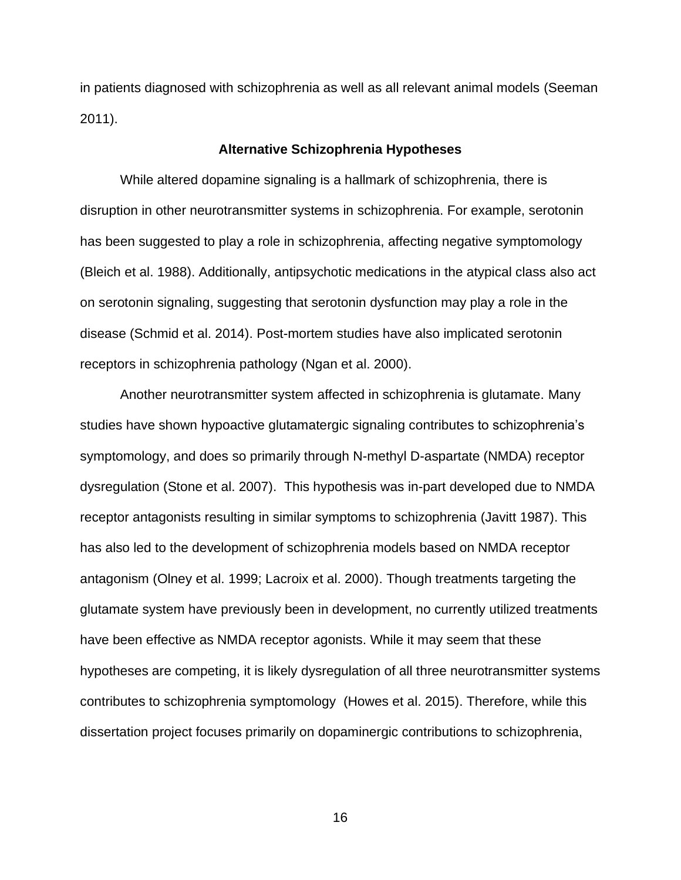in patients diagnosed with schizophrenia as well as all relevant animal models (Seeman 2011).

## Alternative Schizophrenia Hypotheses

While altered dopamine signaling is a hallmark of schizophrenia, there is disruption in other neurotransmitter systems in schizophrenia. For example, serotonin has been suggested to play a role in schizophrenia, affecting negative symptomology (Bleich et al. 1988). Additionally, antipsychotic medications in the atypical class also act on serotonin signaling, suggesting that serotonin dysfunction may play a role in the disease (Schmid et al. 2014). Post-mortem studies have also implicated serotonin receptors in schizophrenia pathology (Ngan et al. 2000).

Another neurotransmitter system affected in schizophrenia is glutamate. Many studies have shown hypoactive glutamatergic signaling contributes to schizophrenia's symptomology, and does so primarily through N-methyl D-aspartate (NMDA) receptor dysregulation (Stone et al. 2007). This hypothesis was in-part developed due to NMDA receptor antagonists resulting in similar symptoms to schizophrenia (Javitt 1987). This has also led to the development of schizophrenia models based on NMDA receptor antagonism (Olney et al. 1999; Lacroix et al. 2000). Though treatments targeting the glutamate system have previously been in development, no currently utilized treatments have been effective as NMDA receptor agonists. While it may seem that these hypotheses are competing, it is likely dysregulation of all three neurotransmitter systems contributes to schizophrenia symptomology (Howes et al. 2015). Therefore, while this dissertation project focuses primarily on dopaminergic contributions to schizophrenia,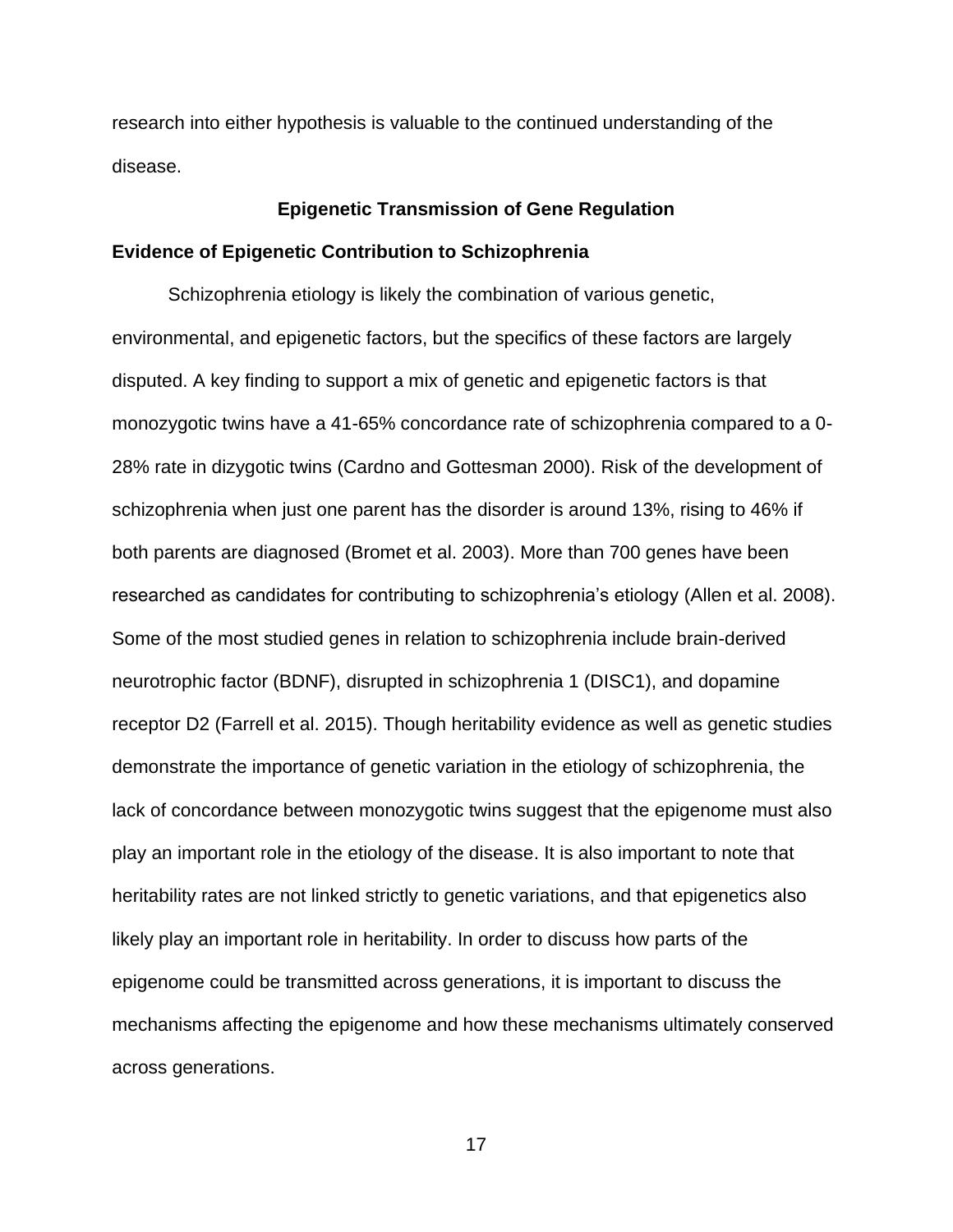research into either hypothesis is valuable to the continued understanding of the disease.

## Epigenetic Transmission of Gene Regulation

### Evidence of Epigenetic Contribution to Schizophrenia

Schizophrenia etiology is likely the combination of various genetic, environmental, and epigenetic factors, but the specifics of these factors are largely disputed. A key finding to support a mix of genetic and epigenetic factors is that monozygotic twins have a 41-65% concordance rate of schizophrenia compared to a 0-28% rate in dizygotic twins (Cardno and Gottesman 2000). Risk of the development of schizophrenia when just one parent has the disorder is around 13%, rising to 46% if both parents are diagnosed (Bromet et al. 2003). More than 700 genes have been researched as candidates for contributing to schizophrenia's etiology (Allen et al. 2008). Some of the most studied genes in relation to schizophrenia include brain-derived neurotrophic factor (BDNF), disrupted in schizophrenia 1 (DISC1), and dopamine receptor D2 (Farrell et al. 2015). Though heritability evidence as well as genetic studies demonstrate the importance of genetic variation in the etiology of schizophrenia, the lack of concordance between monozygotic twins suggest that the epigenome must also play an important role in the etiology of the disease. It is also important to note that heritability rates are not linked strictly to genetic variations, and that epigenetics also likely play an important role in heritability. In order to discuss how parts of the epigenome could be transmitted across generations, it is important to discuss the mechanisms affecting the epigenome and how these mechanisms ultimately conserved across generations.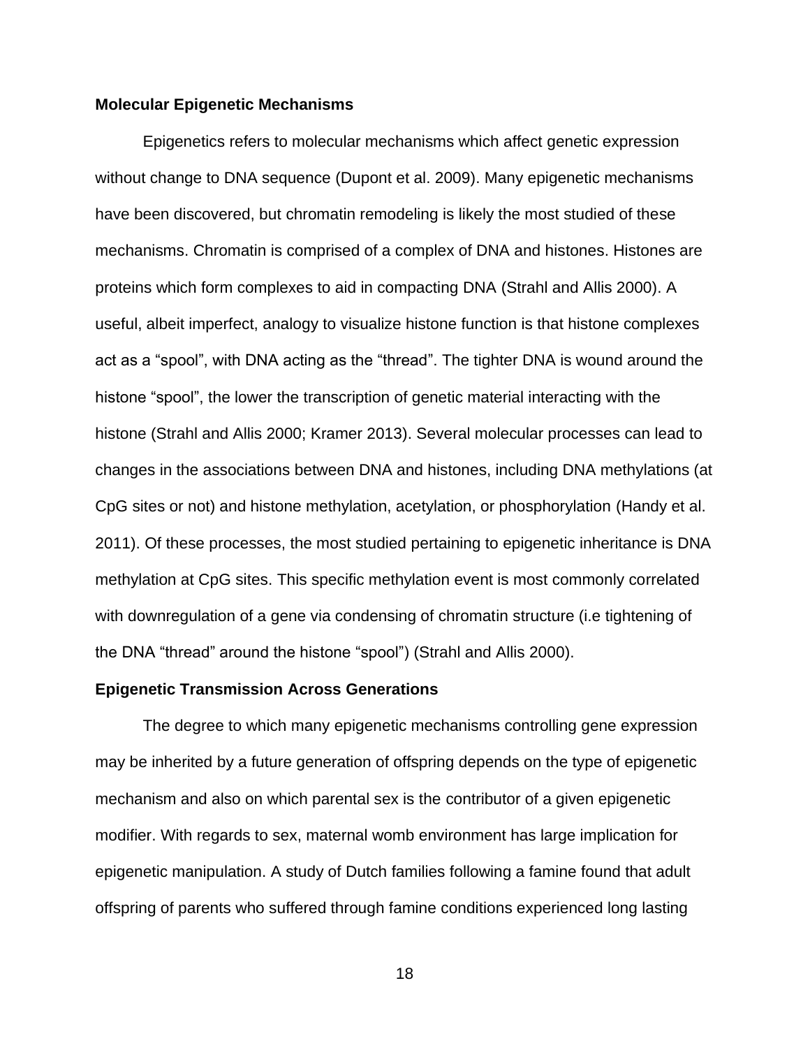**Molecular Epigenetic Mechanisms**

Epigenetics refers to molecular mechanisms which affect genetic expression without change to DNA sequence (Dupont et al. 2009). Many epigenetic mechanisms have been discovered, but chromatin remodeling is likely the most studied of these mechanisms. Chromatin is comprised of a complex of DNA and histones. Histones are proteins which form complexes to aid in compacting DNA (Strahl and Allis 2000). A useful, albeit imperfect, analogy to visualize histone function is that histone complexes act as a "spool", with DNA acting as the "thread". The tighter DNA is wound around the histone "spool", the lower the transcription of genetic material interacting with the histone (Strahl and Allis 2000; Kramer 2013). Several molecular processes can lead to changes in the associations between DNA and histones, including DNA methylations (at CpG sites or not) and histone methylation, acetylation, or phosphorylation (Handy et al. 2011). Of these processes, the most studied pertaining to epigenetic inheritance is DNA methylation at CpG sites. This specific methylation event is most commonly correlated with downregulation of a gene via condensing of chromatin structure (i.e tightening of the DNA "thread" around the histone "spool") (Strahl and Allis 2000).

**Epigenetic Transmission Across Generations**

The degree to which many epigenetic mechanisms controlling gene expression may be inherited by a future generation of offspring depends on the type of epigenetic mechanism and also on which parental sex is the contributor of a given epigenetic modifier. With regards to sex, maternal womb environment has large implication for epigenetic manipulation. A study of Dutch families following a famine found that adult offspring of parents who suffered through famine conditions experienced long lasting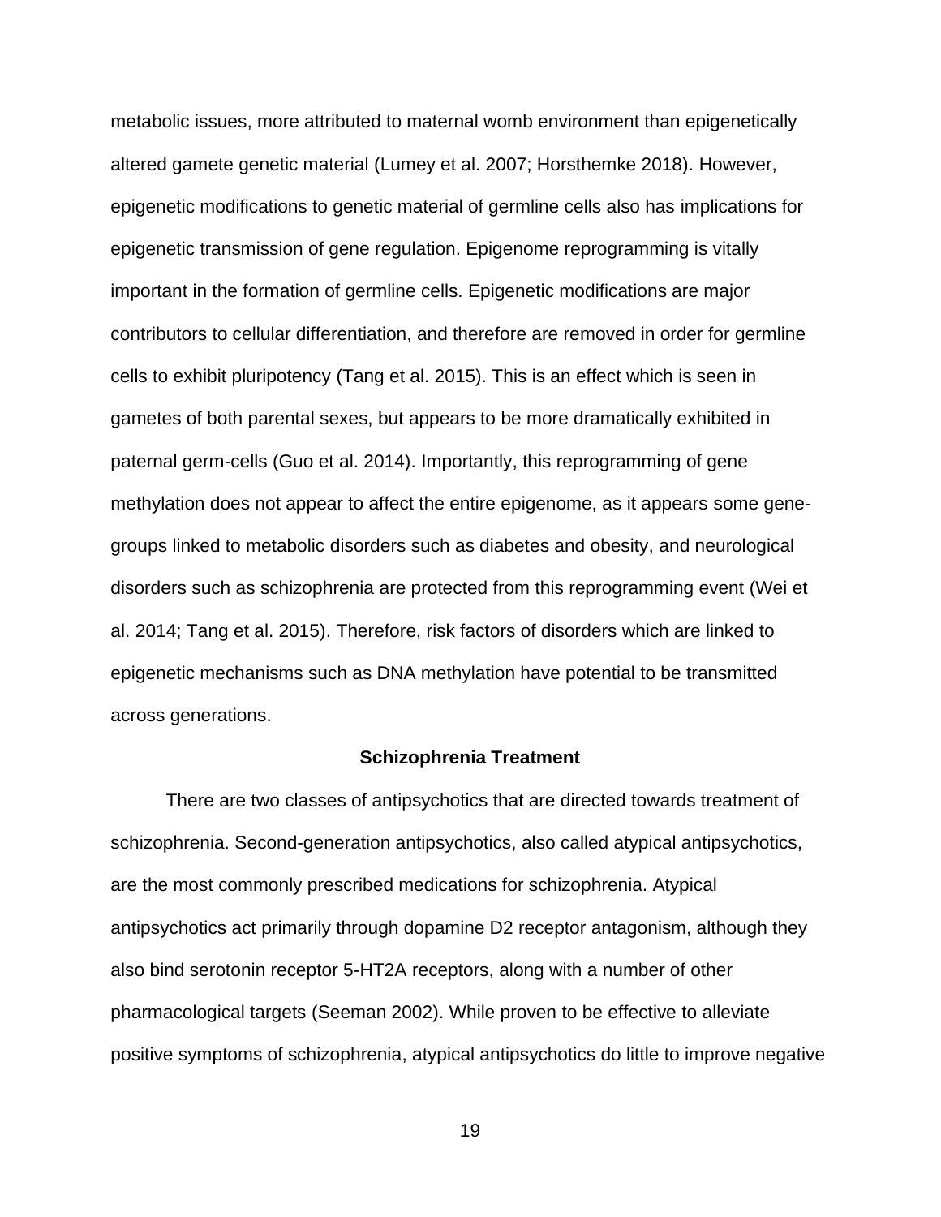metabolic issues, more attributed to maternal womb environment than epigenetically altered gamete genetic material (Lumey et al. 2007; Horsthemke 2018). However, epigenetic modifications to genetic material of germline cells also has implications for epigenetic transmission of gene regulation. Epigenome reprogramming is vitally important in the formation of germline cells. Epigenetic modifications are major contributors to cellular differentiation, and therefore are removed in order for germline cells to exhibit pluripotency (Tang et al. 2015). This is an effect which is seen in gametes of both parental sexes, but appears to be more dramatically exhibited in paternal germ-cells (Guo et al. 2014). Importantly, this reprogramming of gene methylation does not appear to affect the entire epigenome, as it appears some gene-groups linked to metabolic disorders such as diabetes and obesity, and neurological disorders such as schizophrenia are protected from this reprogramming event (Wei et al. 2014; Tang et al. 2015). Therefore, risk factors of disorders which are linked to epigenetic mechanisms such as DNA methylation have potential to be transmitted across generations.

## Schizophrenia Treatment

There are two classes of antipsychotics that are directed towards treatment of schizophrenia. Second-generation antipsychotics, also called atypical antipsychotics, are the most commonly prescribed medications for schizophrenia. Atypical antipsychotics act primarily through dopamine D2 receptor antagonism, although they also bind serotonin receptor 5-HT2A receptors, along with a number of other pharmacological targets (Seeman 2002). While proven to be effective to alleviate positive symptoms of schizophrenia, atypical antipsychotics do little to improve negative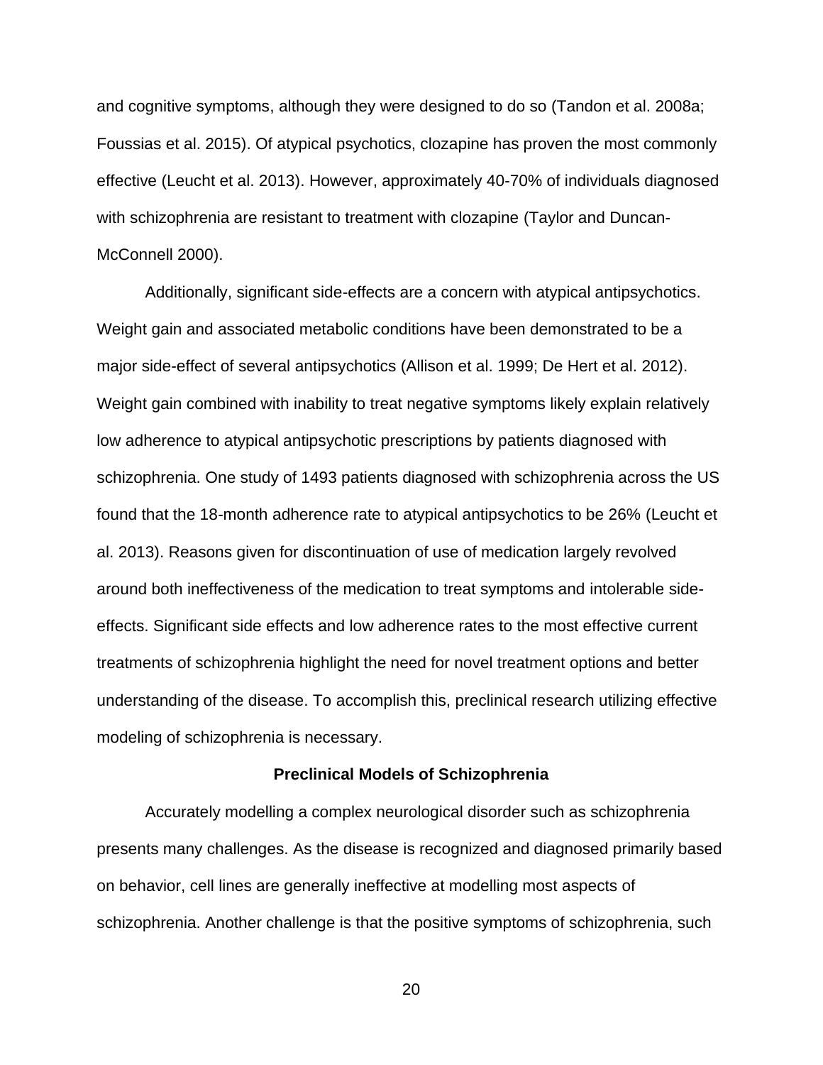and cognitive symptoms, although they were designed to do so (Tandon et al. 2008a; Foussias et al. 2015). Of atypical psychotics, clozapine has proven the most commonly effective (Leucht et al. 2013). However, approximately 40-70% of individuals diagnosed with schizophrenia are resistant to treatment with clozapine (Taylor and Duncan-McConnell 2000).

Additionally, significant side-effects are a concern with atypical antipsychotics. Weight gain and associated metabolic conditions have been demonstrated to be a major side-effect of several antipsychotics (Allison et al. 1999; De Hert et al. 2012). Weight gain combined with inability to treat negative symptoms likely explain relatively low adherence to atypical antipsychotic prescriptions by patients diagnosed with schizophrenia. One study of 1493 patients diagnosed with schizophrenia across the US found that the 18-month adherence rate to atypical antipsychotics to be 26% (Leucht et al. 2013). Reasons given for discontinuation of use of medication largely revolved around both ineffectiveness of the medication to treat symptoms and intolerable side-effects. Significant side effects and low adherence rates to the most effective current treatments of schizophrenia highlight the need for novel treatment options and better understanding of the disease. To accomplish this, preclinical research utilizing effective modeling of schizophrenia is necessary.

## Preclinical Models of Schizophrenia

Accurately modelling a complex neurological disorder such as schizophrenia presents many challenges. As the disease is recognized and diagnosed primarily based on behavior, cell lines are generally ineffective at modelling most aspects of schizophrenia. Another challenge is that the positive symptoms of schizophrenia, such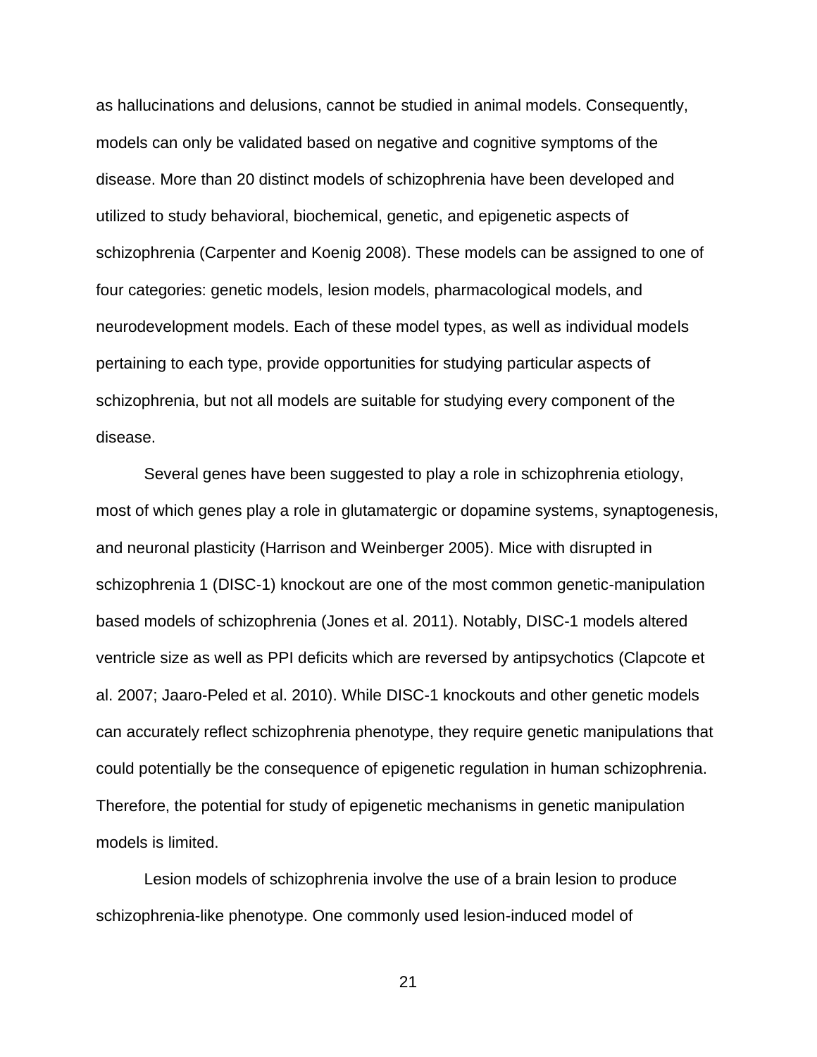as hallucinations and delusions, cannot be studied in animal models. Consequently, models can only be validated based on negative and cognitive symptoms of the disease. More than 20 distinct models of schizophrenia have been developed and utilized to study behavioral, biochemical, genetic, and epigenetic aspects of schizophrenia (Carpenter and Koenig 2008). These models can be assigned to one of four categories: genetic models, lesion models, pharmacological models, and neurodevelopment models. Each of these model types, as well as individual models pertaining to each type, provide opportunities for studying particular aspects of schizophrenia, but not all models are suitable for studying every component of the disease.

Several genes have been suggested to play a role in schizophrenia etiology, most of which genes play a role in glutamatergic or dopamine systems, synaptogenesis, and neuronal plasticity (Harrison and Weinberger 2005). Mice with disrupted in schizophrenia 1 (DISC-1) knockout are one of the most common genetic-manipulation based models of schizophrenia (Jones et al. 2011). Notably, DISC-1 models altered ventricle size as well as PPI deficits which are reversed by antipsychotics (Clapcote et al. 2007; Jaaro-Peled et al. 2010). While DISC-1 knockouts and other genetic models can accurately reflect schizophrenia phenotype, they require genetic manipulations that could potentially be the consequence of epigenetic regulation in human schizophrenia. Therefore, the potential for study of epigenetic mechanisms in genetic manipulation models is limited.

Lesion models of schizophrenia involve the use of a brain lesion to produce schizophrenia-like phenotype. One commonly used lesion-induced model of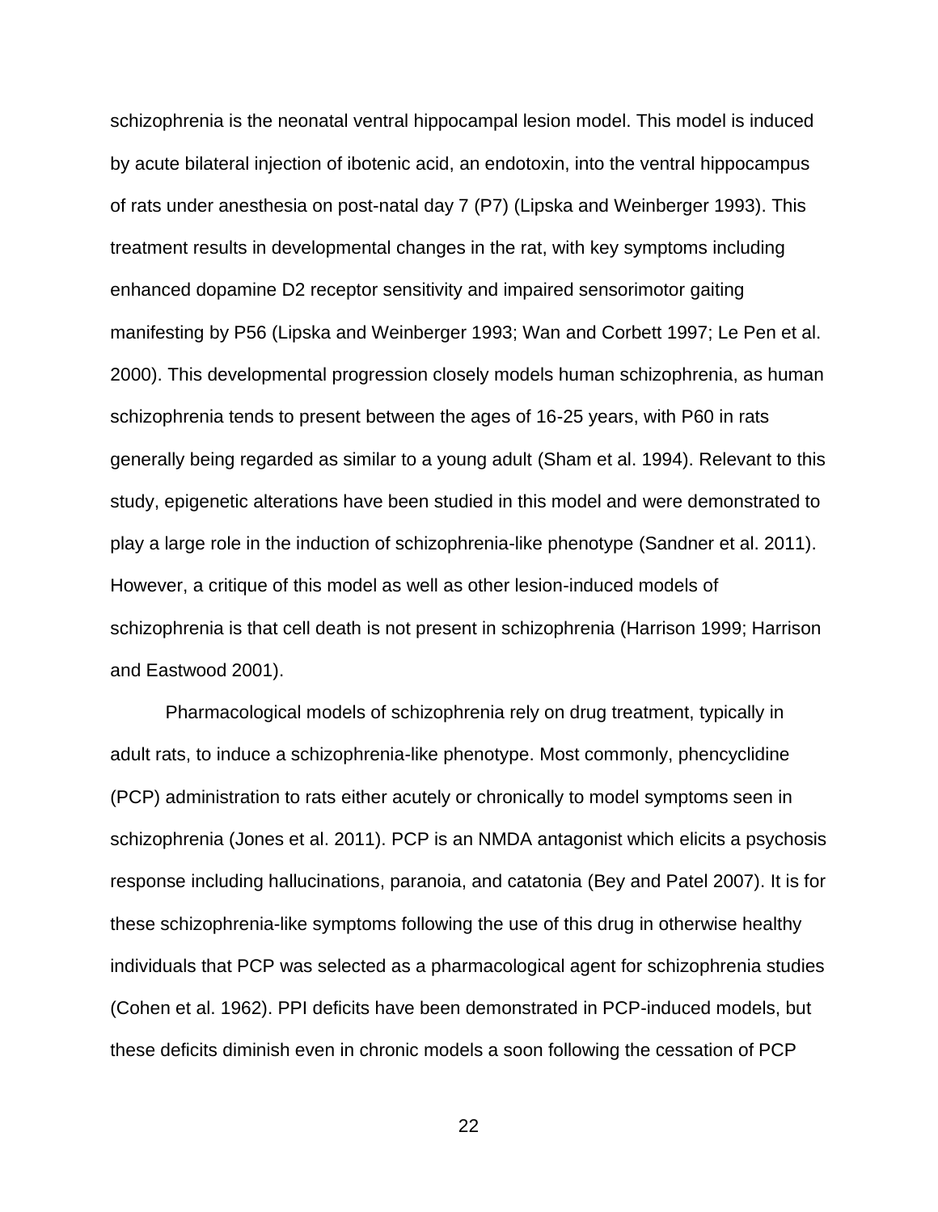schizophrenia is the neonatal ventral hippocampal lesion model. This model is induced by acute bilateral injection of ibotenic acid, an endotoxin, into the ventral hippocampus of rats under anesthesia on post-natal day 7 (P7) (Lipska and Weinberger 1993). This treatment results in developmental changes in the rat, with key symptoms including enhanced dopamine D2 receptor sensitivity and impaired sensorimotor gaiting manifesting by P56 (Lipska and Weinberger 1993; Wan and Corbett 1997; Le Pen et al. 2000). This developmental progression closely models human schizophrenia, as human schizophrenia tends to present between the ages of 16-25 years, with P60 in rats generally being regarded as similar to a young adult (Sham et al. 1994). Relevant to this study, epigenetic alterations have been studied in this model and were demonstrated to play a large role in the induction of schizophrenia-like phenotype (Sandner et al. 2011). However, a critique of this model as well as other lesion-induced models of schizophrenia is that cell death is not present in schizophrenia (Harrison 1999; Harrison and Eastwood 2001).

Pharmacological models of schizophrenia rely on drug treatment, typically in adult rats, to induce a schizophrenia-like phenotype. Most commonly, phencyclidine (PCP) administration to rats either acutely or chronically to model symptoms seen in schizophrenia (Jones et al. 2011). PCP is an NMDA antagonist which elicits a psychosis response including hallucinations, paranoia, and catatonia (Bey and Patel 2007). It is for these schizophrenia-like symptoms following the use of this drug in otherwise healthy individuals that PCP was selected as a pharmacological agent for schizophrenia studies (Cohen et al. 1962). PPI deficits have been demonstrated in PCP-induced models, but these deficits diminish even in chronic models a soon following the cessation of PCP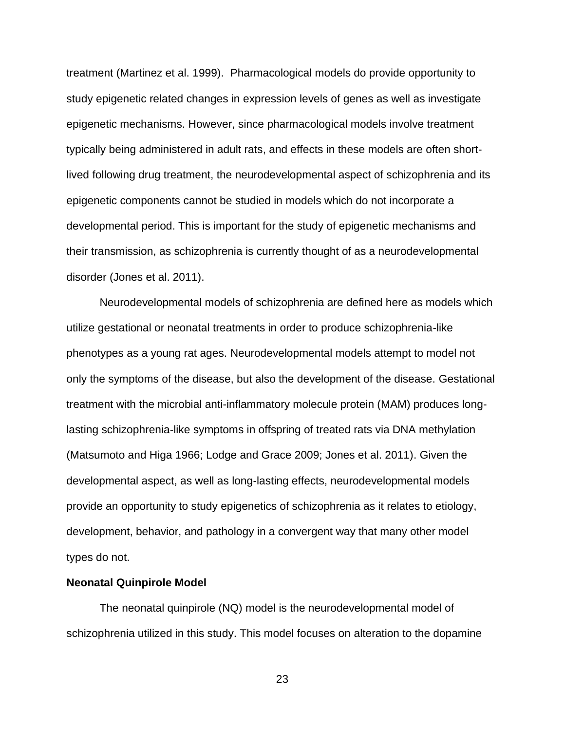treatment (Martinez et al. 1999). Pharmacological models do provide opportunity to study epigenetic related changes in expression levels of genes as well as investigate epigenetic mechanisms. However, since pharmacological models involve treatment typically being administered in adult rats, and effects in these models are often short-lived following drug treatment, the neurodevelopmental aspect of schizophrenia and its epigenetic components cannot be studied in models which do not incorporate a developmental period. This is important for the study of epigenetic mechanisms and their transmission, as schizophrenia is currently thought of as a neurodevelopmental disorder (Jones et al. 2011).

Neurodevelopmental models of schizophrenia are defined here as models which utilize gestational or neonatal treatments in order to produce schizophrenia-like phenotypes as a young rat ages. Neurodevelopmental models attempt to model not only the symptoms of the disease, but also the development of the disease. Gestational treatment with the microbial anti-inflammatory molecule protein (MAM) produces long-lasting schizophrenia-like symptoms in offspring of treated rats via DNA methylation (Matsumoto and Higa 1966; Lodge and Grace 2009; Jones et al. 2011). Given the developmental aspect, as well as long-lasting effects, neurodevelopmental models provide an opportunity to study epigenetics of schizophrenia as it relates to etiology, development, behavior, and pathology in a convergent way that many other model types do not.

**Neonatal Quinpirole Model**

The neonatal quinpirole (NQ) model is the neurodevelopmental model of schizophrenia utilized in this study. This model focuses on alteration to the dopamine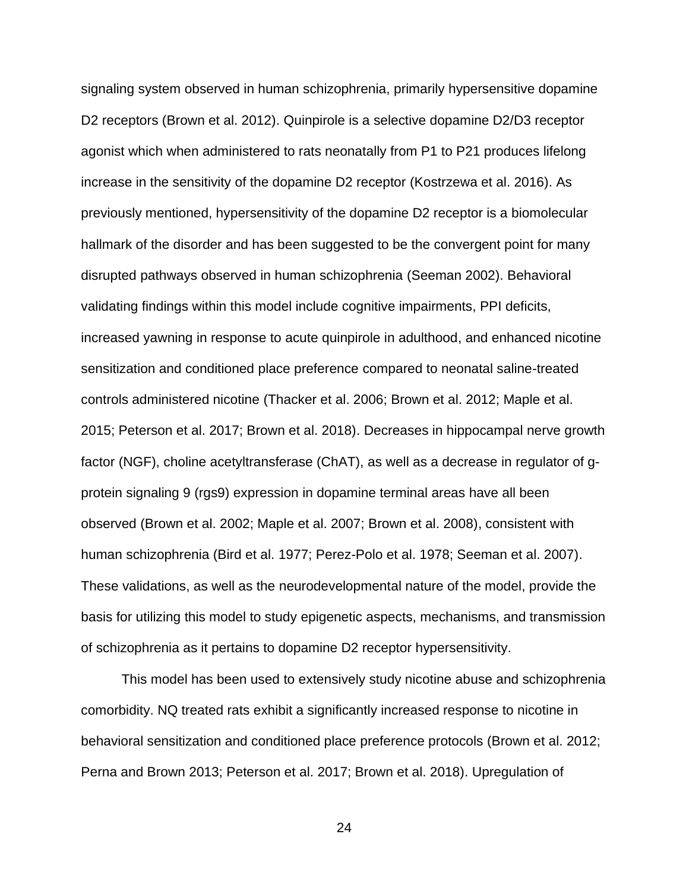signaling system observed in human schizophrenia, primarily hypersensitive dopamine D2 receptors (Brown et al. 2012). Quinpirole is a selective dopamine D2/D3 receptor agonist which when administered to rats neonatally from P1 to P21 produces lifelong increase in the sensitivity of the dopamine D2 receptor (Kostrzewa et al. 2016). As previously mentioned, hypersensitivity of the dopamine D2 receptor is a biomolecular hallmark of the disorder and has been suggested to be the convergent point for many disrupted pathways observed in human schizophrenia (Seeman 2002). Behavioral validating findings within this model include cognitive impairments, PPI deficits, increased yawning in response to acute quinpirole in adulthood, and enhanced nicotine sensitization and conditioned place preference compared to neonatal saline-treated controls administered nicotine (Thacker et al. 2006; Brown et al. 2012; Maple et al. 2015; Peterson et al. 2017; Brown et al. 2018). Decreases in hippocampal nerve growth factor (NGF), choline acetyltransferase (ChAT), as well as a decrease in regulator of g-protein signaling 9 (rgs9) expression in dopamine terminal areas have all been observed (Brown et al. 2002; Maple et al. 2007; Brown et al. 2008), consistent with human schizophrenia (Bird et al. 1977; Perez-Polo et al. 1978; Seeman et al. 2007). These validations, as well as the neurodevelopmental nature of the model, provide the basis for utilizing this model to study epigenetic aspects, mechanisms, and transmission of schizophrenia as it pertains to dopamine D2 receptor hypersensitivity.

This model has been used to extensively study nicotine abuse and schizophrenia comorbidity. NQ treated rats exhibit a significantly increased response to nicotine in behavioral sensitization and conditioned place preference protocols (Brown et al. 2012; Perna and Brown 2013; Peterson et al. 2017; Brown et al. 2018). Upregulation of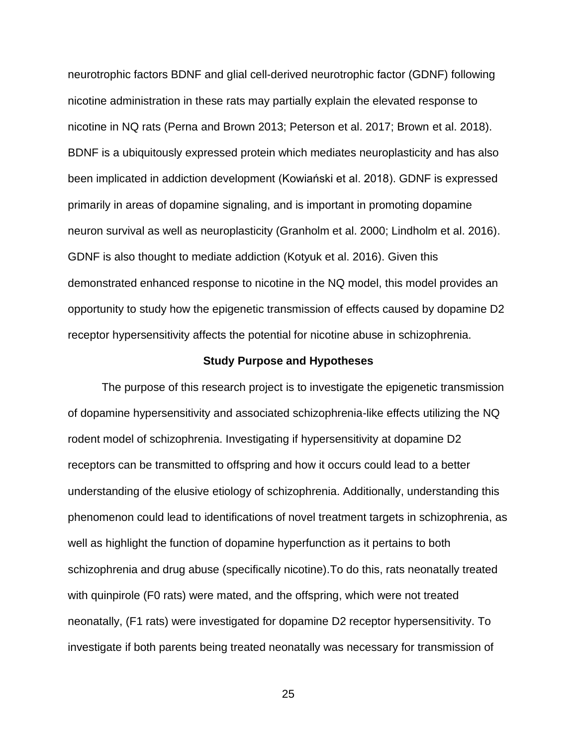neurotrophic factors BDNF and glial cell-derived neurotrophic factor (GDNF) following nicotine administration in these rats may partially explain the elevated response to nicotine in NQ rats (Perna and Brown 2013; Peterson et al. 2017; Brown et al. 2018). BDNF is a ubiquitously expressed protein which mediates neuroplasticity and has also been implicated in addiction development (Kowiański et al. 2018). GDNF is expressed primarily in areas of dopamine signaling, and is important in promoting dopamine neuron survival as well as neuroplasticity (Granholm et al. 2000; Lindholm et al. 2016). GDNF is also thought to mediate addiction (Kotyuk et al. 2016). Given this demonstrated enhanced response to nicotine in the NQ model, this model provides an opportunity to study how the epigenetic transmission of effects caused by dopamine D2 receptor hypersensitivity affects the potential for nicotine abuse in schizophrenia.

### Study Purpose and Hypotheses

The purpose of this research project is to investigate the epigenetic transmission of dopamine hypersensitivity and associated schizophrenia-like effects utilizing the NQ rodent model of schizophrenia. Investigating if hypersensitivity at dopamine D2 receptors can be transmitted to offspring and how it occurs could lead to a better understanding of the elusive etiology of schizophrenia. Additionally, understanding this phenomenon could lead to identifications of novel treatment targets in schizophrenia, as well as highlight the function of dopamine hyperfunction as it pertains to both schizophrenia and drug abuse (specifically nicotine).To do this, rats neonatally treated with quinpirole (F0 rats) were mated, and the offspring, which were not treated neonatally, (F1 rats) were investigated for dopamine D2 receptor hypersensitivity. To investigate if both parents being treated neonatally was necessary for transmission of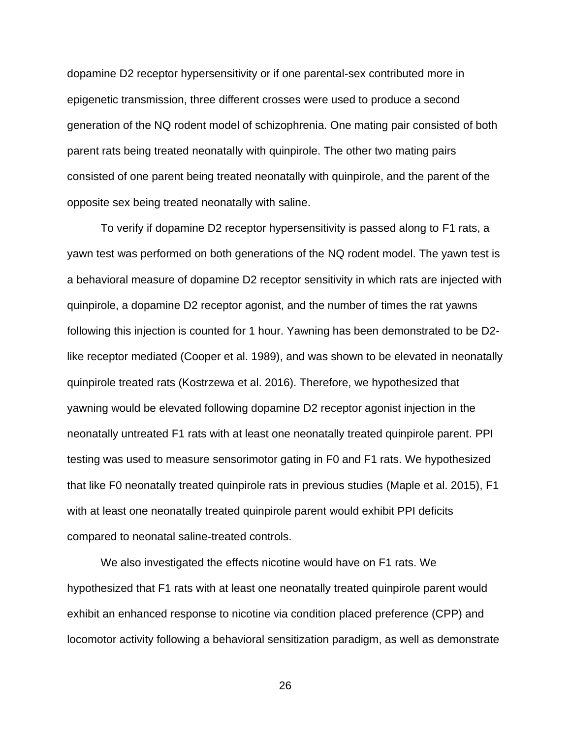dopamine D2 receptor hypersensitivity or if one parental-sex contributed more in epigenetic transmission, three different crosses were used to produce a second generation of the NQ rodent model of schizophrenia. One mating pair consisted of both parent rats being treated neonatally with quinpirole. The other two mating pairs consisted of one parent being treated neonatally with quinpirole, and the parent of the opposite sex being treated neonatally with saline.

To verify if dopamine D2 receptor hypersensitivity is passed along to F1 rats, a yawn test was performed on both generations of the NQ rodent model. The yawn test is a behavioral measure of dopamine D2 receptor sensitivity in which rats are injected with quinpirole, a dopamine D2 receptor agonist, and the number of times the rat yawns following this injection is counted for 1 hour. Yawning has been demonstrated to be D2-like receptor mediated (Cooper et al. 1989), and was shown to be elevated in neonatally quinpirole treated rats (Kostrzewa et al. 2016). Therefore, we hypothesized that yawning would be elevated following dopamine D2 receptor agonist injection in the neonatally untreated F1 rats with at least one neonatally treated quinpirole parent. PPI testing was used to measure sensorimotor gating in F0 and F1 rats. We hypothesized that like F0 neonatally treated quinpirole rats in previous studies (Maple et al. 2015), F1 with at least one neonatally treated quinpirole parent would exhibit PPI deficits compared to neonatal saline-treated controls.

We also investigated the effects nicotine would have on F1 rats. We hypothesized that F1 rats with at least one neonatally treated quinpirole parent would exhibit an enhanced response to nicotine via condition placed preference (CPP) and locomotor activity following a behavioral sensitization paradigm, as well as demonstrate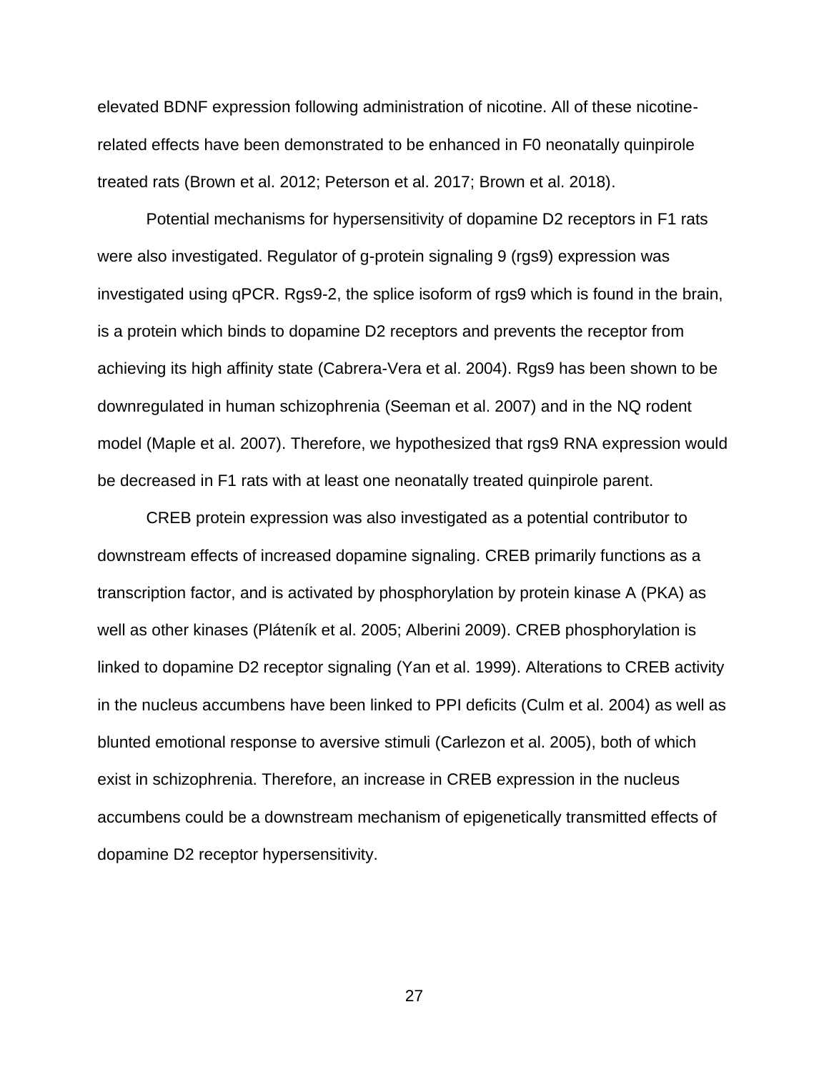elevated BDNF expression following administration of nicotine. All of these nicotine-related effects have been demonstrated to be enhanced in F0 neonatally quinpirole treated rats (Brown et al. 2012; Peterson et al. 2017; Brown et al. 2018).

Potential mechanisms for hypersensitivity of dopamine D2 receptors in F1 rats were also investigated. Regulator of g-protein signaling 9 (rgs9) expression was investigated using qPCR. Rgs9-2, the splice isoform of rgs9 which is found in the brain, is a protein which binds to dopamine D2 receptors and prevents the receptor from achieving its high affinity state (Cabrera-Vera et al. 2004). Rgs9 has been shown to be downregulated in human schizophrenia (Seeman et al. 2007) and in the NQ rodent model (Maple et al. 2007). Therefore, we hypothesized that rgs9 RNA expression would be decreased in F1 rats with at least one neonatally treated quinpirole parent.

CREB protein expression was also investigated as a potential contributor to downstream effects of increased dopamine signaling. CREB primarily functions as a transcription factor, and is activated by phosphorylation by protein kinase A (PKA) as well as other kinases (Pláteník et al. 2005; Alberini 2009). CREB phosphorylation is linked to dopamine D2 receptor signaling (Yan et al. 1999). Alterations to CREB activity in the nucleus accumbens have been linked to PPI deficits (Culm et al. 2004) as well as blunted emotional response to aversive stimuli (Carlezon et al. 2005), both of which exist in schizophrenia. Therefore, an increase in CREB expression in the nucleus accumbens could be a downstream mechanism of epigenetically transmitted effects of dopamine D2 receptor hypersensitivity.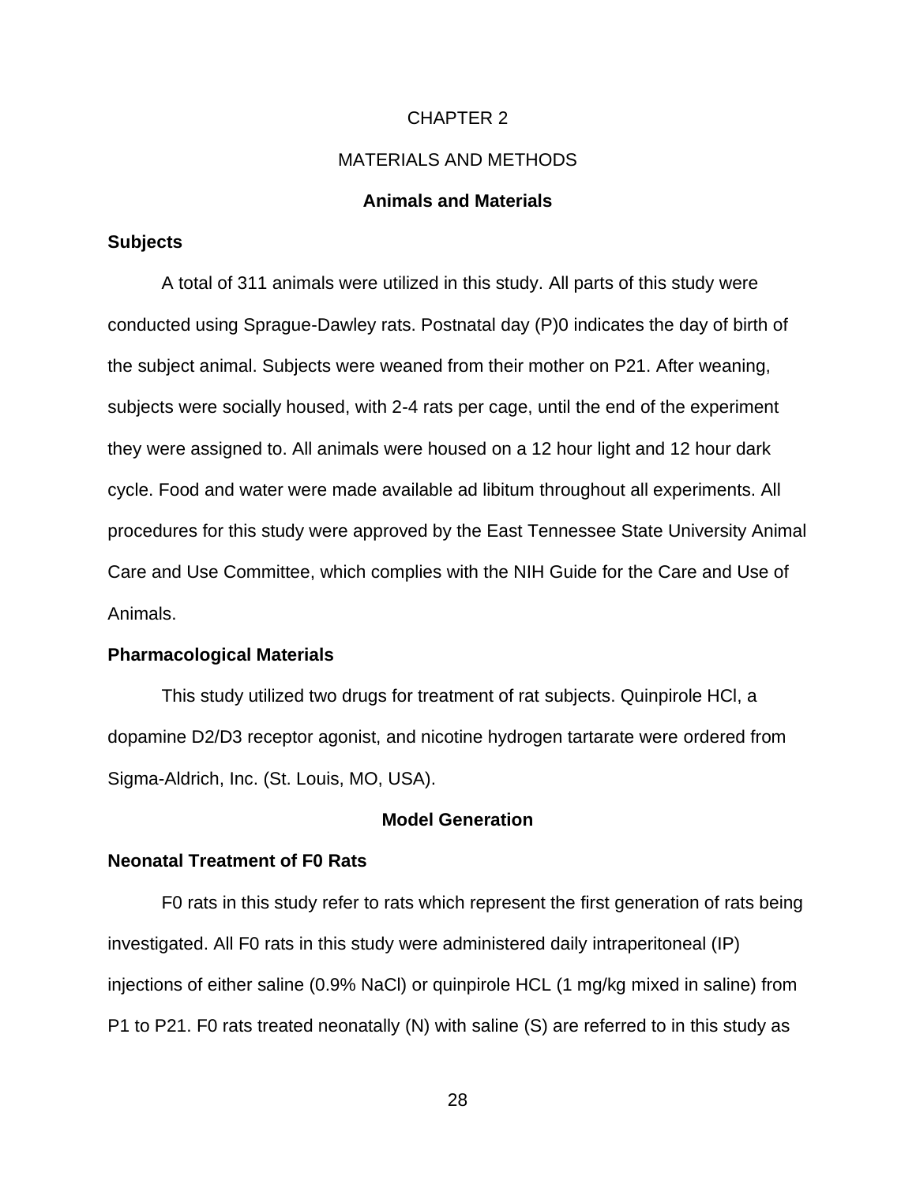# CHAPTER 2

# MATERIALS AND METHODS

## Animals and Materials

### Subjects

A total of 311 animals were utilized in this study. All parts of this study were conducted using Sprague-Dawley rats. Postnatal day (P)0 indicates the day of birth of the subject animal. Subjects were weaned from their mother on P21. After weaning, subjects were socially housed, with 2-4 rats per cage, until the end of the experiment they were assigned to. All animals were housed on a 12 hour light and 12 hour dark cycle. Food and water were made available ad libitum throughout all experiments. All procedures for this study were approved by the East Tennessee State University Animal Care and Use Committee, which complies with the NIH Guide for the Care and Use of Animals.

### Pharmacological Materials

This study utilized two drugs for treatment of rat subjects. Quinpirole HCl, a dopamine D2/D3 receptor agonist, and nicotine hydrogen tartarate were ordered from Sigma-Aldrich, Inc. (St. Louis, MO, USA).

## Model Generation

### Neonatal Treatment of F0 Rats

F0 rats in this study refer to rats which represent the first generation of rats being investigated. All F0 rats in this study were administered daily intraperitoneal (IP) injections of either saline (0.9% NaCl) or quinpirole HCL (1 mg/kg mixed in saline) from P1 to P21. F0 rats treated neonatally (N) with saline (S) are referred to in this study as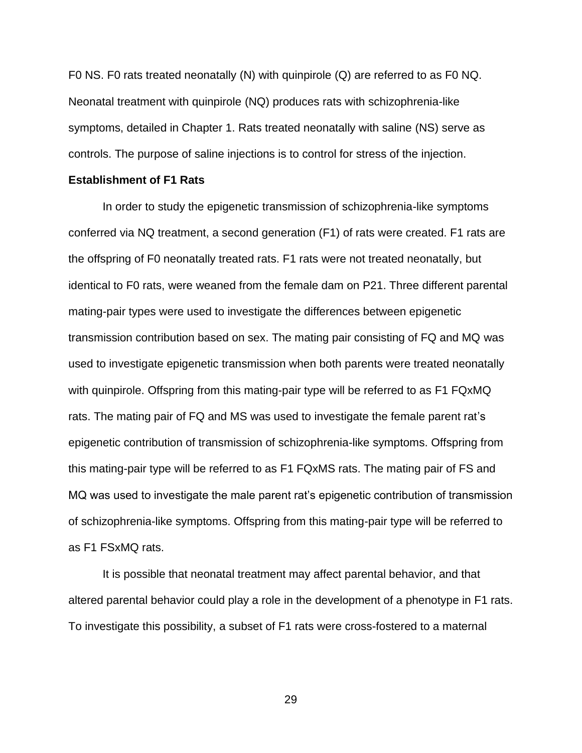F0 NS. F0 rats treated neonatally (N) with quinpirole (Q) are referred to as F0 NQ. Neonatal treatment with quinpirole (NQ) produces rats with schizophrenia-like symptoms, detailed in Chapter 1. Rats treated neonatally with saline (NS) serve as controls. The purpose of saline injections is to control for stress of the injection.

**Establishment of F1 Rats**

In order to study the epigenetic transmission of schizophrenia-like symptoms conferred via NQ treatment, a second generation (F1) of rats were created. F1 rats are the offspring of F0 neonatally treated rats. F1 rats were not treated neonatally, but identical to F0 rats, were weaned from the female dam on P21. Three different parental mating-pair types were used to investigate the differences between epigenetic transmission contribution based on sex. The mating pair consisting of FQ and MQ was used to investigate epigenetic transmission when both parents were treated neonatally with quinpirole. Offspring from this mating-pair type will be referred to as F1 FQxMQ rats. The mating pair of FQ and MS was used to investigate the female parent rat's epigenetic contribution of transmission of schizophrenia-like symptoms. Offspring from this mating-pair type will be referred to as F1 FQxMS rats. The mating pair of FS and MQ was used to investigate the male parent rat's epigenetic contribution of transmission of schizophrenia-like symptoms. Offspring from this mating-pair type will be referred to as F1 FSxMQ rats.

It is possible that neonatal treatment may affect parental behavior, and that altered parental behavior could play a role in the development of a phenotype in F1 rats. To investigate this possibility, a subset of F1 rats were cross-fostered to a maternal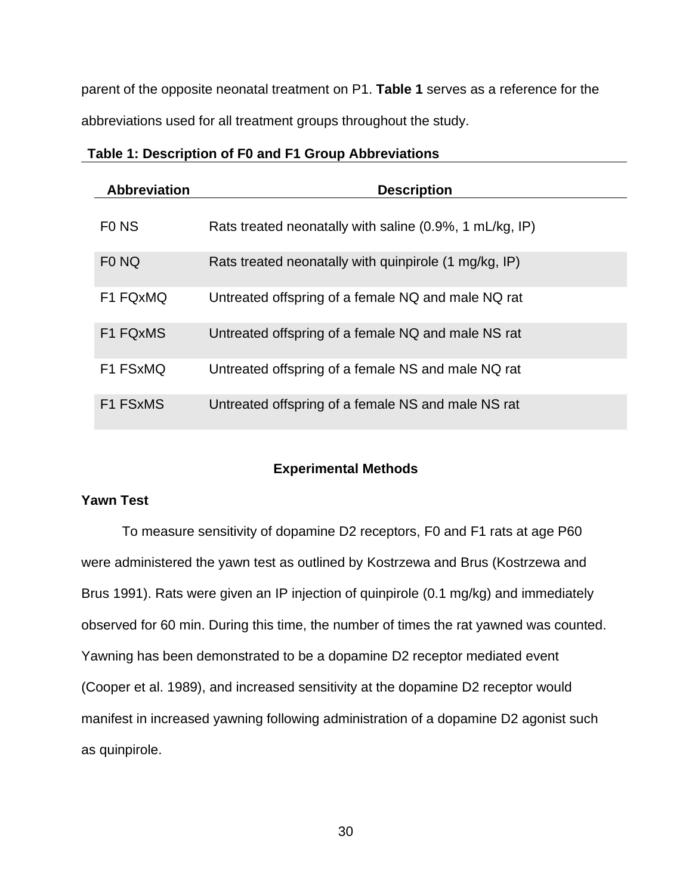parent of the opposite neonatal treatment on P1. **Table 1** serves as a reference for the abbreviations used for all treatment groups throughout the study.

**Table 1: Description of F0 and F1 Group Abbreviations**

| Abbreviation | Description |
|---|---|
| F0 NS | Rats treated neonatally with saline (0.9%, 1 mL/kg, IP) |
| F0 NQ | Rats treated neonatally with quinpirole (1 mg/kg, IP) |
| F1 FQxMQ | Untreated offspring of a female NQ and male NQ rat |
| F1 FQxMS | Untreated offspring of a female NQ and male NS rat |
| F1 FSxMQ | Untreated offspring of a female NS and male NQ rat |
| F1 FSxMS | Untreated offspring of a female NS and male NS rat |

## Experimental Methods

### Yawn Test

To measure sensitivity of dopamine D2 receptors, F0 and F1 rats at age P60 were administered the yawn test as outlined by Kostrzewa and Brus (Kostrzewa and Brus 1991). Rats were given an IP injection of quinpirole (0.1 mg/kg) and immediately observed for 60 min. During this time, the number of times the rat yawned was counted. Yawning has been demonstrated to be a dopamine D2 receptor mediated event (Cooper et al. 1989), and increased sensitivity at the dopamine D2 receptor would manifest in increased yawning following administration of a dopamine D2 agonist such as quinpirole.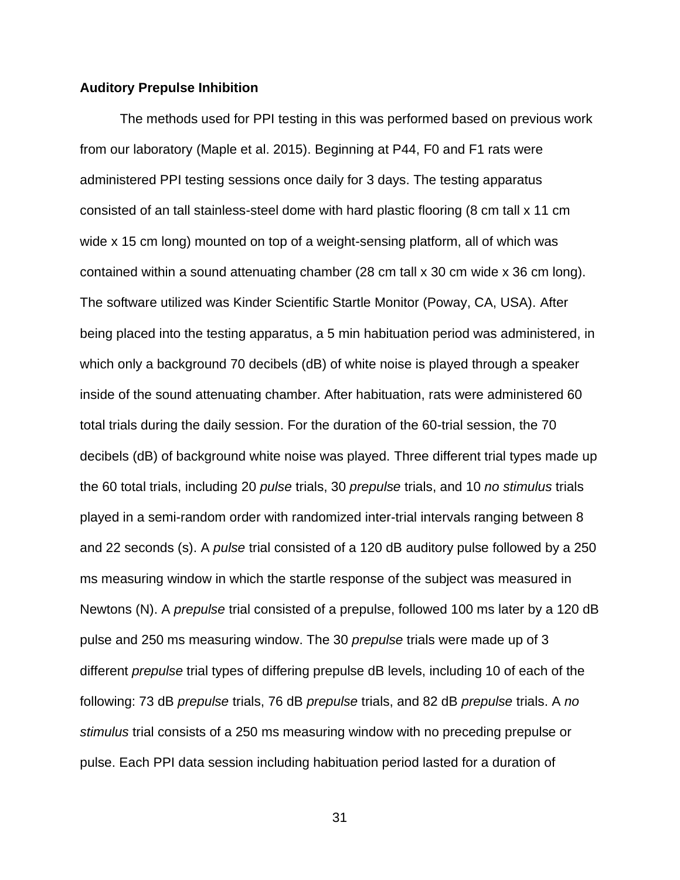**Auditory Prepulse Inhibition**

The methods used for PPI testing in this was performed based on previous work from our laboratory (Maple et al. 2015). Beginning at P44, F0 and F1 rats were administered PPI testing sessions once daily for 3 days. The testing apparatus consisted of an tall stainless-steel dome with hard plastic flooring (8 cm tall x 11 cm wide x 15 cm long) mounted on top of a weight-sensing platform, all of which was contained within a sound attenuating chamber (28 cm tall x 30 cm wide x 36 cm long). The software utilized was Kinder Scientific Startle Monitor (Poway, CA, USA). After being placed into the testing apparatus, a 5 min habituation period was administered, in which only a background 70 decibels (dB) of white noise is played through a speaker inside of the sound attenuating chamber. After habituation, rats were administered 60 total trials during the daily session. For the duration of the 60-trial session, the 70 decibels (dB) of background white noise was played. Three different trial types made up the 60 total trials, including 20 *pulse* trials, 30 *prepulse* trials, and 10 *no stimulus* trials played in a semi-random order with randomized inter-trial intervals ranging between 8 and 22 seconds (s). A *pulse* trial consisted of a 120 dB auditory pulse followed by a 250 ms measuring window in which the startle response of the subject was measured in Newtons (N). A *prepulse* trial consisted of a prepulse, followed 100 ms later by a 120 dB pulse and 250 ms measuring window. The 30 *prepulse* trials were made up of 3 different *prepulse* trial types of differing prepulse dB levels, including 10 of each of the following: 73 dB *prepulse* trials, 76 dB *prepulse* trials, and 82 dB *prepulse* trials. A *no stimulus* trial consists of a 250 ms measuring window with no preceding prepulse or pulse. Each PPI data session including habituation period lasted for a duration of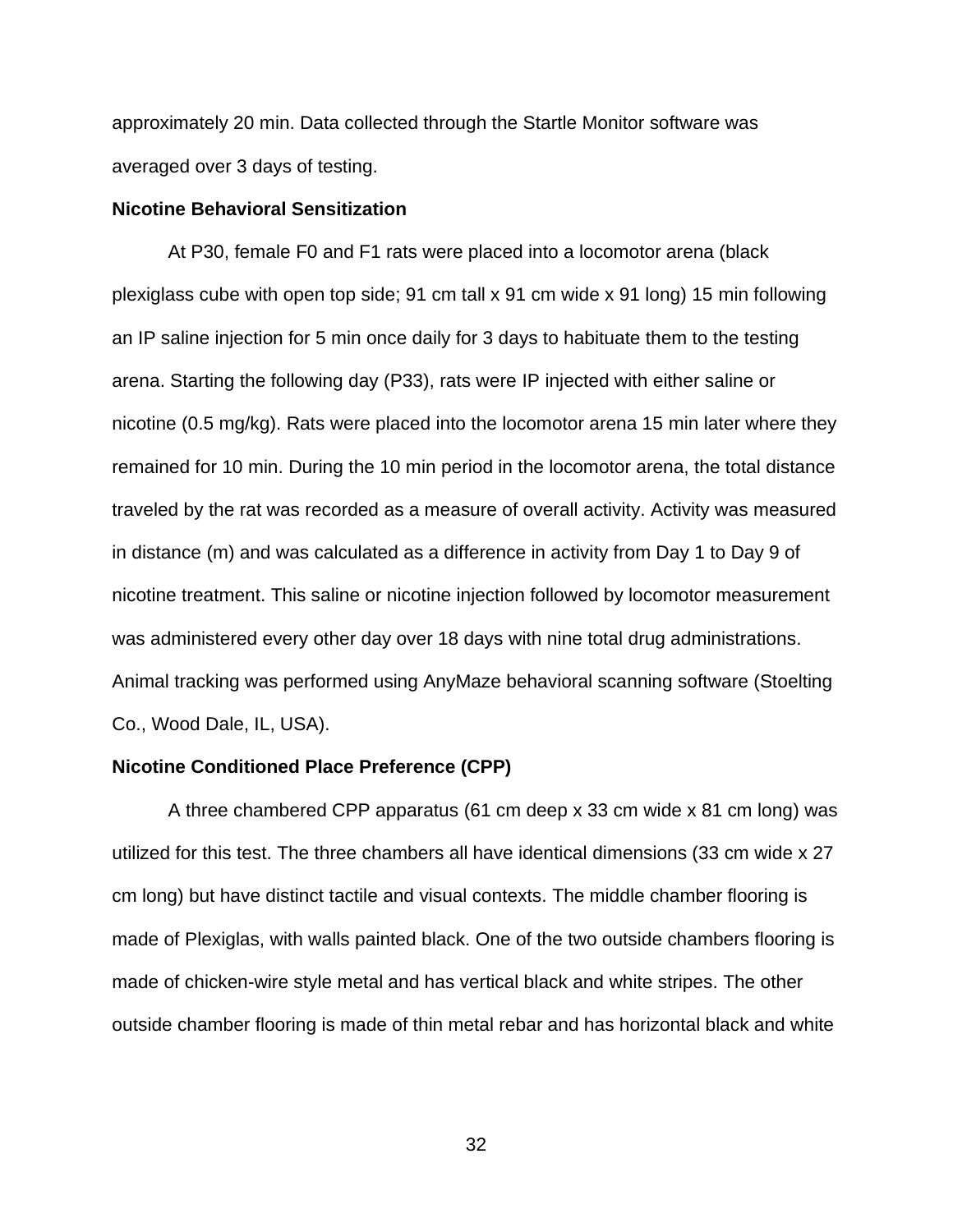approximately 20 min. Data collected through the Startle Monitor software was averaged over 3 days of testing.

**Nicotine Behavioral Sensitization**

At P30, female F0 and F1 rats were placed into a locomotor arena (black plexiglass cube with open top side; 91 cm tall x 91 cm wide x 91 long) 15 min following an IP saline injection for 5 min once daily for 3 days to habituate them to the testing arena. Starting the following day (P33), rats were IP injected with either saline or nicotine (0.5 mg/kg). Rats were placed into the locomotor arena 15 min later where they remained for 10 min. During the 10 min period in the locomotor arena, the total distance traveled by the rat was recorded as a measure of overall activity. Activity was measured in distance (m) and was calculated as a difference in activity from Day 1 to Day 9 of nicotine treatment. This saline or nicotine injection followed by locomotor measurement was administered every other day over 18 days with nine total drug administrations. Animal tracking was performed using AnyMaze behavioral scanning software (Stoelting Co., Wood Dale, IL, USA).

**Nicotine Conditioned Place Preference (CPP)**

A three chambered CPP apparatus (61 cm deep x 33 cm wide x 81 cm long) was utilized for this test. The three chambers all have identical dimensions (33 cm wide x 27 cm long) but have distinct tactile and visual contexts. The middle chamber flooring is made of Plexiglas, with walls painted black. One of the two outside chambers flooring is made of chicken-wire style metal and has vertical black and white stripes. The other outside chamber flooring is made of thin metal rebar and has horizontal black and white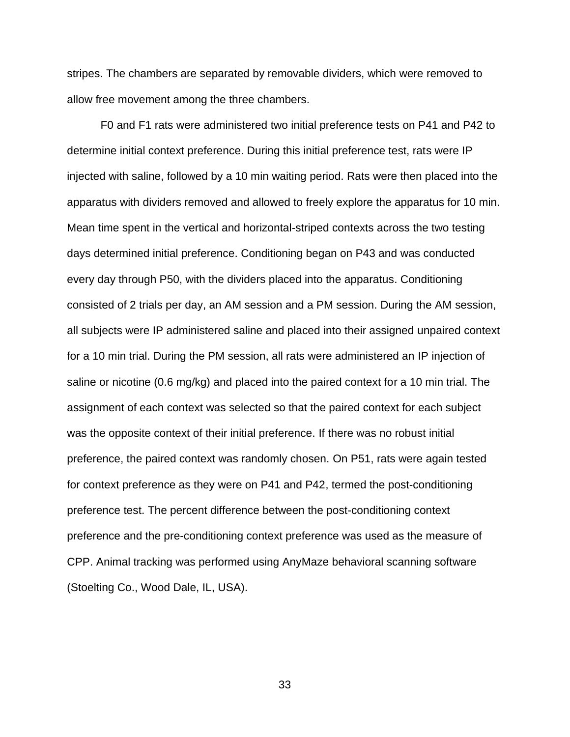stripes. The chambers are separated by removable dividers, which were removed to allow free movement among the three chambers.

F0 and F1 rats were administered two initial preference tests on P41 and P42 to determine initial context preference. During this initial preference test, rats were IP injected with saline, followed by a 10 min waiting period. Rats were then placed into the apparatus with dividers removed and allowed to freely explore the apparatus for 10 min. Mean time spent in the vertical and horizontal-striped contexts across the two testing days determined initial preference. Conditioning began on P43 and was conducted every day through P50, with the dividers placed into the apparatus. Conditioning consisted of 2 trials per day, an AM session and a PM session. During the AM session, all subjects were IP administered saline and placed into their assigned unpaired context for a 10 min trial. During the PM session, all rats were administered an IP injection of saline or nicotine (0.6 mg/kg) and placed into the paired context for a 10 min trial. The assignment of each context was selected so that the paired context for each subject was the opposite context of their initial preference. If there was no robust initial preference, the paired context was randomly chosen. On P51, rats were again tested for context preference as they were on P41 and P42, termed the post-conditioning preference test. The percent difference between the post-conditioning context preference and the pre-conditioning context preference was used as the measure of CPP. Animal tracking was performed using AnyMaze behavioral scanning software (Stoelting Co., Wood Dale, IL, USA).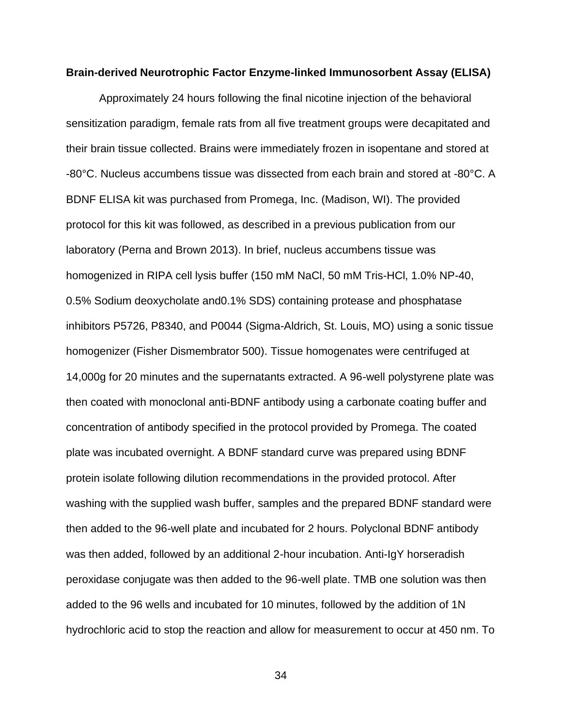**Brain-derived Neurotrophic Factor Enzyme-linked Immunosorbent Assay (ELISA)**

Approximately 24 hours following the final nicotine injection of the behavioral sensitization paradigm, female rats from all five treatment groups were decapitated and their brain tissue collected. Brains were immediately frozen in isopentane and stored at -80°C. Nucleus accumbens tissue was dissected from each brain and stored at -80°C. A BDNF ELISA kit was purchased from Promega, Inc. (Madison, WI). The provided protocol for this kit was followed, as described in a previous publication from our laboratory (Perna and Brown 2013). In brief, nucleus accumbens tissue was homogenized in RIPA cell lysis buffer (150 mM NaCl, 50 mM Tris-HCl, 1.0% NP-40, 0.5% Sodium deoxycholate and0.1% SDS) containing protease and phosphatase inhibitors P5726, P8340, and P0044 (Sigma-Aldrich, St. Louis, MO) using a sonic tissue homogenizer (Fisher Dismembrator 500). Tissue homogenates were centrifuged at 14,000g for 20 minutes and the supernatants extracted. A 96-well polystyrene plate was then coated with monoclonal anti-BDNF antibody using a carbonate coating buffer and concentration of antibody specified in the protocol provided by Promega. The coated plate was incubated overnight. A BDNF standard curve was prepared using BDNF protein isolate following dilution recommendations in the provided protocol. After washing with the supplied wash buffer, samples and the prepared BDNF standard were then added to the 96-well plate and incubated for 2 hours. Polyclonal BDNF antibody was then added, followed by an additional 2-hour incubation. Anti-IgY horseradish peroxidase conjugate was then added to the 96-well plate. TMB one solution was then added to the 96 wells and incubated for 10 minutes, followed by the addition of 1N hydrochloric acid to stop the reaction and allow for measurement to occur at 450 nm. To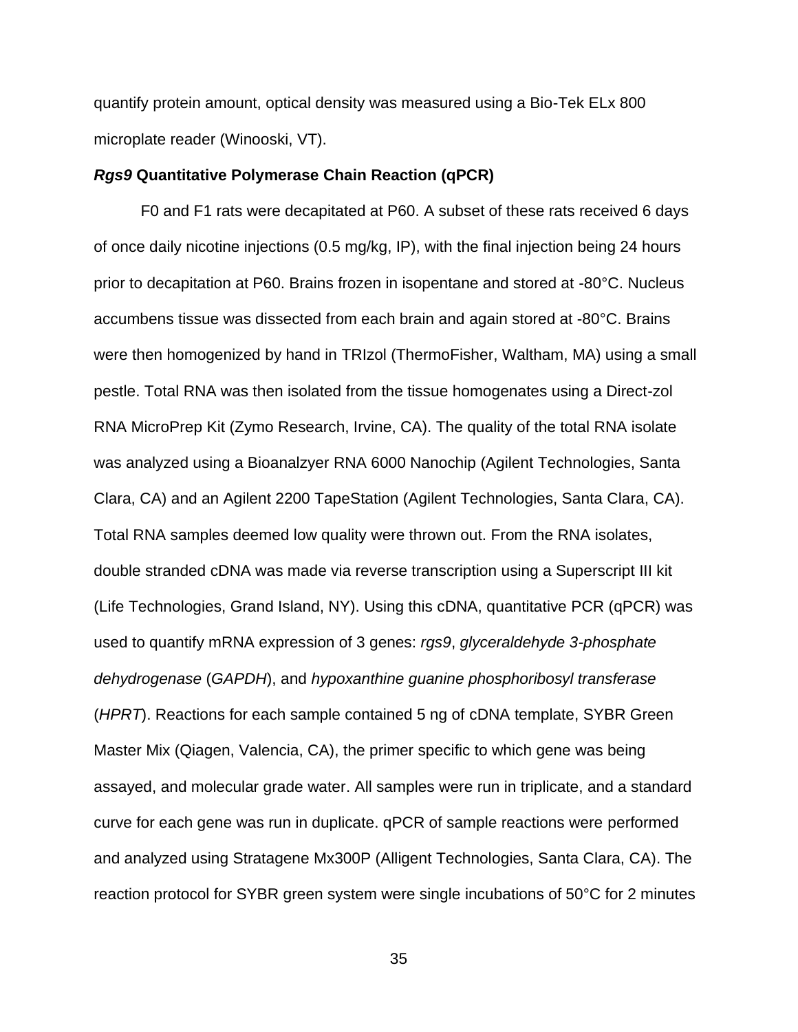quantify protein amount, optical density was measured using a Bio-Tek ELx 800 microplate reader (Winooski, VT).

### ***Rgs9*** **Quantitative Polymerase Chain Reaction (qPCR)**

F0 and F1 rats were decapitated at P60. A subset of these rats received 6 days of once daily nicotine injections (0.5 mg/kg, IP), with the final injection being 24 hours prior to decapitation at P60. Brains frozen in isopentane and stored at -80°C. Nucleus accumbens tissue was dissected from each brain and again stored at -80°C. Brains were then homogenized by hand in TRIzol (ThermoFisher, Waltham, MA) using a small pestle. Total RNA was then isolated from the tissue homogenates using a Direct-zol RNA MicroPrep Kit (Zymo Research, Irvine, CA). The quality of the total RNA isolate was analyzed using a Bioanalzyer RNA 6000 Nanochip (Agilent Technologies, Santa Clara, CA) and an Agilent 2200 TapeStation (Agilent Technologies, Santa Clara, CA). Total RNA samples deemed low quality were thrown out. From the RNA isolates, double stranded cDNA was made via reverse transcription using a Superscript III kit (Life Technologies, Grand Island, NY). Using this cDNA, quantitative PCR (qPCR) was used to quantify mRNA expression of 3 genes: *rgs9*, *glyceraldehyde 3-phosphate dehydrogenase* (*GAPDH*), and *hypoxanthine guanine phosphoribosyl transferase* (*HPRT*). Reactions for each sample contained 5 ng of cDNA template, SYBR Green Master Mix (Qiagen, Valencia, CA), the primer specific to which gene was being assayed, and molecular grade water. All samples were run in triplicate, and a standard curve for each gene was run in duplicate. qPCR of sample reactions were performed and analyzed using Stratagene Mx300P (Alligent Technologies, Santa Clara, CA). The reaction protocol for SYBR green system were single incubations of 50°C for 2 minutes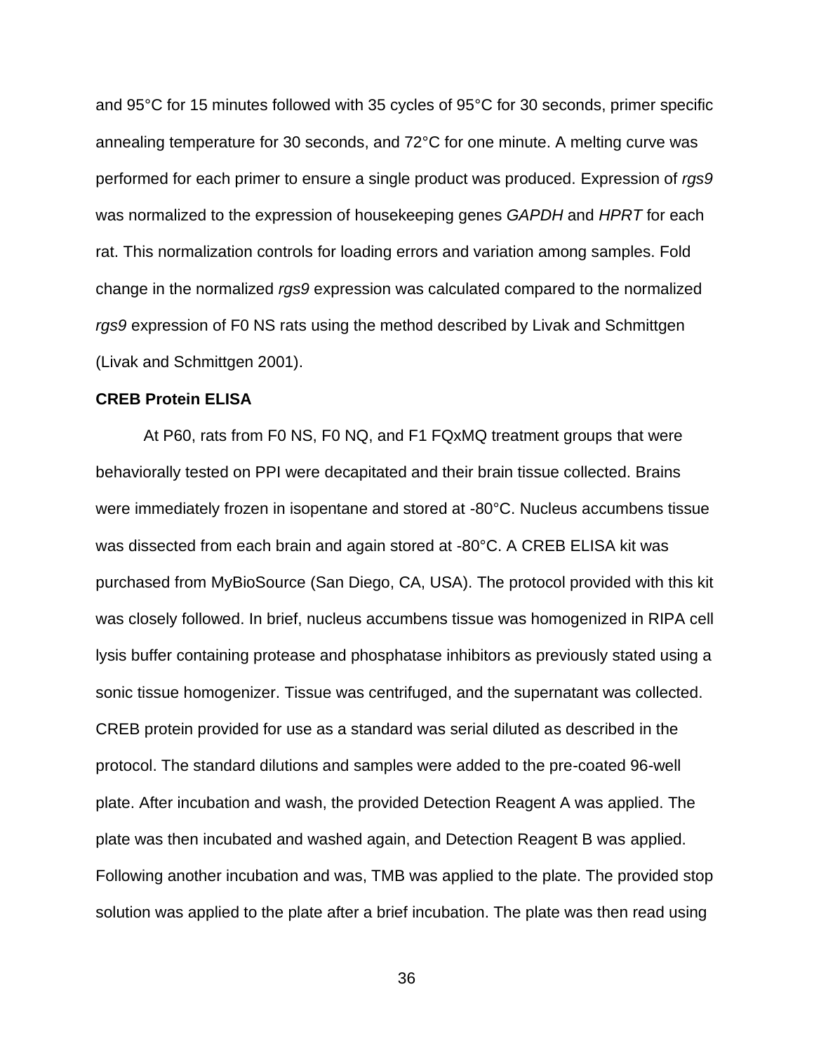and 95°C for 15 minutes followed with 35 cycles of 95°C for 30 seconds, primer specific annealing temperature for 30 seconds, and 72°C for one minute. A melting curve was performed for each primer to ensure a single product was produced. Expression of *rgs9* was normalized to the expression of housekeeping genes *GAPDH* and *HPRT* for each rat. This normalization controls for loading errors and variation among samples. Fold change in the normalized *rgs9* expression was calculated compared to the normalized *rgs9* expression of F0 NS rats using the method described by Livak and Schmittgen (Livak and Schmittgen 2001).

**CREB Protein ELISA**

At P60, rats from F0 NS, F0 NQ, and F1 FQxMQ treatment groups that were behaviorally tested on PPI were decapitated and their brain tissue collected. Brains were immediately frozen in isopentane and stored at -80°C. Nucleus accumbens tissue was dissected from each brain and again stored at -80°C. A CREB ELISA kit was purchased from MyBioSource (San Diego, CA, USA). The protocol provided with this kit was closely followed. In brief, nucleus accumbens tissue was homogenized in RIPA cell lysis buffer containing protease and phosphatase inhibitors as previously stated using a sonic tissue homogenizer. Tissue was centrifuged, and the supernatant was collected. CREB protein provided for use as a standard was serial diluted as described in the protocol. The standard dilutions and samples were added to the pre-coated 96-well plate. After incubation and wash, the provided Detection Reagent A was applied. The plate was then incubated and washed again, and Detection Reagent B was applied. Following another incubation and was, TMB was applied to the plate. The provided stop solution was applied to the plate after a brief incubation. The plate was then read using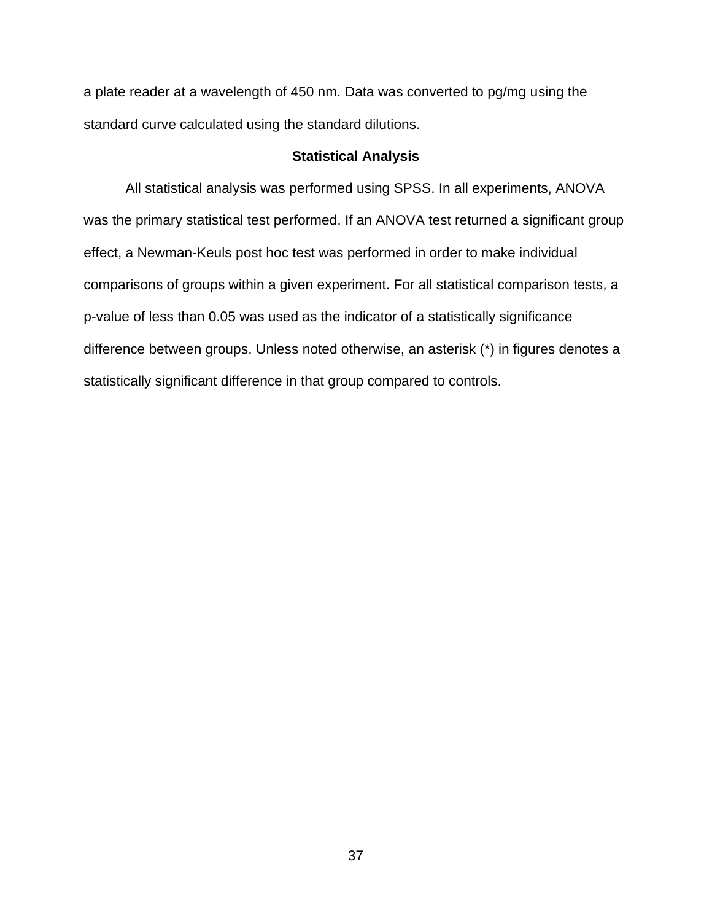a plate reader at a wavelength of 450 nm. Data was converted to pg/mg using the standard curve calculated using the standard dilutions.

### Statistical Analysis

All statistical analysis was performed using SPSS. In all experiments, ANOVA was the primary statistical test performed. If an ANOVA test returned a significant group effect, a Newman-Keuls post hoc test was performed in order to make individual comparisons of groups within a given experiment. For all statistical comparison tests, a p-value of less than 0.05 was used as the indicator of a statistically significance difference between groups. Unless noted otherwise, an asterisk (*) in figures denotes a statistically significant difference in that group compared to controls.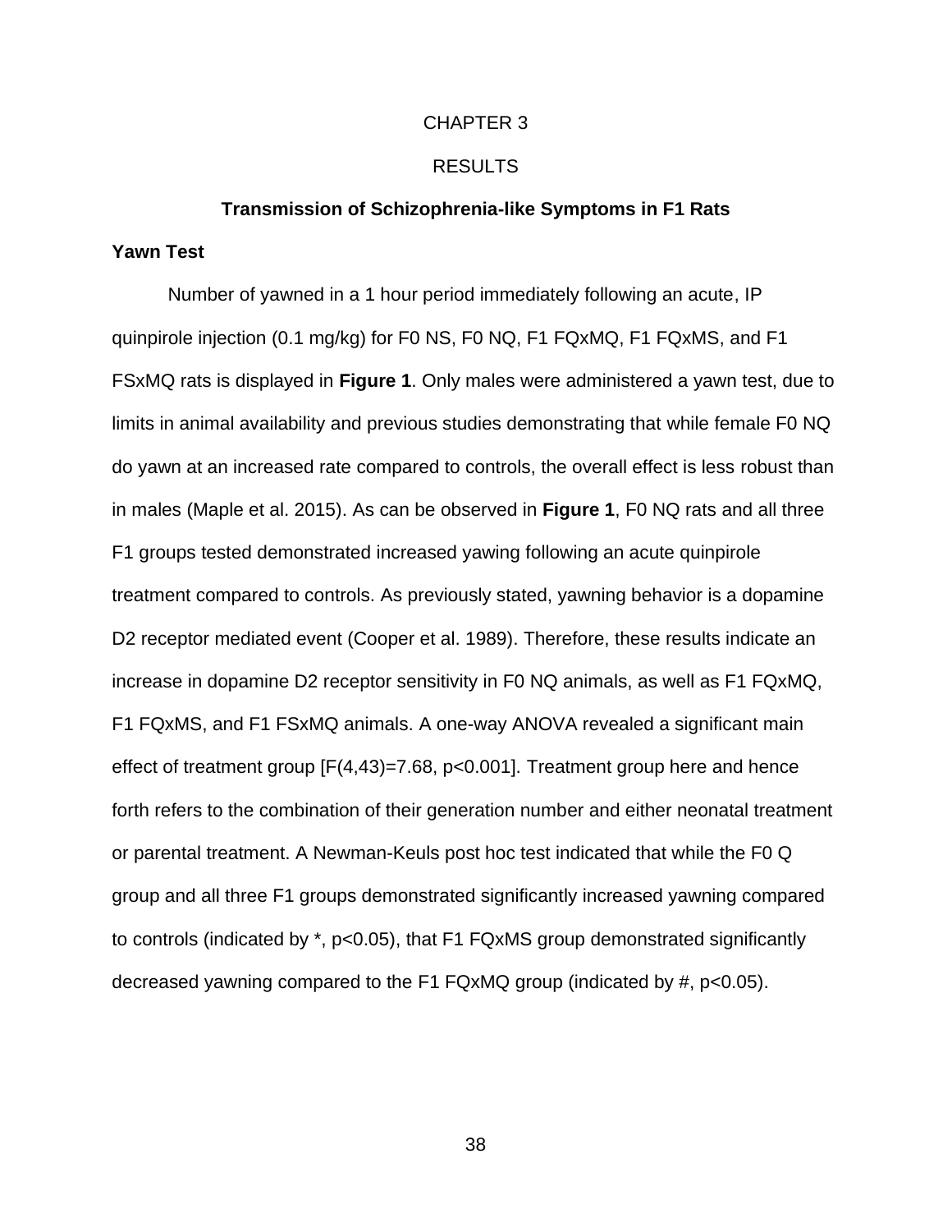# CHAPTER 3

# RESULTS

## Transmission of Schizophrenia-like Symptoms in F1 Rats

### Yawn Test

Number of yawned in a 1 hour period immediately following an acute, IP quinpirole injection (0.1 mg/kg) for F0 NS, F0 NQ, F1 FQxMQ, F1 FQxMS, and F1 FSxMQ rats is displayed in **Figure 1**. Only males were administered a yawn test, due to limits in animal availability and previous studies demonstrating that while female F0 NQ do yawn at an increased rate compared to controls, the overall effect is less robust than in males (Maple et al. 2015). As can be observed in **Figure 1**, F0 NQ rats and all three F1 groups tested demonstrated increased yawing following an acute quinpirole treatment compared to controls. As previously stated, yawning behavior is a dopamine D2 receptor mediated event (Cooper et al. 1989). Therefore, these results indicate an increase in dopamine D2 receptor sensitivity in F0 NQ animals, as well as F1 FQxMQ, F1 FQxMS, and F1 FSxMQ animals. A one-way ANOVA revealed a significant main effect of treatment group [$F(4,43)=7.68$, $p<0.001$]. Treatment group here and hence forth refers to the combination of their generation number and either neonatal treatment or parental treatment. A Newman-Keuls post hoc test indicated that while the F0 Q group and all three F1 groups demonstrated significantly increased yawning compared to controls (indicated by *, $p<0.05$), that F1 FQxMS group demonstrated significantly decreased yawning compared to the F1 FQxMQ group (indicated by #, $p<0.05$).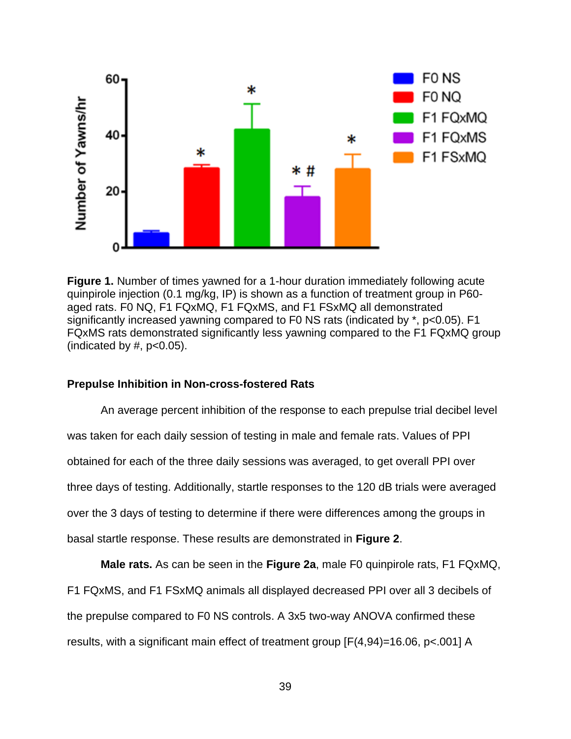**Figure 1.** Number of times yawned for a 1-hour duration immediately following acute quinpirole injection (0.1 mg/kg, IP) is shown as a function of treatment group in P60-aged rats. F0 NQ, F1 FQxMQ, F1 FQxMS, and F1 FSxMQ all demonstrated significantly increased yawning compared to F0 NS rats (indicated by *, $p<0.05$). F1 FQxMS rats demonstrated significantly less yawning compared to the F1 FQxMQ group (indicated by #, $p<0.05$).

### Prepulse Inhibition in Non-cross-fostered Rats

An average percent inhibition of the response to each prepulse trial decibel level was taken for each daily session of testing in male and female rats. Values of PPI obtained for each of the three daily sessions was averaged, to get overall PPI over three days of testing. Additionally, startle responses to the 120 dB trials were averaged over the 3 days of testing to determine if there were differences among the groups in basal startle response. These results are demonstrated in **Figure 2**.

**Male rats.** As can be seen in the **Figure 2a**, male F0 quinpirole rats, F1 FQxMQ, F1 FQxMS, and F1 FSxMQ animals all displayed decreased PPI over all 3 decibels of the prepulse compared to F0 NS controls. A 3x5 two-way ANOVA confirmed these results, with a significant main effect of treatment group [$F(4,94)=16.06$, $p<.001$] A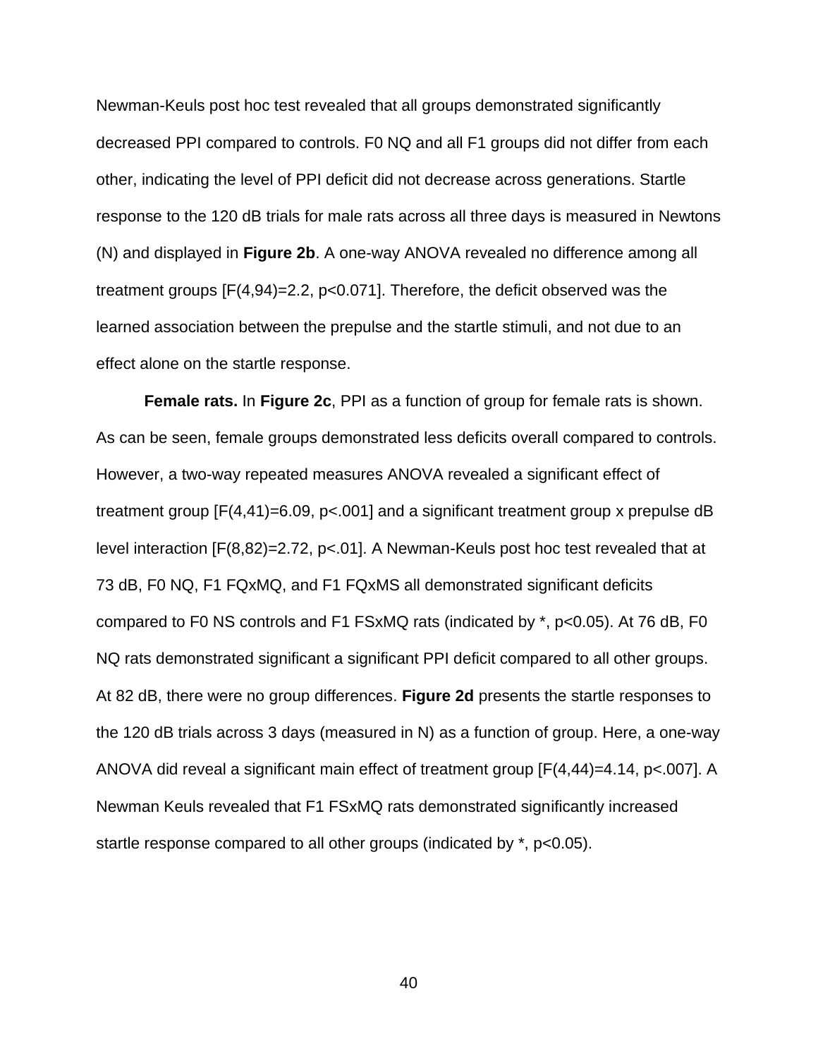Newman-Keuls post hoc test revealed that all groups demonstrated significantly decreased PPI compared to controls. F0 NQ and all F1 groups did not differ from each other, indicating the level of PPI deficit did not decrease across generations. Startle response to the 120 dB trials for male rats across all three days is measured in Newtons (N) and displayed in **Figure 2b**. A one-way ANOVA revealed no difference among all treatment groups [$F(4,94)=2.2$, $p<0.071$]. Therefore, the deficit observed was the learned association between the prepulse and the startle stimuli, and not due to an effect alone on the startle response.

**Female rats.** In **Figure 2c**, PPI as a function of group for female rats is shown. As can be seen, female groups demonstrated less deficits overall compared to controls. However, a two-way repeated measures ANOVA revealed a significant effect of treatment group [$F(4,41)=6.09$, $p<.001$] and a significant treatment group x prepulse dB level interaction [$F(8,82)=2.72$, $p<.01$]. A Newman-Keuls post hoc test revealed that at 73 dB, F0 NQ, F1 FQxMQ, and F1 FQxMS all demonstrated significant deficits compared to F0 NS controls and F1 FSxMQ rats (indicated by *, $p<0.05$). At 76 dB, F0 NQ rats demonstrated significant a significant PPI deficit compared to all other groups. At 82 dB, there were no group differences. **Figure 2d** presents the startle responses to the 120 dB trials across 3 days (measured in N) as a function of group. Here, a one-way ANOVA did reveal a significant main effect of treatment group [$F(4,44)=4.14$, $p<.007$]. A Newman Keuls revealed that F1 FSxMQ rats demonstrated significantly increased startle response compared to all other groups (indicated by *, $p<0.05$).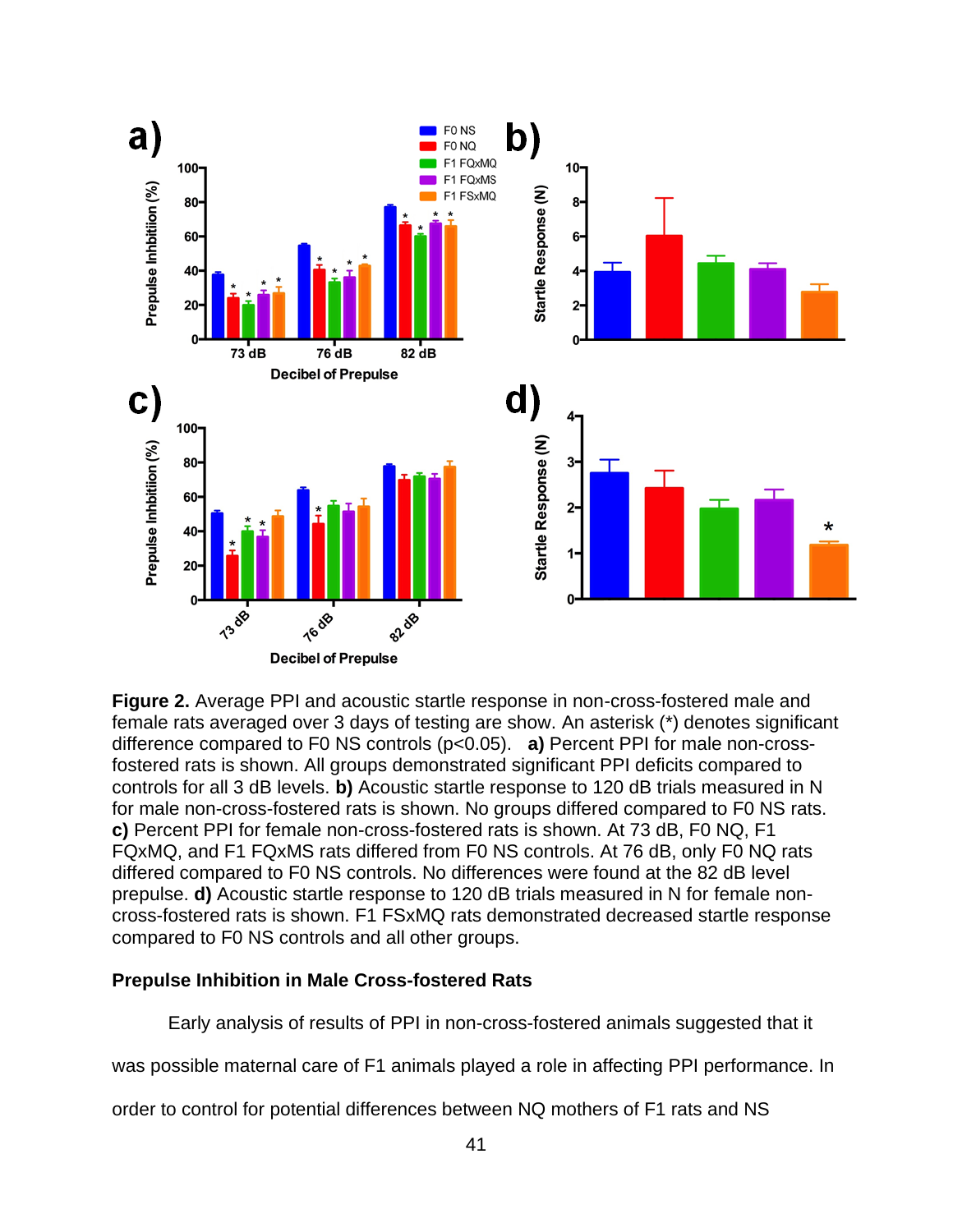**Figure 2.** Average PPI and acoustic startle response in non-cross-fostered male and female rats averaged over 3 days of testing are show. An asterisk (*) denotes significant difference compared to F0 NS controls ($p<0.05$). **a)** Percent PPI for male non-cross-fostered rats is shown. All groups demonstrated significant PPI deficits compared to controls for all 3 dB levels. **b)** Acoustic startle response to 120 dB trials measured in N for male non-cross-fostered rats is shown. No groups differed compared to F0 NS rats. **c)** Percent PPI for female non-cross-fostered rats is shown. At 73 dB, F0 NQ, F1 FQxMQ, and F1 FQxMS rats differed from F0 NS controls. At 76 dB, only F0 NQ rats differed compared to F0 NS controls. No differences were found at the 82 dB level prepulse. **d)** Acoustic startle response to 120 dB trials measured in N for female non-cross-fostered rats is shown. F1 FSxMQ rats demonstrated decreased startle response compared to F0 NS controls and all other groups.

### Prepulse Inhibition in Male Cross-fostered Rats

Early analysis of results of PPI in non-cross-fostered animals suggested that it was possible maternal care of F1 animals played a role in affecting PPI performance. In order to control for potential differences between NQ mothers of F1 rats and NS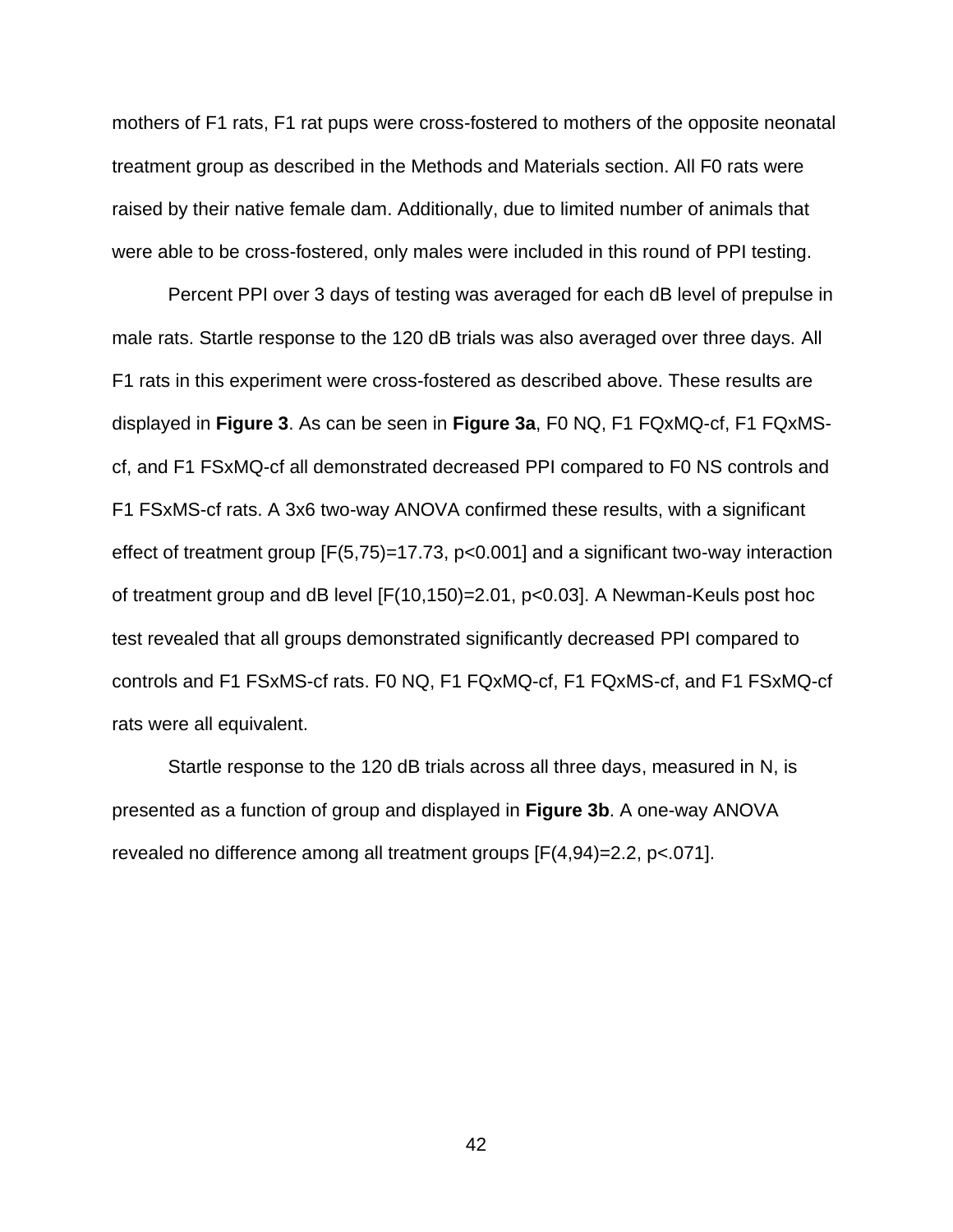mothers of F1 rats, F1 rat pups were cross-fostered to mothers of the opposite neonatal treatment group as described in the Methods and Materials section. All F0 rats were raised by their native female dam. Additionally, due to limited number of animals that were able to be cross-fostered, only males were included in this round of PPI testing.

Percent PPI over 3 days of testing was averaged for each dB level of prepulse in male rats. Startle response to the 120 dB trials was also averaged over three days. All F1 rats in this experiment were cross-fostered as described above. These results are displayed in **Figure 3**. As can be seen in **Figure 3a**, F0 NQ, F1 FQxMQ-cf, F1 FQxMS-cf, and F1 FSxMQ-cf all demonstrated decreased PPI compared to F0 NS controls and F1 FSxMS-cf rats. A 3x6 two-way ANOVA confirmed these results, with a significant effect of treatment group [$F(5,75)=17.73$, $p<0.001$] and a significant two-way interaction of treatment group and dB level [$F(10,150)=2.01$, $p<0.03$]. A Newman-Keuls post hoc test revealed that all groups demonstrated significantly decreased PPI compared to controls and F1 FSxMS-cf rats. F0 NQ, F1 FQxMQ-cf, F1 FQxMS-cf, and F1 FSxMQ-cf rats were all equivalent.

Startle response to the 120 dB trials across all three days, measured in N, is presented as a function of group and displayed in **Figure 3b**. A one-way ANOVA revealed no difference among all treatment groups [$F(4,94)=2.2$, $p<.071$].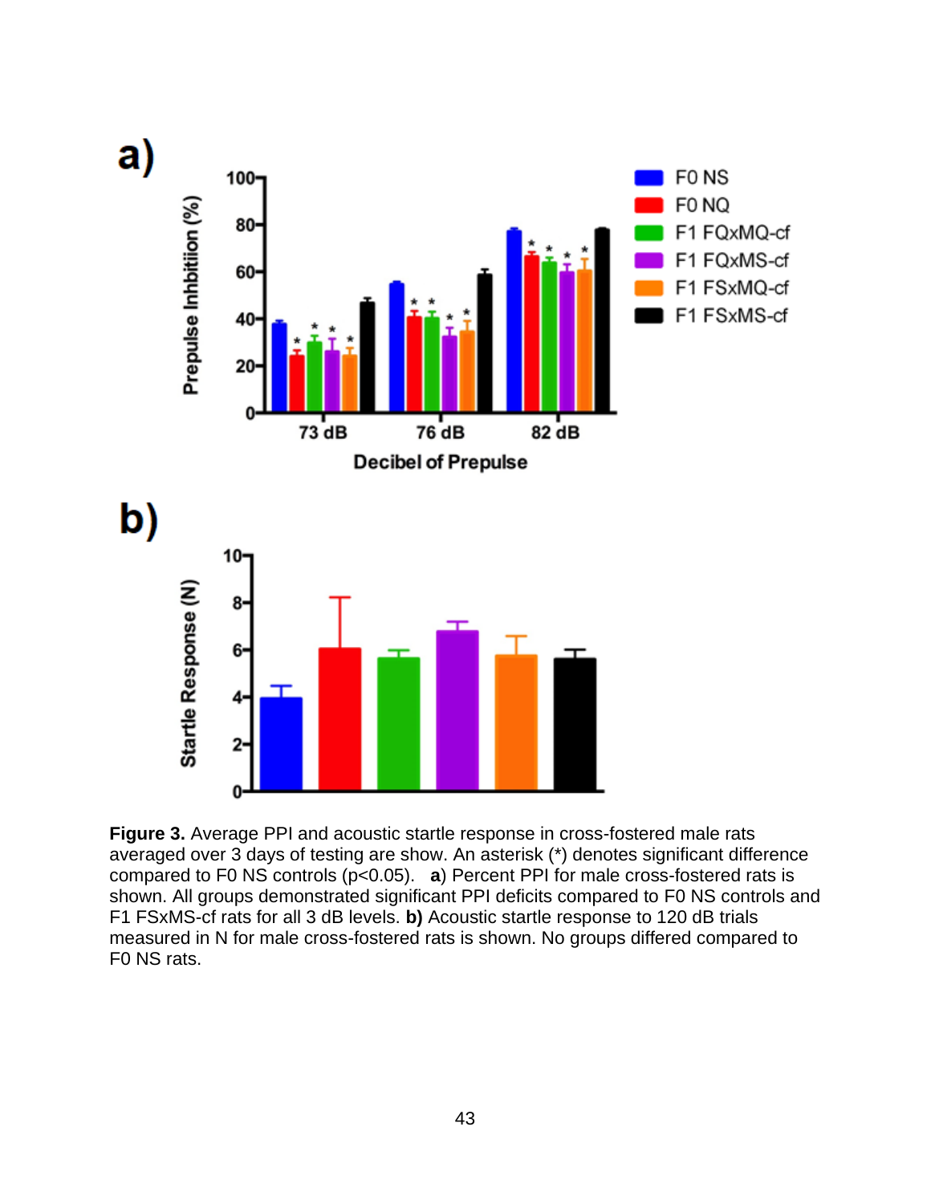**Figure 3.** Average PPI and acoustic startle response in cross-fostered male rats averaged over 3 days of testing are show. An asterisk (*) denotes significant difference compared to F0 NS controls ($p<0.05$). **a**) Percent PPI for male cross-fostered rats is shown. All groups demonstrated significant PPI deficits compared to F0 NS controls and F1 FSxMS-cf rats for all 3 dB levels. **b)** Acoustic startle response to 120 dB trials measured in N for male cross-fostered rats is shown. No groups differed compared to F0 NS rats.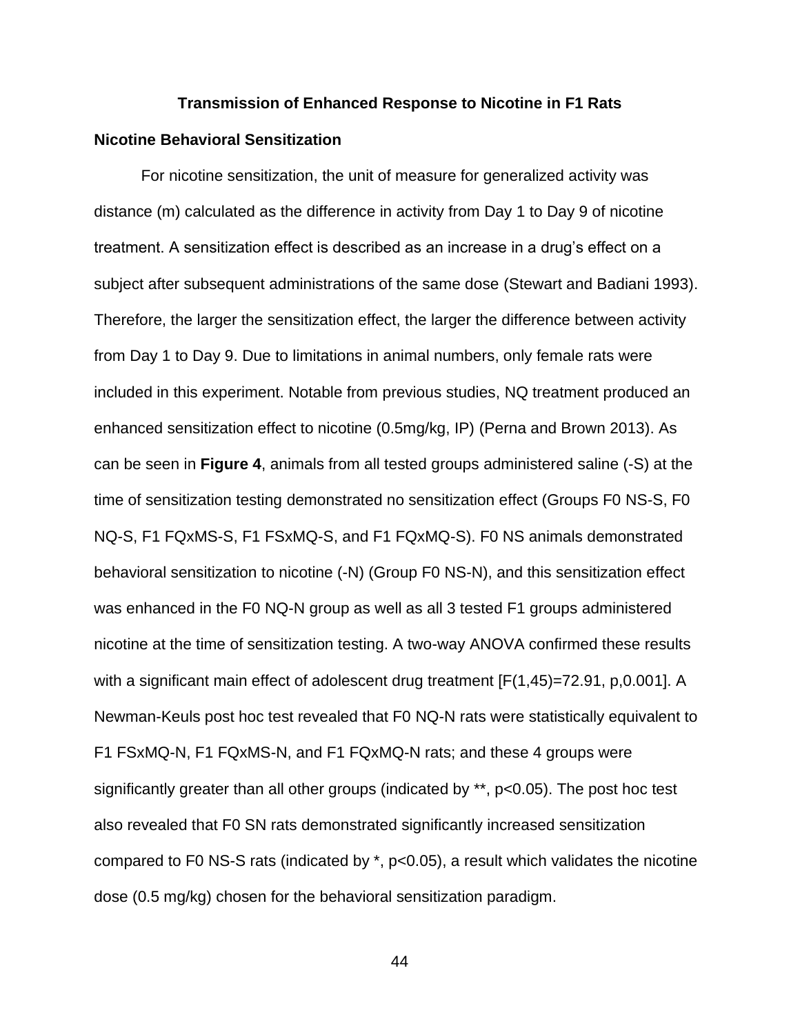## Transmission of Enhanced Response to Nicotine in F1 Rats

### Nicotine Behavioral Sensitization

For nicotine sensitization, the unit of measure for generalized activity was distance (m) calculated as the difference in activity from Day 1 to Day 9 of nicotine treatment. A sensitization effect is described as an increase in a drug's effect on a subject after subsequent administrations of the same dose (Stewart and Badiani 1993). Therefore, the larger the sensitization effect, the larger the difference between activity from Day 1 to Day 9. Due to limitations in animal numbers, only female rats were included in this experiment. Notable from previous studies, NQ treatment produced an enhanced sensitization effect to nicotine (0.5mg/kg, IP) (Perna and Brown 2013). As can be seen in **Figure 4**, animals from all tested groups administered saline (-S) at the time of sensitization testing demonstrated no sensitization effect (Groups F0 NS-S, F0 NQ-S, F1 FQxMS-S, F1 FSxMQ-S, and F1 FQxMQ-S). F0 NS animals demonstrated behavioral sensitization to nicotine (-N) (Group F0 NS-N), and this sensitization effect was enhanced in the F0 NQ-N group as well as all 3 tested F1 groups administered nicotine at the time of sensitization testing. A two-way ANOVA confirmed these results with a significant main effect of adolescent drug treatment [$F(1,45)=72.91$, p,0.001]. A Newman-Keuls post hoc test revealed that F0 NQ-N rats were statistically equivalent to F1 FSxMQ-N, F1 FQxMS-N, and F1 FQxMQ-N rats; and these 4 groups were significantly greater than all other groups (indicated by **, $p<0.05$). The post hoc test also revealed that F0 SN rats demonstrated significantly increased sensitization compared to F0 NS-S rats (indicated by *, $p<0.05$), a result which validates the nicotine dose (0.5 mg/kg) chosen for the behavioral sensitization paradigm.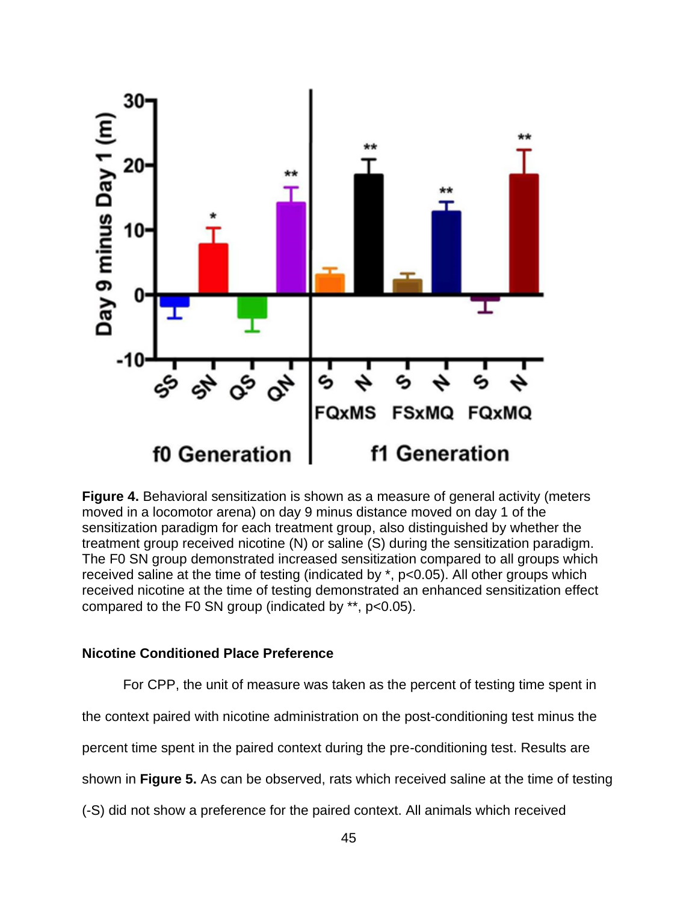**Figure 4.** Behavioral sensitization is shown as a measure of general activity (meters moved in a locomotor arena) on day 9 minus distance moved on day 1 of the sensitization paradigm for each treatment group, also distinguished by whether the treatment group received nicotine (N) or saline (S) during the sensitization paradigm. The F0 SN group demonstrated increased sensitization compared to all groups which received saline at the time of testing (indicated by *, $p<0.05$). All other groups which received nicotine at the time of testing demonstrated an enhanced sensitization effect compared to the F0 SN group (indicated by **, $p<0.05$).

### Nicotine Conditioned Place Preference

For CPP, the unit of measure was taken as the percent of testing time spent in the context paired with nicotine administration on the post-conditioning test minus the percent time spent in the paired context during the pre-conditioning test. Results are shown in **Figure 5.** As can be observed, rats which received saline at the time of testing (-S) did not show a preference for the paired context. All animals which received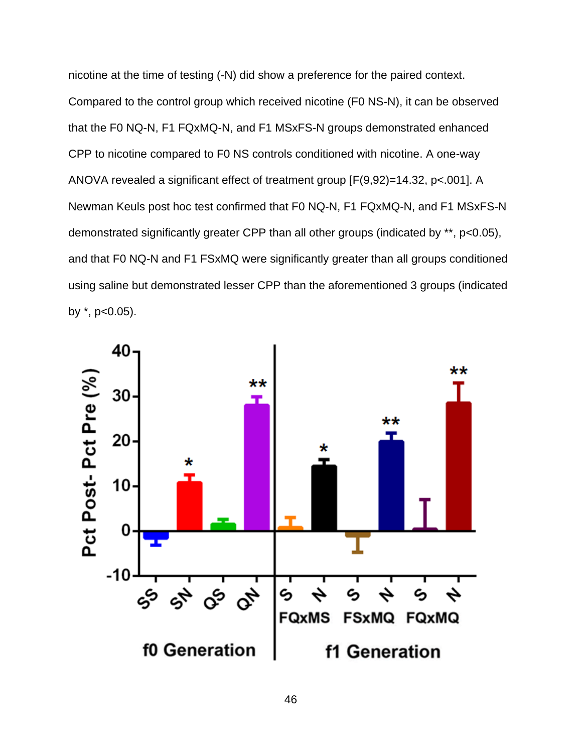nicotine at the time of testing (-N) did show a preference for the paired context. Compared to the control group which received nicotine (F0 NS-N), it can be observed that the F0 NQ-N, F1 FQxMQ-N, and F1 MSxFS-N groups demonstrated enhanced CPP to nicotine compared to F0 NS controls conditioned with nicotine. A one-way ANOVA revealed a significant effect of treatment group [$F(9,92)=14.32$, $p<.001$]. A Newman Keuls post hoc test confirmed that F0 NQ-N, F1 FQxMQ-N, and F1 MSxFS-N demonstrated significantly greater CPP than all other groups (indicated by **, $p<0.05$), and that F0 NQ-N and F1 FSxMQ were significantly greater than all groups conditioned using saline but demonstrated lesser CPP than the aforementioned 3 groups (indicated by *, $p<0.05$).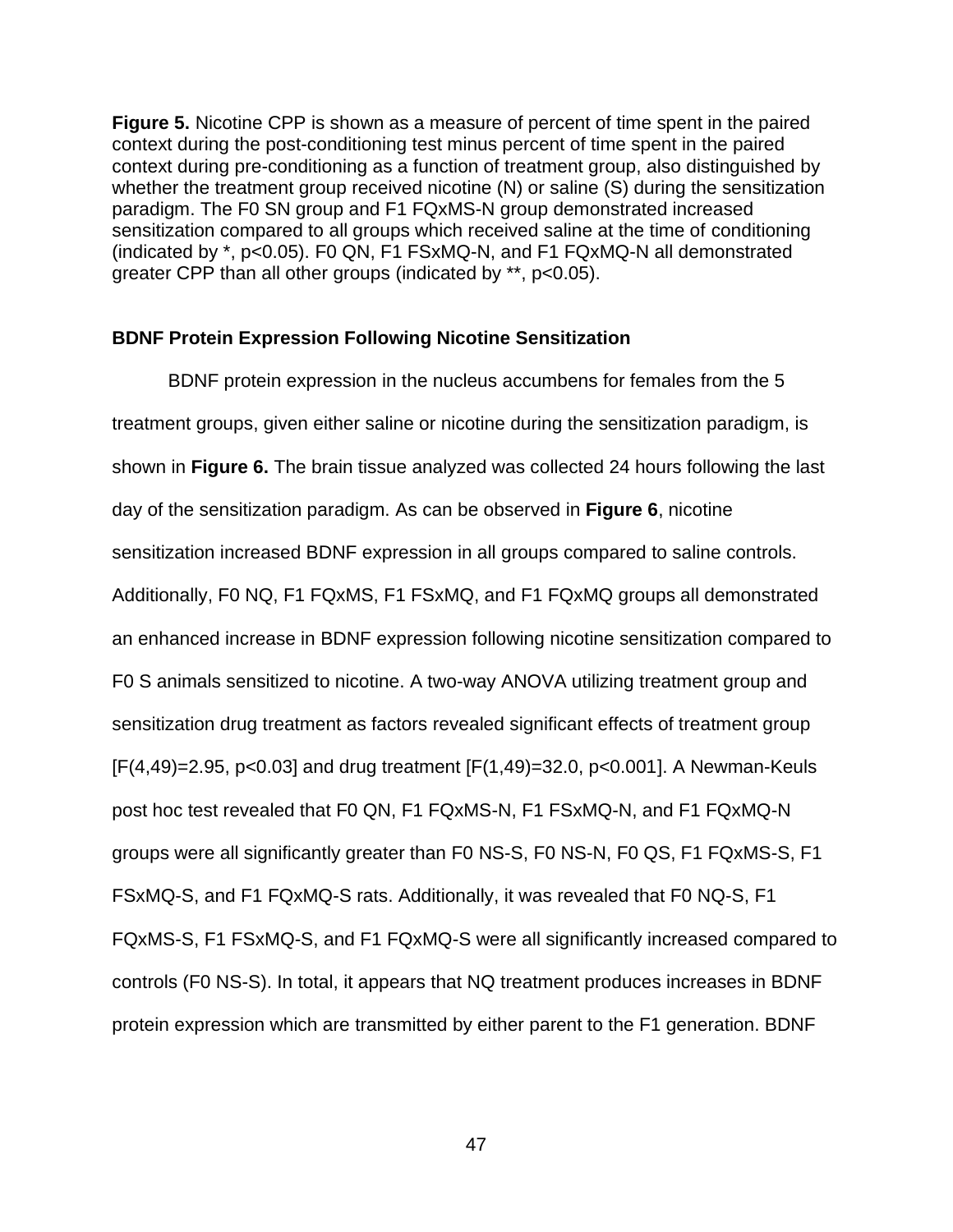**Figure 5.** Nicotine CPP is shown as a measure of percent of time spent in the paired context during the post-conditioning test minus percent of time spent in the paired context during pre-conditioning as a function of treatment group, also distinguished by whether the treatment group received nicotine (N) or saline (S) during the sensitization paradigm. The F0 SN group and F1 FQxMS-N group demonstrated increased sensitization compared to all groups which received saline at the time of conditioning (indicated by *, $p<0.05$). F0 QN, F1 FSxMQ-N, and F1 FQxMQ-N all demonstrated greater CPP than all other groups (indicated by **, $p<0.05$).

**BDNF Protein Expression Following Nicotine Sensitization**

BDNF protein expression in the nucleus accumbens for females from the 5 treatment groups, given either saline or nicotine during the sensitization paradigm, is shown in **Figure 6.** The brain tissue analyzed was collected 24 hours following the last day of the sensitization paradigm. As can be observed in **Figure 6**, nicotine sensitization increased BDNF expression in all groups compared to saline controls. Additionally, F0 NQ, F1 FQxMS, F1 FSxMQ, and F1 FQxMQ groups all demonstrated an enhanced increase in BDNF expression following nicotine sensitization compared to F0 S animals sensitized to nicotine. A two-way ANOVA utilizing treatment group and sensitization drug treatment as factors revealed significant effects of treatment group [$F(4,49)=2.95$, $p<0.03$] and drug treatment [$F(1,49)=32.0$, $p<0.001$]. A Newman-Keuls post hoc test revealed that F0 QN, F1 FQxMS-N, F1 FSxMQ-N, and F1 FQxMQ-N groups were all significantly greater than F0 NS-S, F0 NS-N, F0 QS, F1 FQxMS-S, F1 FSxMQ-S, and F1 FQxMQ-S rats. Additionally, it was revealed that F0 NQ-S, F1 FQxMS-S, F1 FSxMQ-S, and F1 FQxMQ-S were all significantly increased compared to controls (F0 NS-S). In total, it appears that NQ treatment produces increases in BDNF protein expression which are transmitted by either parent to the F1 generation. BDNF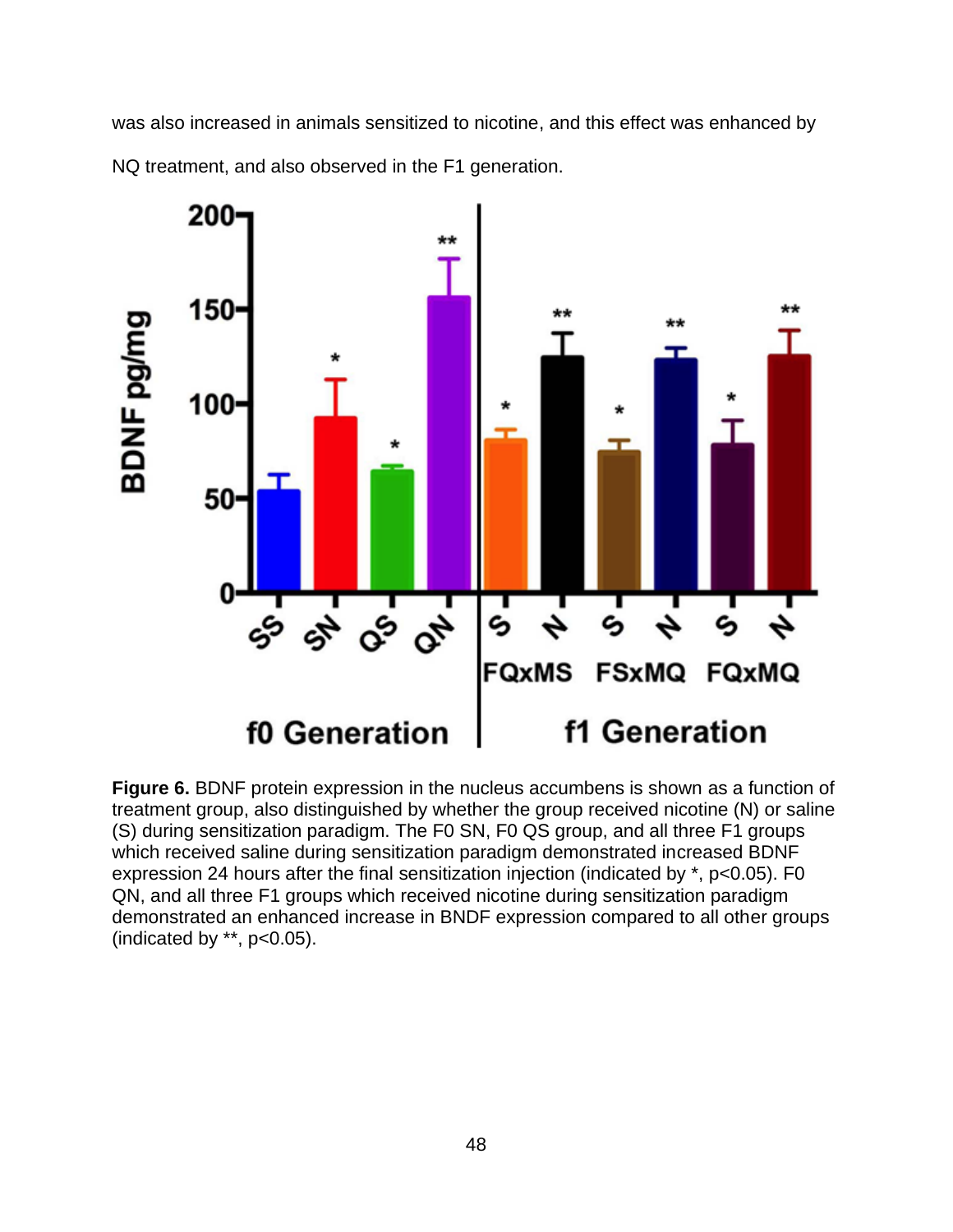was also increased in animals sensitized to nicotine, and this effect was enhanced by NQ treatment, and also observed in the F1 generation.

**Figure 6.** BDNF protein expression in the nucleus accumbens is shown as a function of treatment group, also distinguished by whether the group received nicotine (N) or saline (S) during sensitization paradigm. The F0 SN, F0 QS group, and all three F1 groups which received saline during sensitization paradigm demonstrated increased BDNF expression 24 hours after the final sensitization injection (indicated by *, $p<0.05$). F0 QN, and all three F1 groups which received nicotine during sensitization paradigm demonstrated an enhanced increase in BNDF expression compared to all other groups (indicated by **, $p<0.05$).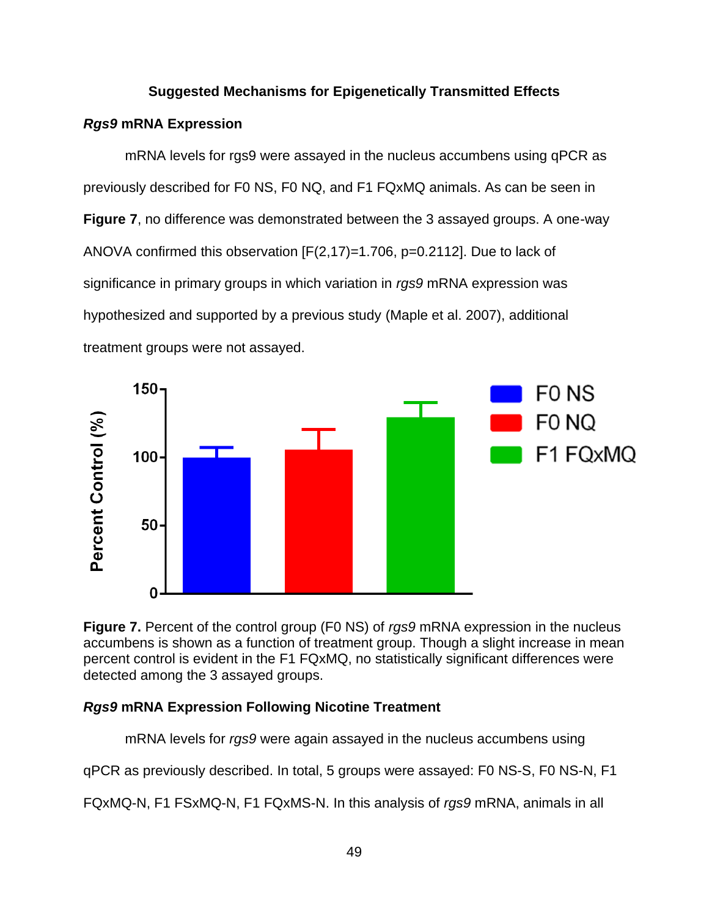## Suggested Mechanisms for Epigenetically Transmitted Effects

### *Rgs9* mRNA Expression

mRNA levels for rgs9 were assayed in the nucleus accumbens using qPCR as previously described for F0 NS, F0 NQ, and F1 FQxMQ animals. As can be seen in **Figure 7**, no difference was demonstrated between the 3 assayed groups. A one-way ANOVA confirmed this observation [$F(2,17)=1.706$, $p=0.2112$]. Due to lack of significance in primary groups in which variation in *rgs9* mRNA expression was hypothesized and supported by a previous study (Maple et al. 2007), additional treatment groups were not assayed.

**Figure 7.** Percent of the control group (F0 NS) of *rgs9* mRNA expression in the nucleus accumbens is shown as a function of treatment group. Though a slight increase in mean percent control is evident in the F1 FQxMQ, no statistically significant differences were detected among the 3 assayed groups.

### *Rgs9* mRNA Expression Following Nicotine Treatment

mRNA levels for *rgs9* were again assayed in the nucleus accumbens using qPCR as previously described. In total, 5 groups were assayed: F0 NS-S, F0 NS-N, F1 FQxMQ-N, F1 FSxMQ-N, F1 FQxMS-N. In this analysis of *rgs9* mRNA, animals in all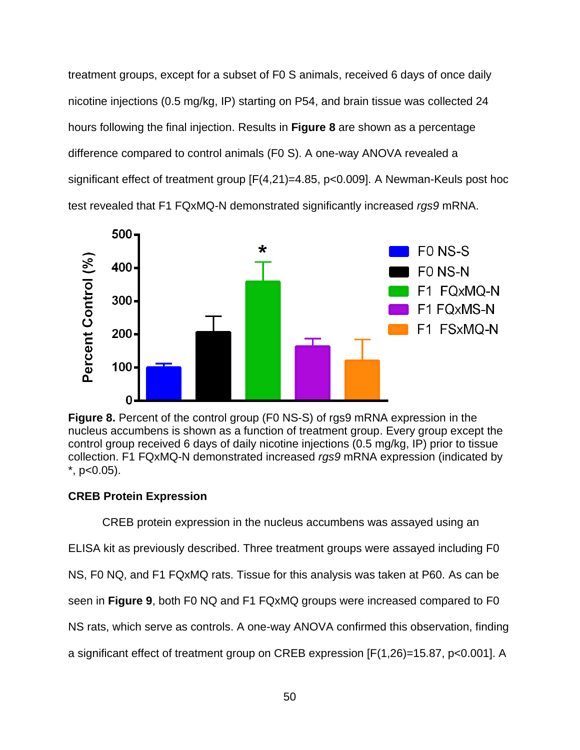treatment groups, except for a subset of F0 S animals, received 6 days of once daily nicotine injections (0.5 mg/kg, IP) starting on P54, and brain tissue was collected 24 hours following the final injection. Results in **Figure 8** are shown as a percentage difference compared to control animals (F0 S). A one-way ANOVA revealed a significant effect of treatment group [$F(4,21)=4.85$, $p<0.009$]. A Newman-Keuls post hoc test revealed that F1 FQxMQ-N demonstrated significantly increased *rgs9* mRNA.

**Figure 8.** Percent of the control group (F0 NS-S) of rgs9 mRNA expression in the nucleus accumbens is shown as a function of treatment group. Every group except the control group received 6 days of daily nicotine injections (0.5 mg/kg, IP) prior to tissue collection. F1 FQxMQ-N demonstrated increased *rgs9* mRNA expression (indicated by *, $p<0.05$).

**CREB Protein Expression**

CREB protein expression in the nucleus accumbens was assayed using an ELISA kit as previously described. Three treatment groups were assayed including F0 NS, F0 NQ, and F1 FQxMQ rats. Tissue for this analysis was taken at P60. As can be seen in **Figure 9**, both F0 NQ and F1 FQxMQ groups were increased compared to F0 NS rats, which serve as controls. A one-way ANOVA confirmed this observation, finding a significant effect of treatment group on CREB expression [$F(1,26)=15.87$, $p<0.001$]. A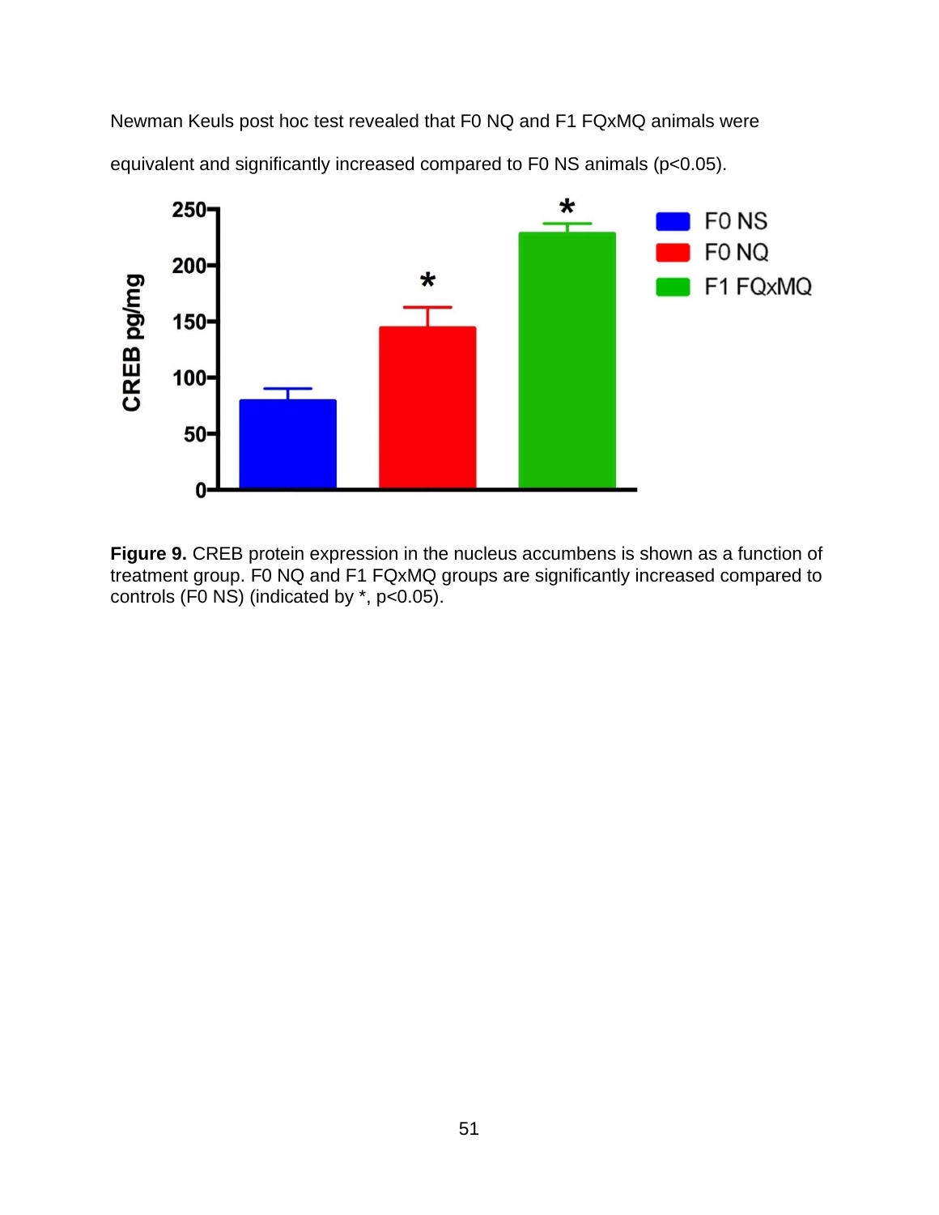Newman Keuls post hoc test revealed that F0 NQ and F1 FQxMQ animals were equivalent and significantly increased compared to F0 NS animals ($p<0.05$).

**Figure 9.** CREB protein expression in the nucleus accumbens is shown as a function of treatment group. F0 NQ and F1 FQxMQ groups are significantly increased compared to controls (F0 NS) (indicated by *, $p<0.05$).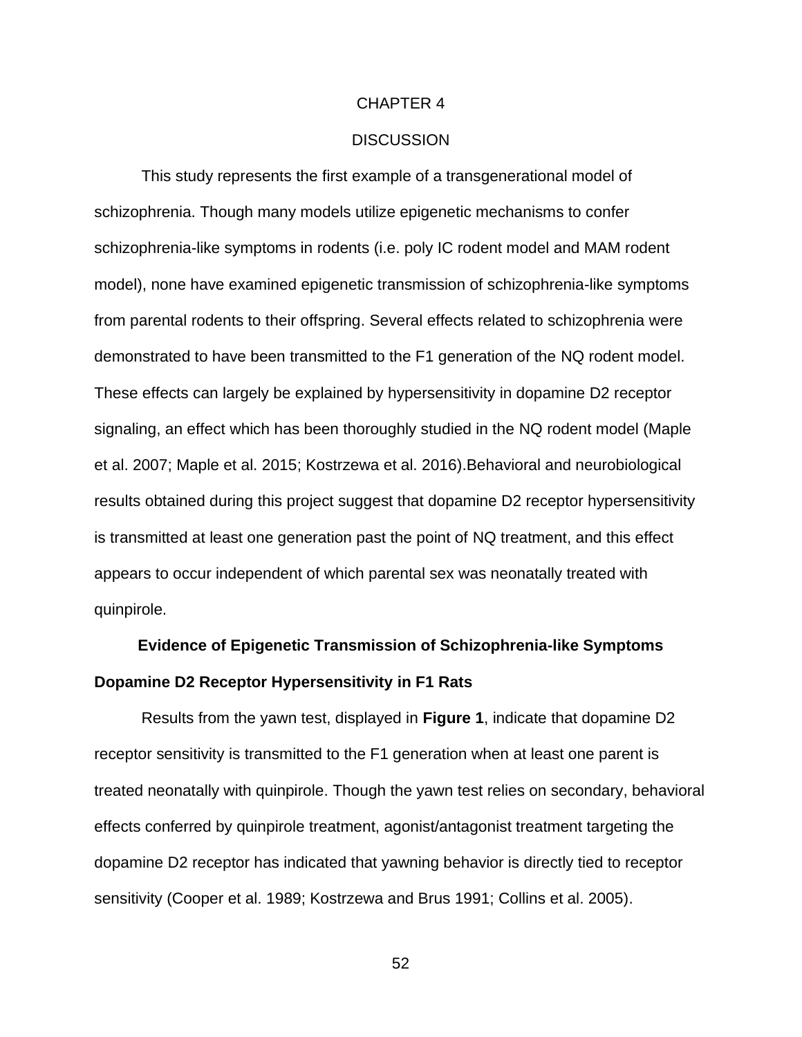# CHAPTER 4

# DISCUSSION

This study represents the first example of a transgenerational model of schizophrenia. Though many models utilize epigenetic mechanisms to confer schizophrenia-like symptoms in rodents (i.e. poly IC rodent model and MAM rodent model), none have examined epigenetic transmission of schizophrenia-like symptoms from parental rodents to their offspring. Several effects related to schizophrenia were demonstrated to have been transmitted to the F1 generation of the NQ rodent model. These effects can largely be explained by hypersensitivity in dopamine D2 receptor signaling, an effect which has been thoroughly studied in the NQ rodent model (Maple et al. 2007; Maple et al. 2015; Kostrzewa et al. 2016).Behavioral and neurobiological results obtained during this project suggest that dopamine D2 receptor hypersensitivity is transmitted at least one generation past the point of NQ treatment, and this effect appears to occur independent of which parental sex was neonatally treated with quinpirole.

## Evidence of Epigenetic Transmission of Schizophrenia-like Symptoms

### Dopamine D2 Receptor Hypersensitivity in F1 Rats

Results from the yawn test, displayed in **Figure 1**, indicate that dopamine D2 receptor sensitivity is transmitted to the F1 generation when at least one parent is treated neonatally with quinpirole. Though the yawn test relies on secondary, behavioral effects conferred by quinpirole treatment, agonist/antagonist treatment targeting the dopamine D2 receptor has indicated that yawning behavior is directly tied to receptor sensitivity (Cooper et al. 1989; Kostrzewa and Brus 1991; Collins et al. 2005).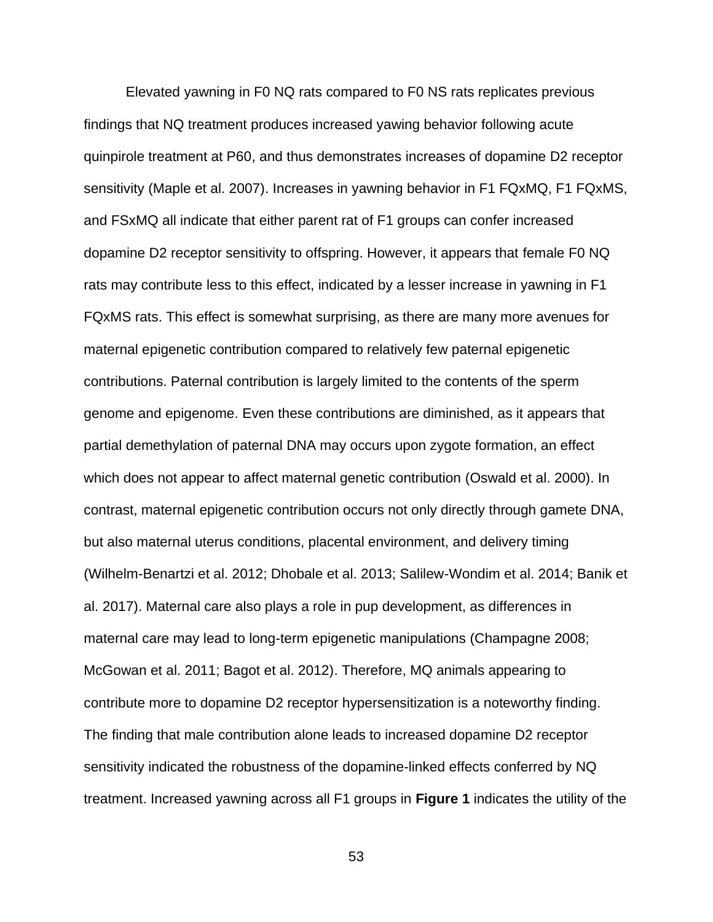Elevated yawning in F0 NQ rats compared to F0 NS rats replicates previous findings that NQ treatment produces increased yawing behavior following acute quinpirole treatment at P60, and thus demonstrates increases of dopamine D2 receptor sensitivity (Maple et al. 2007). Increases in yawning behavior in F1 FQxMQ, F1 FQxMS, and FSxMQ all indicate that either parent rat of F1 groups can confer increased dopamine D2 receptor sensitivity to offspring. However, it appears that female F0 NQ rats may contribute less to this effect, indicated by a lesser increase in yawning in F1 FQxMS rats. This effect is somewhat surprising, as there are many more avenues for maternal epigenetic contribution compared to relatively few paternal epigenetic contributions. Paternal contribution is largely limited to the contents of the sperm genome and epigenome. Even these contributions are diminished, as it appears that partial demethylation of paternal DNA may occurs upon zygote formation, an effect which does not appear to affect maternal genetic contribution (Oswald et al. 2000). In contrast, maternal epigenetic contribution occurs not only directly through gamete DNA, but also maternal uterus conditions, placental environment, and delivery timing (Wilhelm-Benartzi et al. 2012; Dhobale et al. 2013; Salilew-Wondim et al. 2014; Banik et al. 2017). Maternal care also plays a role in pup development, as differences in maternal care may lead to long-term epigenetic manipulations (Champagne 2008; McGowan et al. 2011; Bagot et al. 2012). Therefore, MQ animals appearing to contribute more to dopamine D2 receptor hypersensitization is a noteworthy finding. The finding that male contribution alone leads to increased dopamine D2 receptor sensitivity indicated the robustness of the dopamine-linked effects conferred by NQ treatment. Increased yawning across all F1 groups in **Figure 1** indicates the utility of the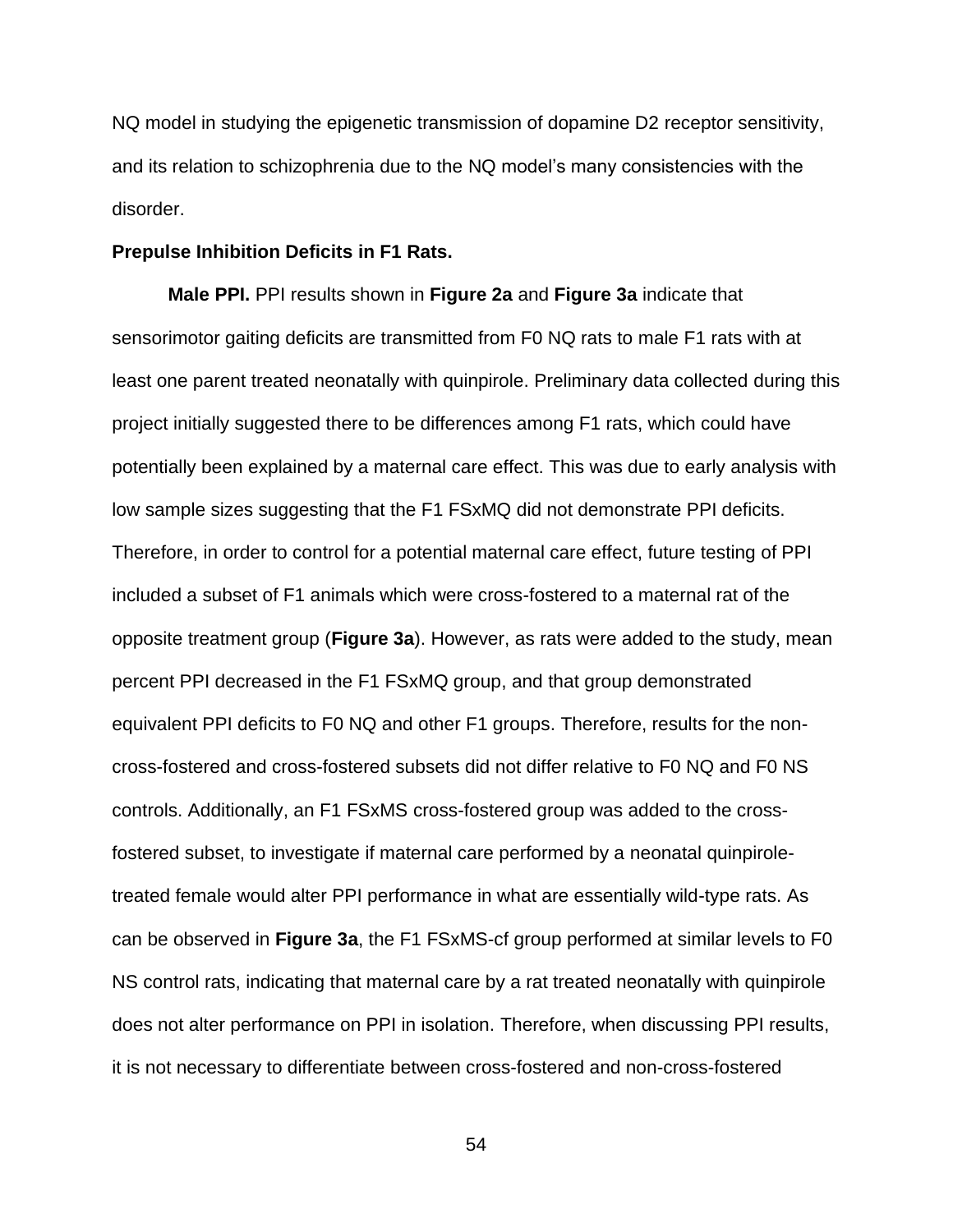NQ model in studying the epigenetic transmission of dopamine D2 receptor sensitivity, and its relation to schizophrenia due to the NQ model's many consistencies with the disorder.

**Prepulse Inhibition Deficits in F1 Rats.**

**Male PPI.** PPI results shown in **Figure 2a** and **Figure 3a** indicate that sensorimotor gaiting deficits are transmitted from F0 NQ rats to male F1 rats with at least one parent treated neonatally with quinpirole. Preliminary data collected during this project initially suggested there to be differences among F1 rats, which could have potentially been explained by a maternal care effect. This was due to early analysis with low sample sizes suggesting that the F1 FSxMQ did not demonstrate PPI deficits. Therefore, in order to control for a potential maternal care effect, future testing of PPI included a subset of F1 animals which were cross-fostered to a maternal rat of the opposite treatment group (**Figure 3a**). However, as rats were added to the study, mean percent PPI decreased in the F1 FSxMQ group, and that group demonstrated equivalent PPI deficits to F0 NQ and other F1 groups. Therefore, results for the non-cross-fostered and cross-fostered subsets did not differ relative to F0 NQ and F0 NS controls. Additionally, an F1 FSxMS cross-fostered group was added to the cross-fostered subset, to investigate if maternal care performed by a neonatal quinpirole-treated female would alter PPI performance in what are essentially wild-type rats. As can be observed in **Figure 3a**, the F1 FSxMS-cf group performed at similar levels to F0 NS control rats, indicating that maternal care by a rat treated neonatally with quinpirole does not alter performance on PPI in isolation. Therefore, when discussing PPI results, it is not necessary to differentiate between cross-fostered and non-cross-fostered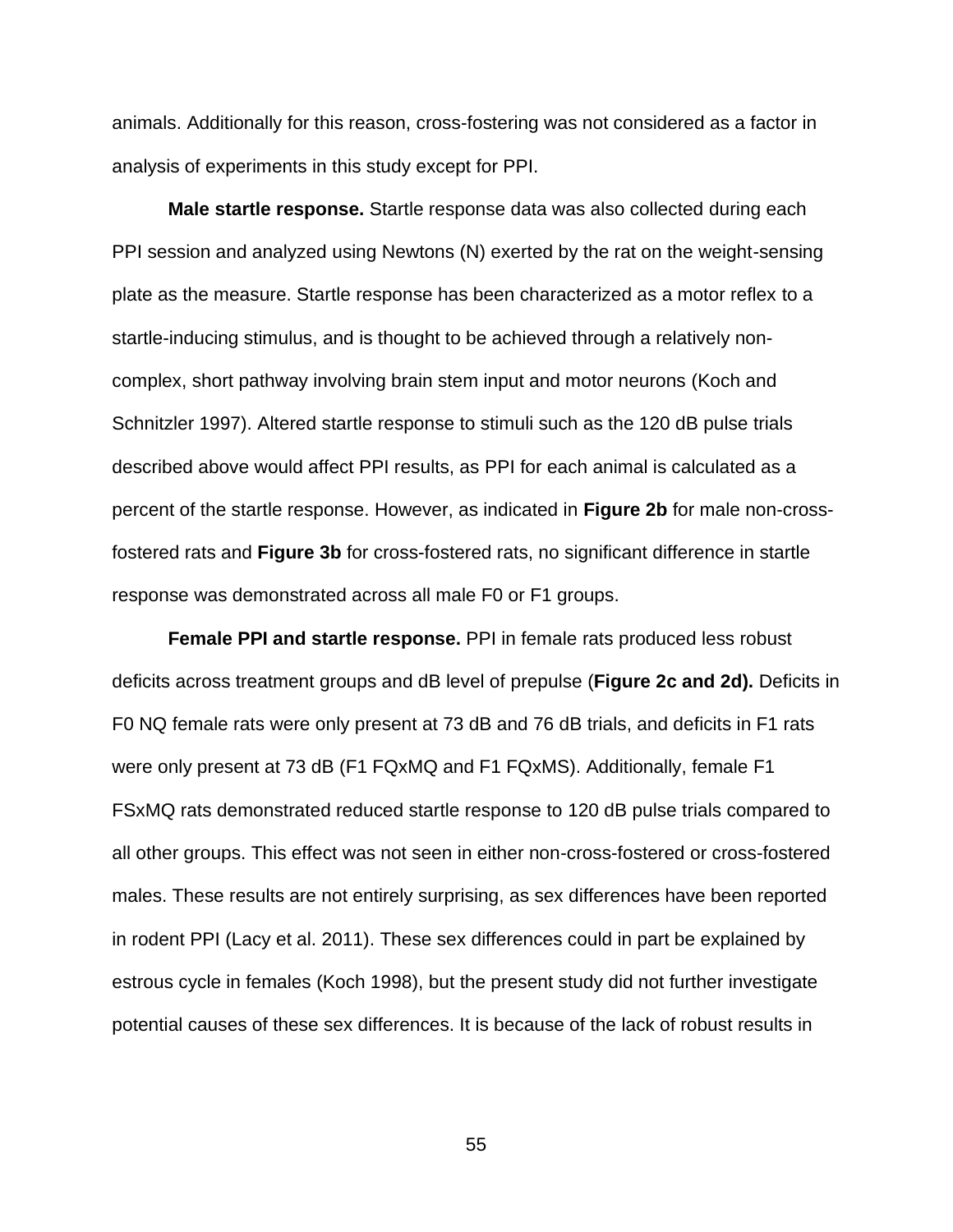animals. Additionally for this reason, cross-fostering was not considered as a factor in analysis of experiments in this study except for PPI.

**Male startle response.** Startle response data was also collected during each PPI session and analyzed using Newtons (N) exerted by the rat on the weight-sensing plate as the measure. Startle response has been characterized as a motor reflex to a startle-inducing stimulus, and is thought to be achieved through a relatively non-complex, short pathway involving brain stem input and motor neurons (Koch and Schnitzler 1997). Altered startle response to stimuli such as the 120 dB pulse trials described above would affect PPI results, as PPI for each animal is calculated as a percent of the startle response. However, as indicated in **Figure 2b** for male non-cross-fostered rats and **Figure 3b** for cross-fostered rats, no significant difference in startle response was demonstrated across all male F0 or F1 groups.

**Female PPI and startle response.** PPI in female rats produced less robust deficits across treatment groups and dB level of prepulse (**Figure 2c and 2d).** Deficits in F0 NQ female rats were only present at 73 dB and 76 dB trials, and deficits in F1 rats were only present at 73 dB (F1 FQxMQ and F1 FQxMS). Additionally, female F1 FSxMQ rats demonstrated reduced startle response to 120 dB pulse trials compared to all other groups. This effect was not seen in either non-cross-fostered or cross-fostered males. These results are not entirely surprising, as sex differences have been reported in rodent PPI (Lacy et al. 2011). These sex differences could in part be explained by estrous cycle in females (Koch 1998), but the present study did not further investigate potential causes of these sex differences. It is because of the lack of robust results in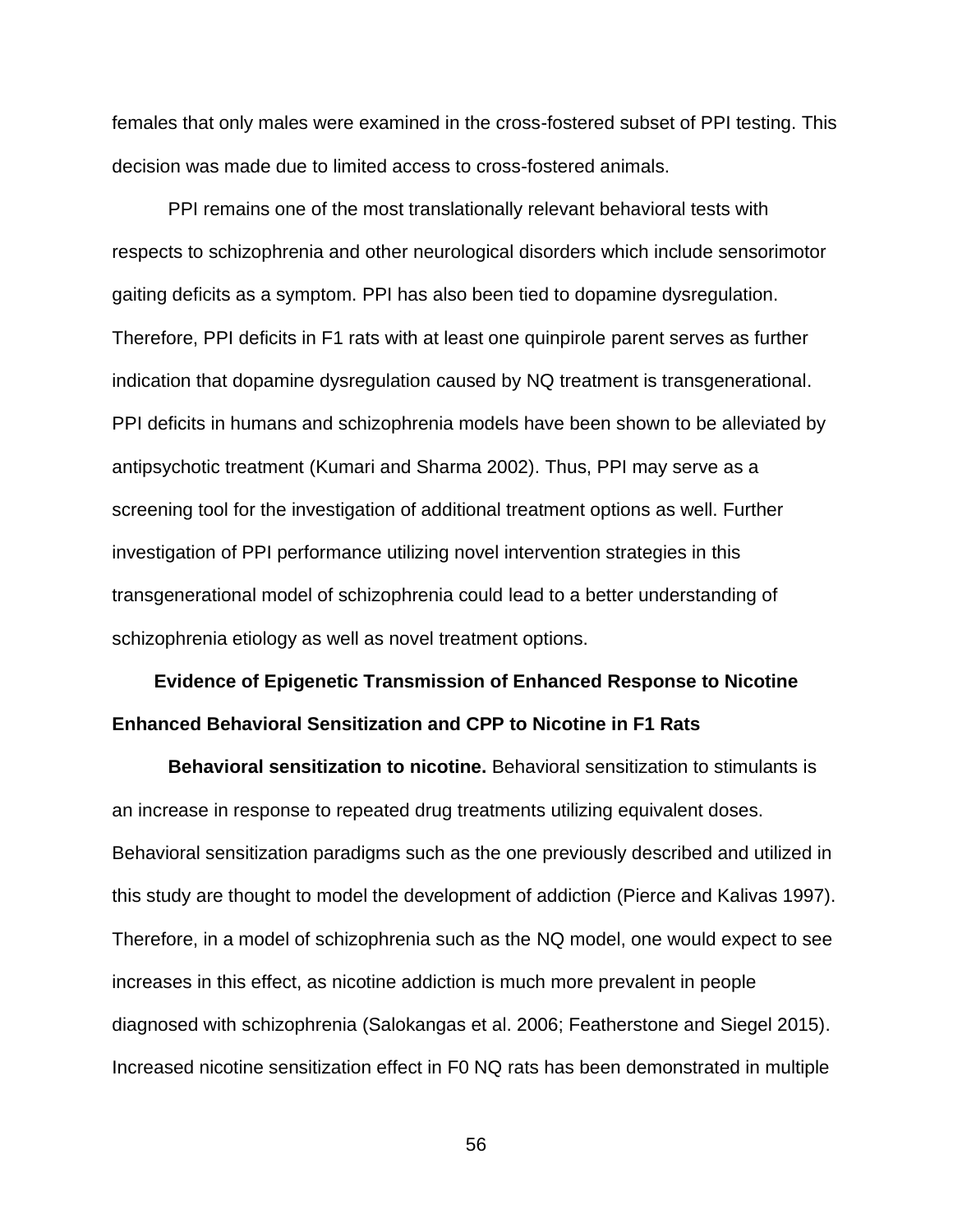females that only males were examined in the cross-fostered subset of PPI testing. This decision was made due to limited access to cross-fostered animals.

PPI remains one of the most translationally relevant behavioral tests with respects to schizophrenia and other neurological disorders which include sensorimotor gaiting deficits as a symptom. PPI has also been tied to dopamine dysregulation. Therefore, PPI deficits in F1 rats with at least one quinpirole parent serves as further indication that dopamine dysregulation caused by NQ treatment is transgenerational. PPI deficits in humans and schizophrenia models have been shown to be alleviated by antipsychotic treatment (Kumari and Sharma 2002). Thus, PPI may serve as a screening tool for the investigation of additional treatment options as well. Further investigation of PPI performance utilizing novel intervention strategies in this transgenerational model of schizophrenia could lead to a better understanding of schizophrenia etiology as well as novel treatment options.

## Evidence of Epigenetic Transmission of Enhanced Response to Nicotine

### Enhanced Behavioral Sensitization and CPP to Nicotine in F1 Rats

**Behavioral sensitization to nicotine.** Behavioral sensitization to stimulants is an increase in response to repeated drug treatments utilizing equivalent doses. Behavioral sensitization paradigms such as the one previously described and utilized in this study are thought to model the development of addiction (Pierce and Kalivas 1997). Therefore, in a model of schizophrenia such as the NQ model, one would expect to see increases in this effect, as nicotine addiction is much more prevalent in people diagnosed with schizophrenia (Salokangas et al. 2006; Featherstone and Siegel 2015). Increased nicotine sensitization effect in F0 NQ rats has been demonstrated in multiple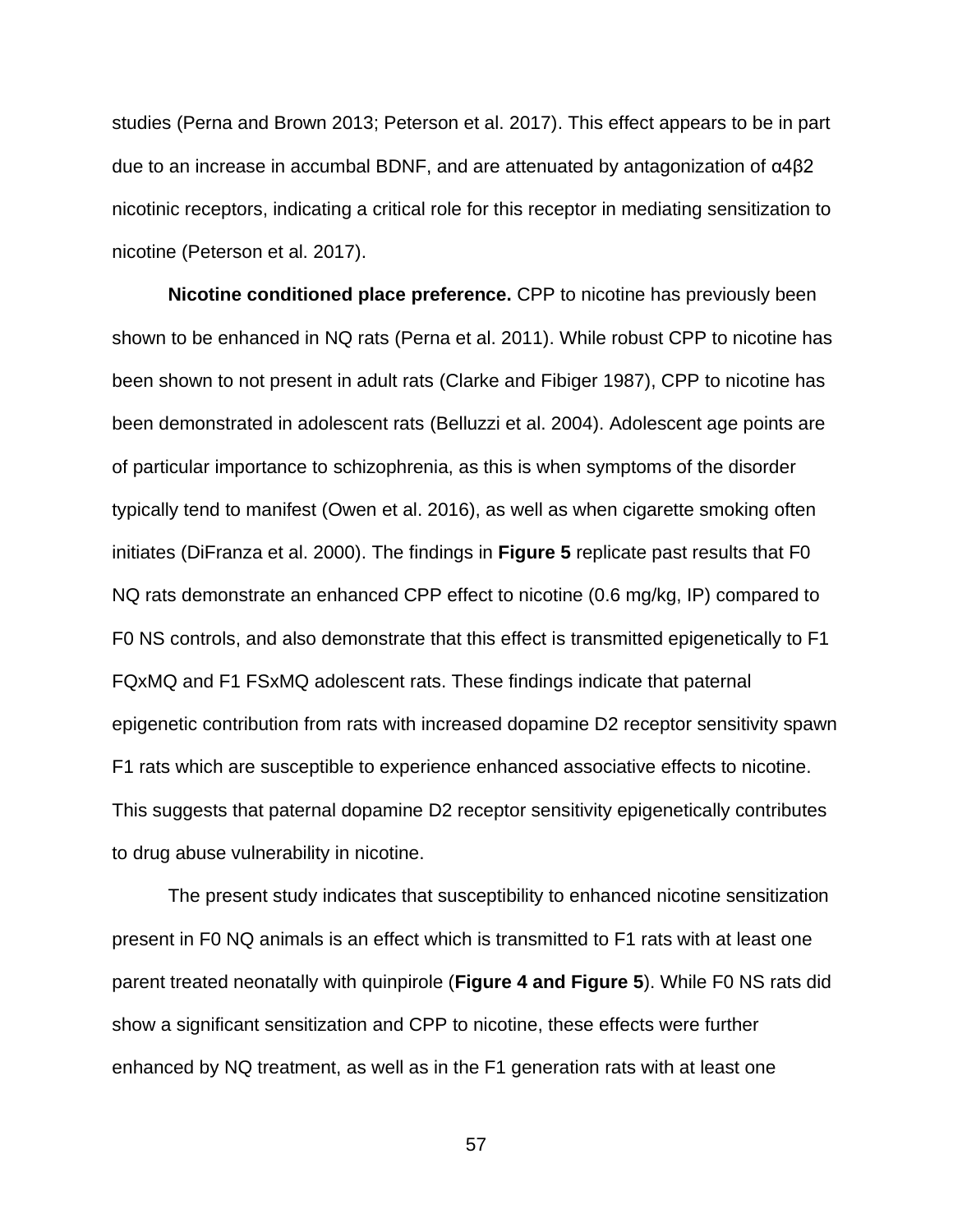studies (Perna and Brown 2013; Peterson et al. 2017). This effect appears to be in part due to an increase in accumbal BDNF, and are attenuated by antagonization of α4β2 nicotinic receptors, indicating a critical role for this receptor in mediating sensitization to nicotine (Peterson et al. 2017).

**Nicotine conditioned place preference.** CPP to nicotine has previously been shown to be enhanced in NQ rats (Perna et al. 2011). While robust CPP to nicotine has been shown to not present in adult rats (Clarke and Fibiger 1987), CPP to nicotine has been demonstrated in adolescent rats (Belluzzi et al. 2004). Adolescent age points are of particular importance to schizophrenia, as this is when symptoms of the disorder typically tend to manifest (Owen et al. 2016), as well as when cigarette smoking often initiates (DiFranza et al. 2000). The findings in **Figure 5** replicate past results that F0 NQ rats demonstrate an enhanced CPP effect to nicotine (0.6 mg/kg, IP) compared to F0 NS controls, and also demonstrate that this effect is transmitted epigenetically to F1 FQxMQ and F1 FSxMQ adolescent rats. These findings indicate that paternal epigenetic contribution from rats with increased dopamine D2 receptor sensitivity spawn F1 rats which are susceptible to experience enhanced associative effects to nicotine. This suggests that paternal dopamine D2 receptor sensitivity epigenetically contributes to drug abuse vulnerability in nicotine.

The present study indicates that susceptibility to enhanced nicotine sensitization present in F0 NQ animals is an effect which is transmitted to F1 rats with at least one parent treated neonatally with quinpirole (**Figure 4 and Figure 5**). While F0 NS rats did show a significant sensitization and CPP to nicotine, these effects were further enhanced by NQ treatment, as well as in the F1 generation rats with at least one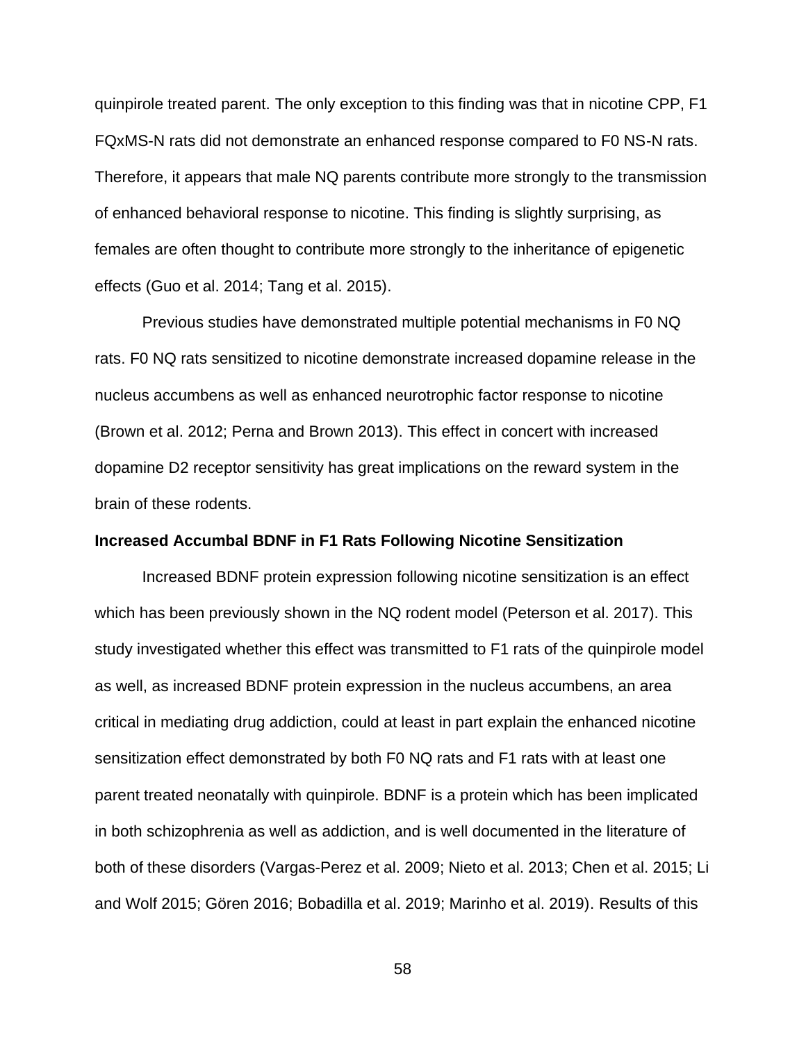quinpirole treated parent. The only exception to this finding was that in nicotine CPP, F1 FQxMS-N rats did not demonstrate an enhanced response compared to F0 NS-N rats. Therefore, it appears that male NQ parents contribute more strongly to the transmission of enhanced behavioral response to nicotine. This finding is slightly surprising, as females are often thought to contribute more strongly to the inheritance of epigenetic effects (Guo et al. 2014; Tang et al. 2015).

Previous studies have demonstrated multiple potential mechanisms in F0 NQ rats. F0 NQ rats sensitized to nicotine demonstrate increased dopamine release in the nucleus accumbens as well as enhanced neurotrophic factor response to nicotine (Brown et al. 2012; Perna and Brown 2013). This effect in concert with increased dopamine D2 receptor sensitivity has great implications on the reward system in the brain of these rodents.

**Increased Accumbal BDNF in F1 Rats Following Nicotine Sensitization**

Increased BDNF protein expression following nicotine sensitization is an effect which has been previously shown in the NQ rodent model (Peterson et al. 2017). This study investigated whether this effect was transmitted to F1 rats of the quinpirole model as well, as increased BDNF protein expression in the nucleus accumbens, an area critical in mediating drug addiction, could at least in part explain the enhanced nicotine sensitization effect demonstrated by both F0 NQ rats and F1 rats with at least one parent treated neonatally with quinpirole. BDNF is a protein which has been implicated in both schizophrenia as well as addiction, and is well documented in the literature of both of these disorders (Vargas-Perez et al. 2009; Nieto et al. 2013; Chen et al. 2015; Li and Wolf 2015; Gören 2016; Bobadilla et al. 2019; Marinho et al. 2019). Results of this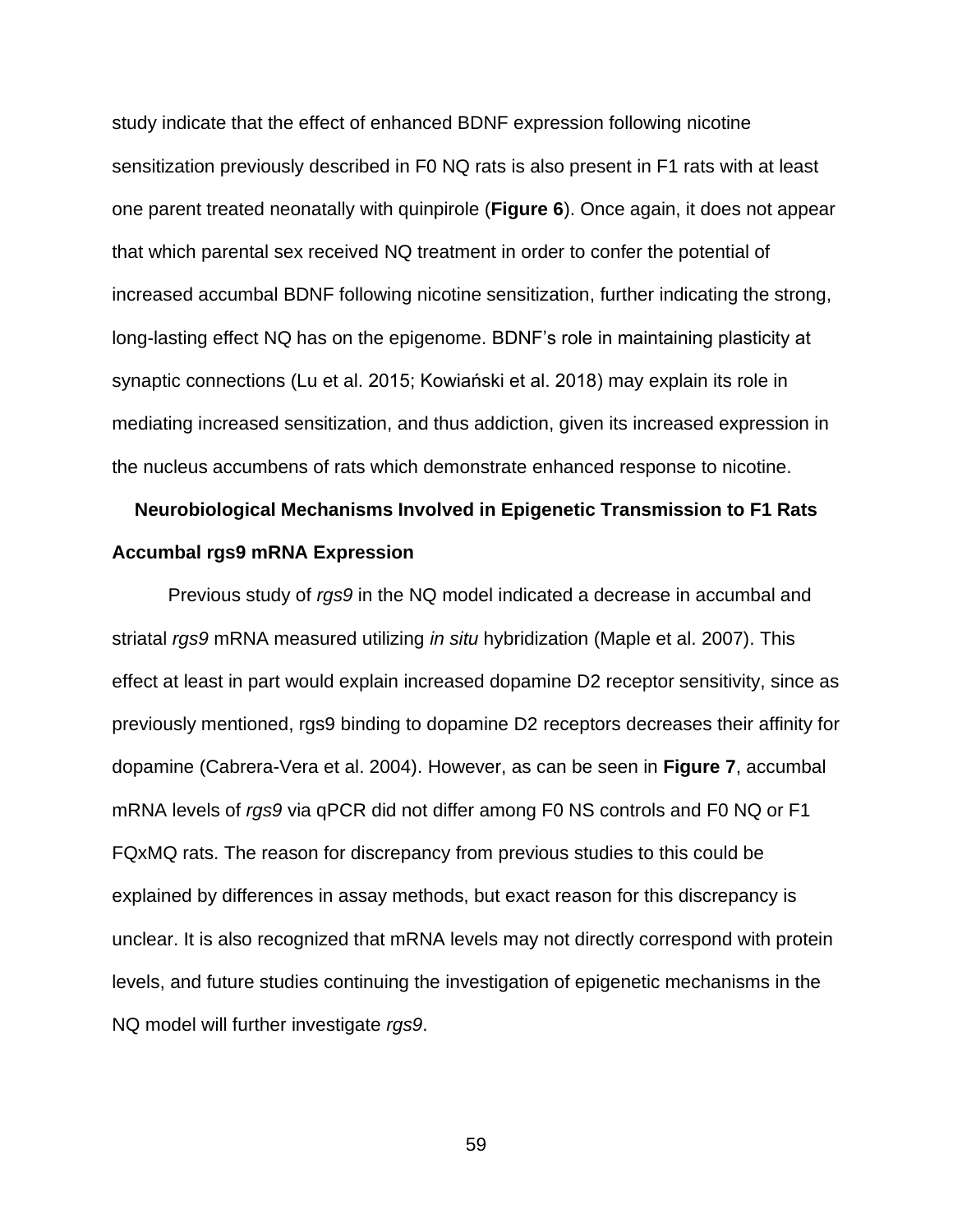study indicate that the effect of enhanced BDNF expression following nicotine sensitization previously described in F0 NQ rats is also present in F1 rats with at least one parent treated neonatally with quinpirole (**Figure 6**). Once again, it does not appear that which parental sex received NQ treatment in order to confer the potential of increased accumbal BDNF following nicotine sensitization, further indicating the strong, long-lasting effect NQ has on the epigenome. BDNF's role in maintaining plasticity at synaptic connections (Lu et al. 2015; Kowiański et al. 2018) may explain its role in mediating increased sensitization, and thus addiction, given its increased expression in the nucleus accumbens of rats which demonstrate enhanced response to nicotine.

## Neurobiological Mechanisms Involved in Epigenetic Transmission to F1 Rats

### Accumbal rgs9 mRNA Expression

Previous study of *rgs9* in the NQ model indicated a decrease in accumbal and striatal *rgs9* mRNA measured utilizing *in situ* hybridization (Maple et al. 2007). This effect at least in part would explain increased dopamine D2 receptor sensitivity, since as previously mentioned, rgs9 binding to dopamine D2 receptors decreases their affinity for dopamine (Cabrera-Vera et al. 2004). However, as can be seen in **Figure 7**, accumbal mRNA levels of *rgs9* via qPCR did not differ among F0 NS controls and F0 NQ or F1 FQxMQ rats. The reason for discrepancy from previous studies to this could be explained by differences in assay methods, but exact reason for this discrepancy is unclear. It is also recognized that mRNA levels may not directly correspond with protein levels, and future studies continuing the investigation of epigenetic mechanisms in the NQ model will further investigate *rgs9*.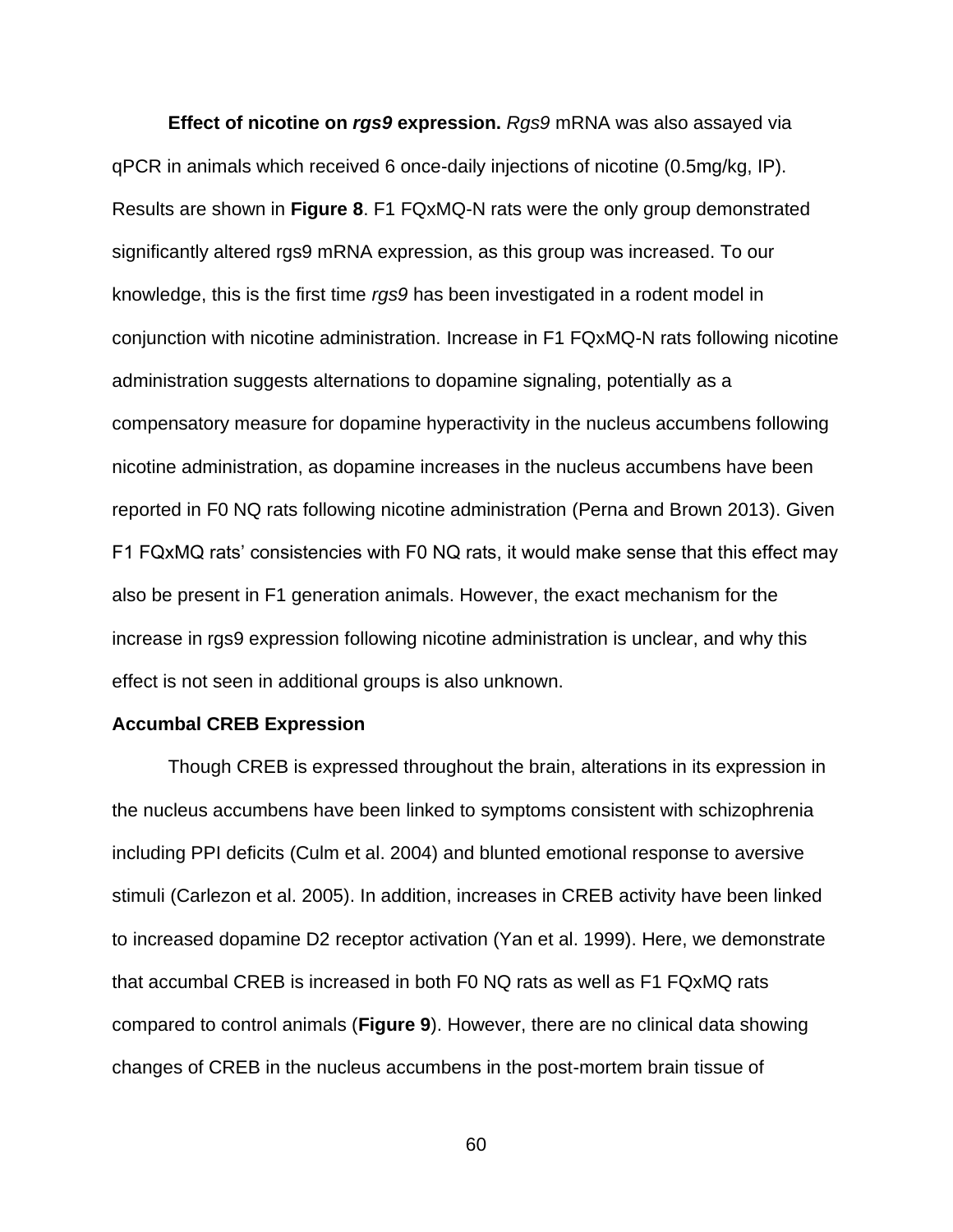**Effect of nicotine on *rgs9* expression.** *Rgs9* mRNA was also assayed via qPCR in animals which received 6 once-daily injections of nicotine (0.5mg/kg, IP). Results are shown in **Figure 8**. F1 FQxMQ-N rats were the only group demonstrated significantly altered rgs9 mRNA expression, as this group was increased. To our knowledge, this is the first time *rgs9* has been investigated in a rodent model in conjunction with nicotine administration. Increase in F1 FQxMQ-N rats following nicotine administration suggests alternations to dopamine signaling, potentially as a compensatory measure for dopamine hyperactivity in the nucleus accumbens following nicotine administration, as dopamine increases in the nucleus accumbens have been reported in F0 NQ rats following nicotine administration (Perna and Brown 2013). Given F1 FQxMQ rats' consistencies with F0 NQ rats, it would make sense that this effect may also be present in F1 generation animals. However, the exact mechanism for the increase in rgs9 expression following nicotine administration is unclear, and why this effect is not seen in additional groups is also unknown.

**Accumbal CREB Expression**

Though CREB is expressed throughout the brain, alterations in its expression in the nucleus accumbens have been linked to symptoms consistent with schizophrenia including PPI deficits (Culm et al. 2004) and blunted emotional response to aversive stimuli (Carlezon et al. 2005). In addition, increases in CREB activity have been linked to increased dopamine D2 receptor activation (Yan et al. 1999). Here, we demonstrate that accumbal CREB is increased in both F0 NQ rats as well as F1 FQxMQ rats compared to control animals (**Figure 9**). However, there are no clinical data showing changes of CREB in the nucleus accumbens in the post-mortem brain tissue of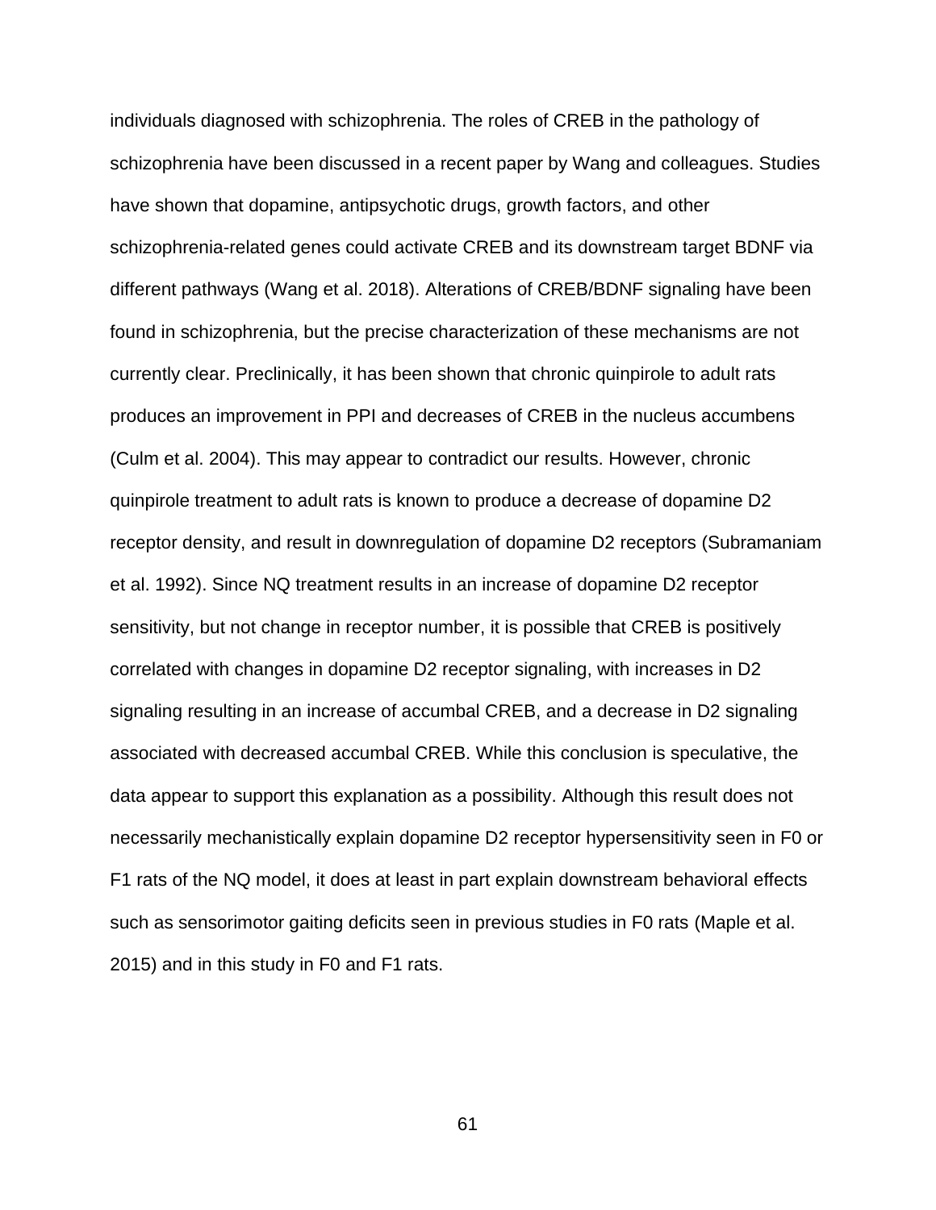individuals diagnosed with schizophrenia. The roles of CREB in the pathology of schizophrenia have been discussed in a recent paper by Wang and colleagues. Studies have shown that dopamine, antipsychotic drugs, growth factors, and other schizophrenia-related genes could activate CREB and its downstream target BDNF via different pathways (Wang et al. 2018). Alterations of CREB/BDNF signaling have been found in schizophrenia, but the precise characterization of these mechanisms are not currently clear. Preclinically, it has been shown that chronic quinpirole to adult rats produces an improvement in PPI and decreases of CREB in the nucleus accumbens (Culm et al. 2004). This may appear to contradict our results. However, chronic quinpirole treatment to adult rats is known to produce a decrease of dopamine D2 receptor density, and result in downregulation of dopamine D2 receptors (Subramaniam et al. 1992). Since NQ treatment results in an increase of dopamine D2 receptor sensitivity, but not change in receptor number, it is possible that CREB is positively correlated with changes in dopamine D2 receptor signaling, with increases in D2 signaling resulting in an increase of accumbal CREB, and a decrease in D2 signaling associated with decreased accumbal CREB. While this conclusion is speculative, the data appear to support this explanation as a possibility. Although this result does not necessarily mechanistically explain dopamine D2 receptor hypersensitivity seen in F0 or F1 rats of the NQ model, it does at least in part explain downstream behavioral effects such as sensorimotor gaiting deficits seen in previous studies in F0 rats (Maple et al. 2015) and in this study in F0 and F1 rats.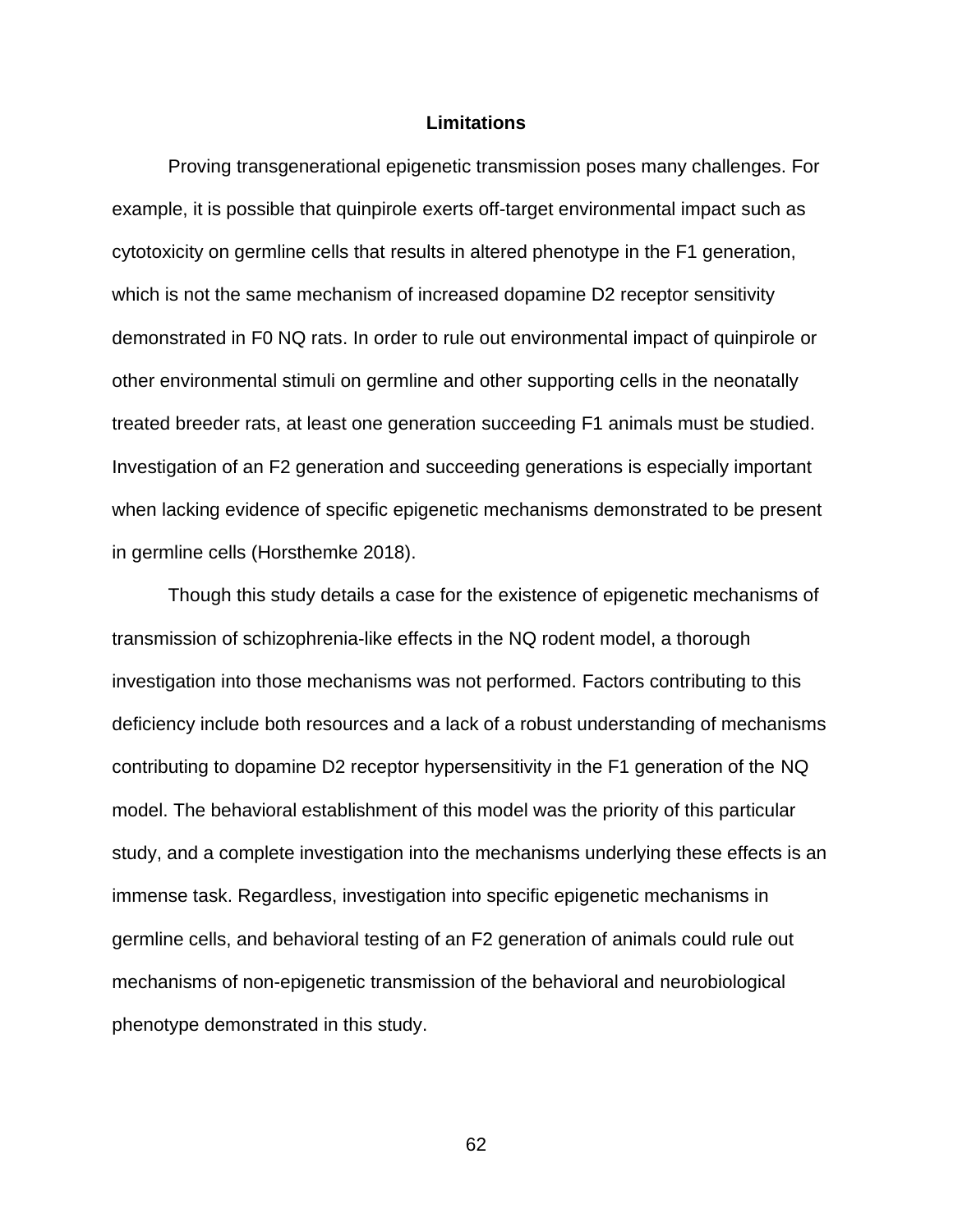## Limitations

Proving transgenerational epigenetic transmission poses many challenges. For example, it is possible that quinpirole exerts off-target environmental impact such as cytotoxicity on germline cells that results in altered phenotype in the F1 generation, which is not the same mechanism of increased dopamine D2 receptor sensitivity demonstrated in F0 NQ rats. In order to rule out environmental impact of quinpirole or other environmental stimuli on germline and other supporting cells in the neonatally treated breeder rats, at least one generation succeeding F1 animals must be studied. Investigation of an F2 generation and succeeding generations is especially important when lacking evidence of specific epigenetic mechanisms demonstrated to be present in germline cells (Horsthemke 2018).

Though this study details a case for the existence of epigenetic mechanisms of transmission of schizophrenia-like effects in the NQ rodent model, a thorough investigation into those mechanisms was not performed. Factors contributing to this deficiency include both resources and a lack of a robust understanding of mechanisms contributing to dopamine D2 receptor hypersensitivity in the F1 generation of the NQ model. The behavioral establishment of this model was the priority of this particular study, and a complete investigation into the mechanisms underlying these effects is an immense task. Regardless, investigation into specific epigenetic mechanisms in germline cells, and behavioral testing of an F2 generation of animals could rule out mechanisms of non-epigenetic transmission of the behavioral and neurobiological phenotype demonstrated in this study.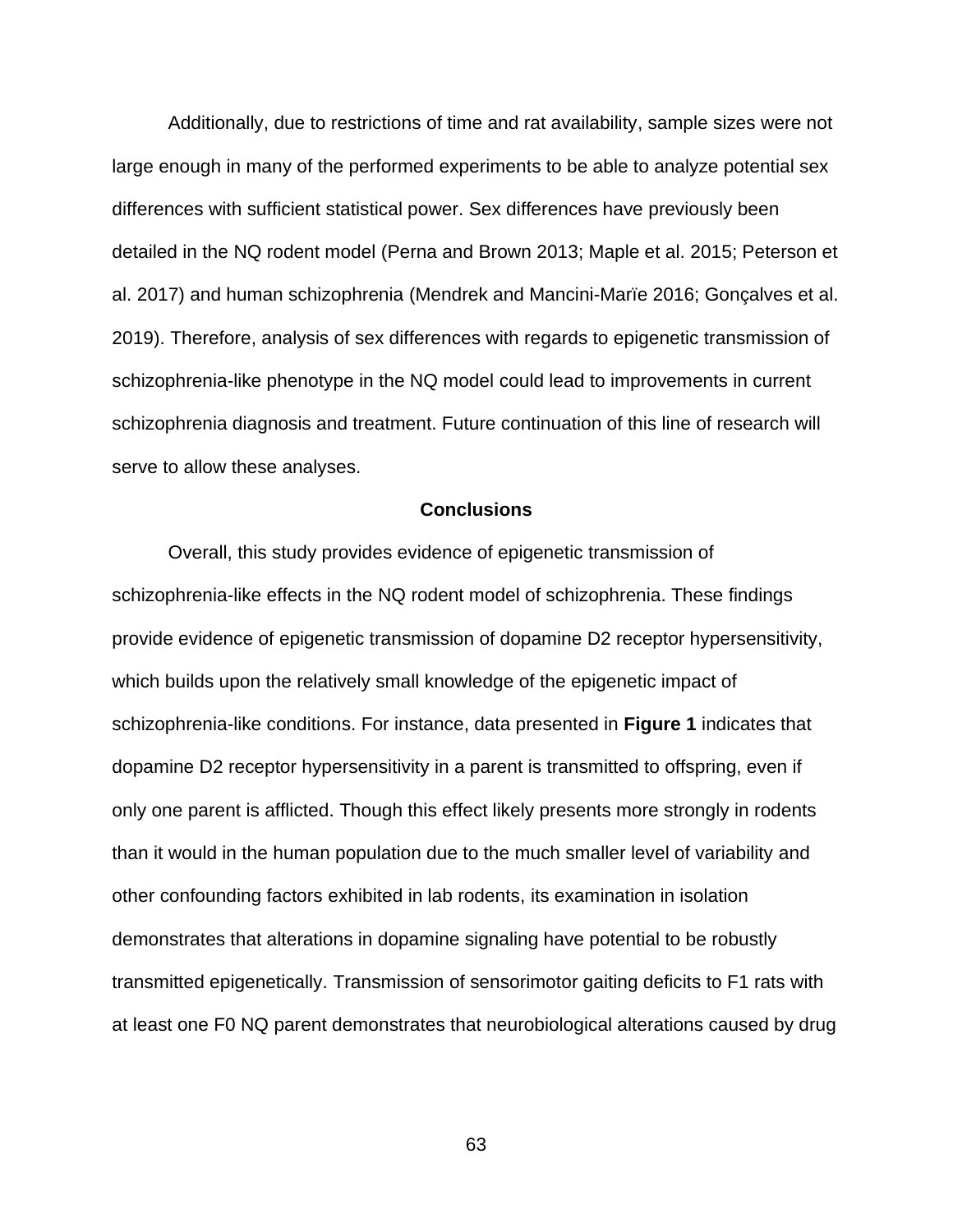Additionally, due to restrictions of time and rat availability, sample sizes were not large enough in many of the performed experiments to be able to analyze potential sex differences with sufficient statistical power. Sex differences have previously been detailed in the NQ rodent model (Perna and Brown 2013; Maple et al. 2015; Peterson et al. 2017) and human schizophrenia (Mendrek and Mancini-Marïe 2016; Gonçalves et al. 2019). Therefore, analysis of sex differences with regards to epigenetic transmission of schizophrenia-like phenotype in the NQ model could lead to improvements in current schizophrenia diagnosis and treatment. Future continuation of this line of research will serve to allow these analyses.

## Conclusions

Overall, this study provides evidence of epigenetic transmission of schizophrenia-like effects in the NQ rodent model of schizophrenia. These findings provide evidence of epigenetic transmission of dopamine D2 receptor hypersensitivity, which builds upon the relatively small knowledge of the epigenetic impact of schizophrenia-like conditions. For instance, data presented in **Figure 1** indicates that dopamine D2 receptor hypersensitivity in a parent is transmitted to offspring, even if only one parent is afflicted. Though this effect likely presents more strongly in rodents than it would in the human population due to the much smaller level of variability and other confounding factors exhibited in lab rodents, its examination in isolation demonstrates that alterations in dopamine signaling have potential to be robustly transmitted epigenetically. Transmission of sensorimotor gaiting deficits to F1 rats with at least one F0 NQ parent demonstrates that neurobiological alterations caused by drug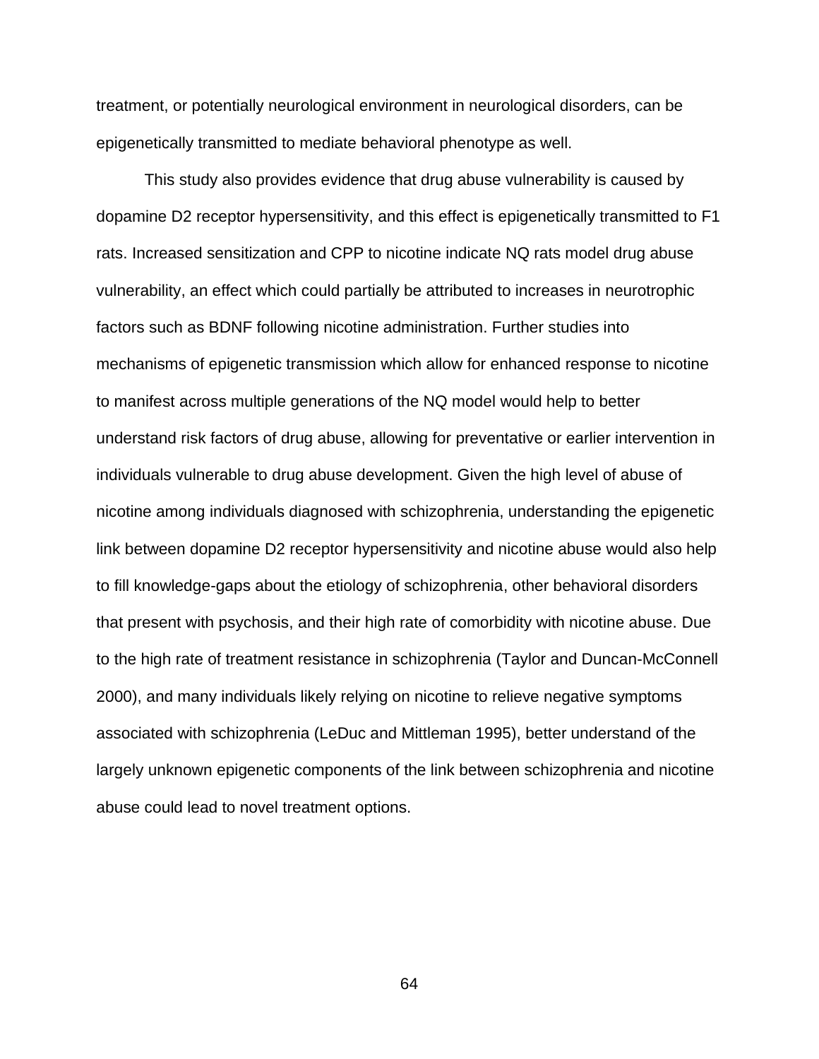treatment, or potentially neurological environment in neurological disorders, can be epigenetically transmitted to mediate behavioral phenotype as well.

This study also provides evidence that drug abuse vulnerability is caused by dopamine D2 receptor hypersensitivity, and this effect is epigenetically transmitted to F1 rats. Increased sensitization and CPP to nicotine indicate NQ rats model drug abuse vulnerability, an effect which could partially be attributed to increases in neurotrophic factors such as BDNF following nicotine administration. Further studies into mechanisms of epigenetic transmission which allow for enhanced response to nicotine to manifest across multiple generations of the NQ model would help to better understand risk factors of drug abuse, allowing for preventative or earlier intervention in individuals vulnerable to drug abuse development. Given the high level of abuse of nicotine among individuals diagnosed with schizophrenia, understanding the epigenetic link between dopamine D2 receptor hypersensitivity and nicotine abuse would also help to fill knowledge-gaps about the etiology of schizophrenia, other behavioral disorders that present with psychosis, and their high rate of comorbidity with nicotine abuse. Due to the high rate of treatment resistance in schizophrenia (Taylor and Duncan-McConnell 2000), and many individuals likely relying on nicotine to relieve negative symptoms associated with schizophrenia (LeDuc and Mittleman 1995), better understand of the largely unknown epigenetic components of the link between schizophrenia and nicotine abuse could lead to novel treatment options.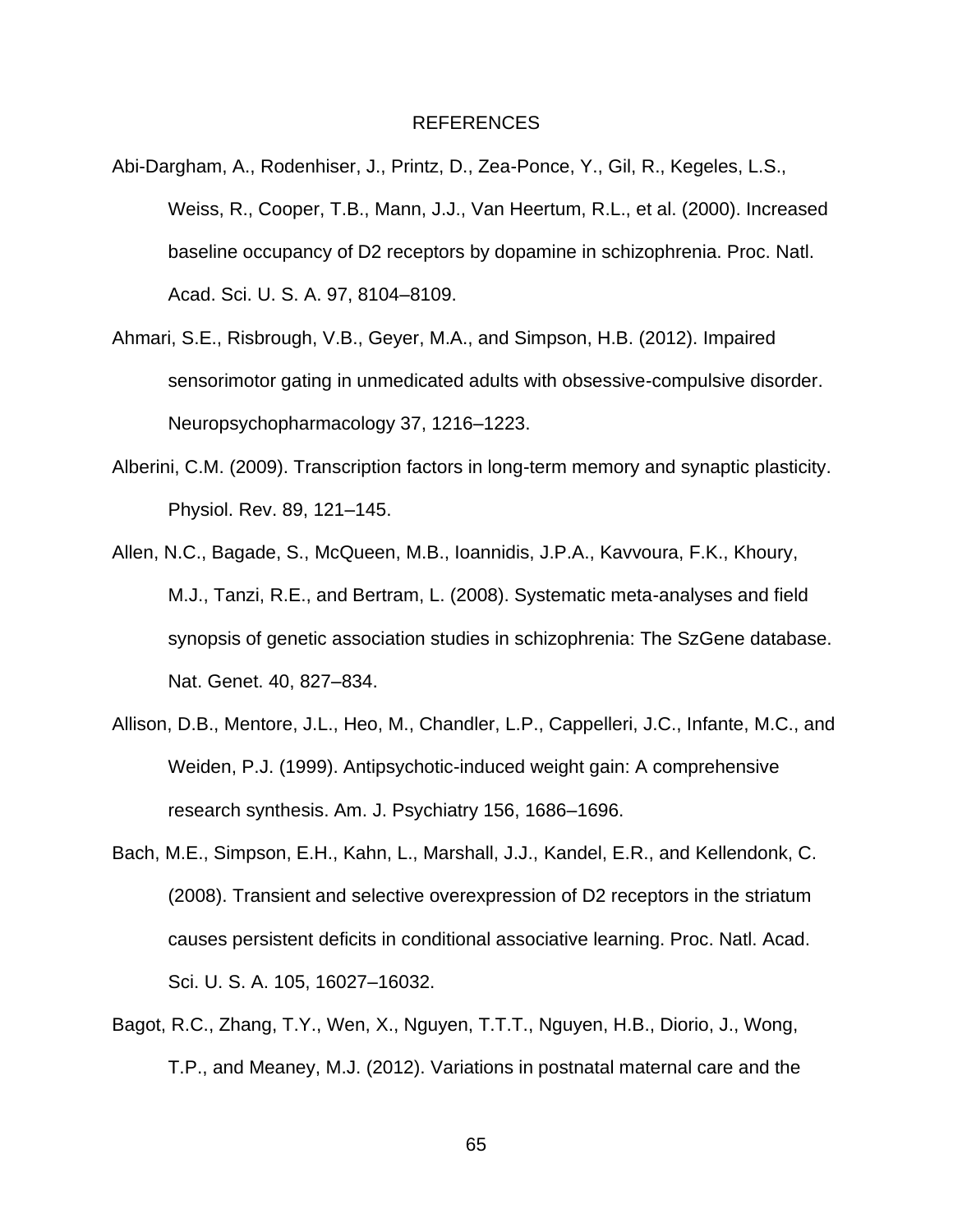# REFERENCES

Abi-Dargham, A., Rodenhiser, J., Printz, D., Zea-Ponce, Y., Gil, R., Kegeles, L.S., Weiss, R., Cooper, T.B., Mann, J.J., Van Heertum, R.L., et al. (2000). Increased baseline occupancy of D2 receptors by dopamine in schizophrenia. Proc. Natl. Acad. Sci. U. S. A. 97, 8104–8109.

Ahmari, S.E., Risbrough, V.B., Geyer, M.A., and Simpson, H.B. (2012). Impaired sensorimotor gating in unmedicated adults with obsessive-compulsive disorder. Neuropsychopharmacology 37, 1216–1223.

Alberini, C.M. (2009). Transcription factors in long-term memory and synaptic plasticity. Physiol. Rev. 89, 121–145.

Allen, N.C., Bagade, S., McQueen, M.B., Ioannidis, J.P.A., Kavvoura, F.K., Khoury, M.J., Tanzi, R.E., and Bertram, L. (2008). Systematic meta-analyses and field synopsis of genetic association studies in schizophrenia: The SzGene database. Nat. Genet. 40, 827–834.

Allison, D.B., Mentore, J.L., Heo, M., Chandler, L.P., Cappelleri, J.C., Infante, M.C., and Weiden, P.J. (1999). Antipsychotic-induced weight gain: A comprehensive research synthesis. Am. J. Psychiatry 156, 1686–1696.

Bach, M.E., Simpson, E.H., Kahn, L., Marshall, J.J., Kandel, E.R., and Kellendonk, C. (2008). Transient and selective overexpression of D2 receptors in the striatum causes persistent deficits in conditional associative learning. Proc. Natl. Acad. Sci. U. S. A. 105, 16027–16032.

Bagot, R.C., Zhang, T.Y., Wen, X., Nguyen, T.T.T., Nguyen, H.B., Diorio, J., Wong, T.P., and Meaney, M.J. (2012). Variations in postnatal maternal care and the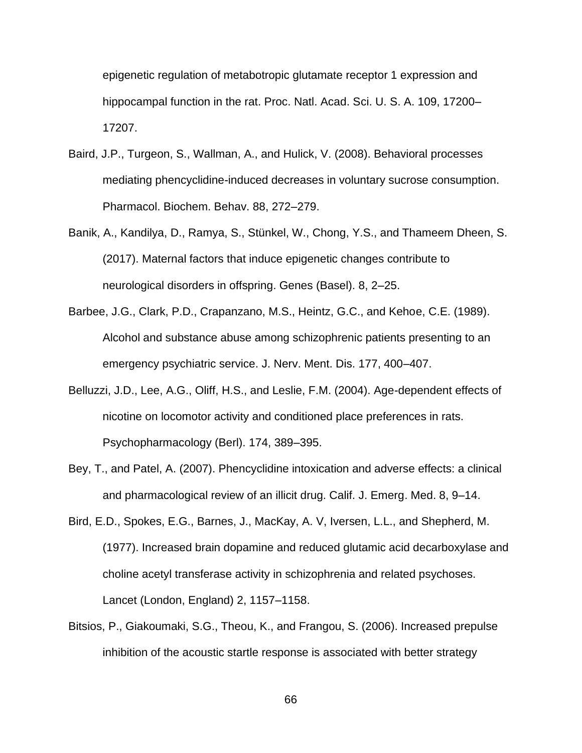epigenetic regulation of metabotropic glutamate receptor 1 expression and hippocampal function in the rat. Proc. Natl. Acad. Sci. U. S. A. 109, 17200–17207.

Baird, J.P., Turgeon, S., Wallman, A., and Hulick, V. (2008). Behavioral processes mediating phencyclidine-induced decreases in voluntary sucrose consumption. Pharmacol. Biochem. Behav. 88, 272–279.

Banik, A., Kandilya, D., Ramya, S., Stünkel, W., Chong, Y.S., and Thameem Dheen, S. (2017). Maternal factors that induce epigenetic changes contribute to neurological disorders in offspring. Genes (Basel). 8, 2–25.

Barbee, J.G., Clark, P.D., Crapanzano, M.S., Heintz, G.C., and Kehoe, C.E. (1989). Alcohol and substance abuse among schizophrenic patients presenting to an emergency psychiatric service. J. Nerv. Ment. Dis. 177, 400–407.

Belluzzi, J.D., Lee, A.G., Oliff, H.S., and Leslie, F.M. (2004). Age-dependent effects of nicotine on locomotor activity and conditioned place preferences in rats. Psychopharmacology (Berl). 174, 389–395.

Bey, T., and Patel, A. (2007). Phencyclidine intoxication and adverse effects: a clinical and pharmacological review of an illicit drug. Calif. J. Emerg. Med. 8, 9–14.

Bird, E.D., Spokes, E.G., Barnes, J., MacKay, A. V, Iversen, L.L., and Shepherd, M. (1977). Increased brain dopamine and reduced glutamic acid decarboxylase and choline acetyl transferase activity in schizophrenia and related psychoses. Lancet (London, England) 2, 1157–1158.

Bitsios, P., Giakoumaki, S.G., Theou, K., and Frangou, S. (2006). Increased prepulse inhibition of the acoustic startle response is associated with better strategy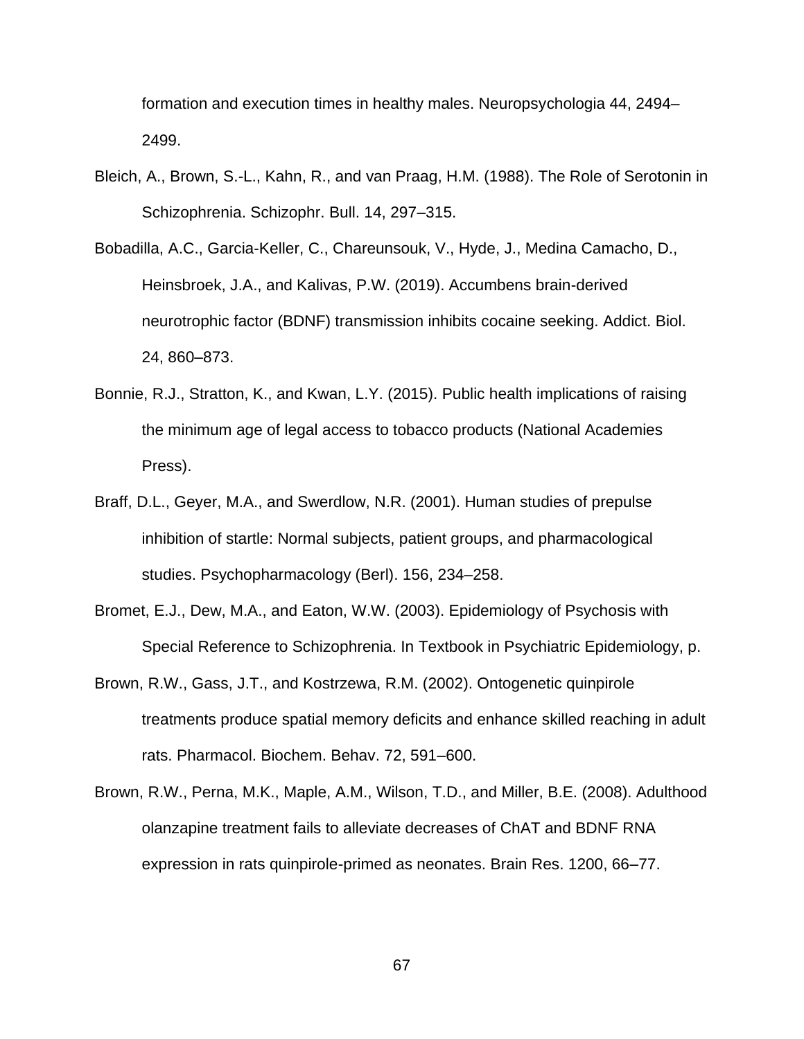formation and execution times in healthy males. Neuropsychologia 44, 2494–2499.

Bleich, A., Brown, S.-L., Kahn, R., and van Praag, H.M. (1988). The Role of Serotonin in Schizophrenia. Schizophr. Bull. 14, 297–315.

Bobadilla, A.C., Garcia-Keller, C., Chareunsouk, V., Hyde, J., Medina Camacho, D., Heinsbroek, J.A., and Kalivas, P.W. (2019). Accumbens brain-derived neurotrophic factor (BDNF) transmission inhibits cocaine seeking. Addict. Biol. 24, 860–873.

Bonnie, R.J., Stratton, K., and Kwan, L.Y. (2015). Public health implications of raising the minimum age of legal access to tobacco products (National Academies Press).

Braff, D.L., Geyer, M.A., and Swerdlow, N.R. (2001). Human studies of prepulse inhibition of startle: Normal subjects, patient groups, and pharmacological studies. Psychopharmacology (Berl). 156, 234–258.

Bromet, E.J., Dew, M.A., and Eaton, W.W. (2003). Epidemiology of Psychosis with Special Reference to Schizophrenia. In Textbook in Psychiatric Epidemiology, p.

Brown, R.W., Gass, J.T., and Kostrzewa, R.M. (2002). Ontogenetic quinpirole treatments produce spatial memory deficits and enhance skilled reaching in adult rats. Pharmacol. Biochem. Behav. 72, 591–600.

Brown, R.W., Perna, M.K., Maple, A.M., Wilson, T.D., and Miller, B.E. (2008). Adulthood olanzapine treatment fails to alleviate decreases of ChAT and BDNF RNA expression in rats quinpirole-primed as neonates. Brain Res. 1200, 66–77.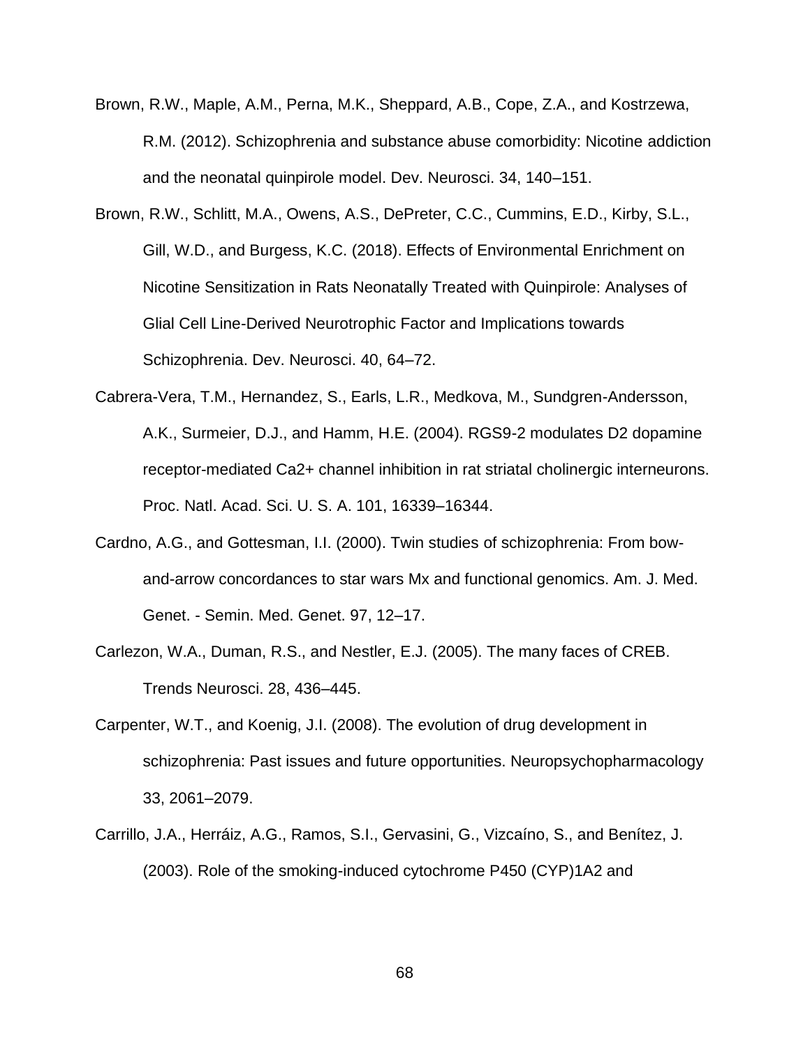Brown, R.W., Maple, A.M., Perna, M.K., Sheppard, A.B., Cope, Z.A., and Kostrzewa, R.M. (2012). Schizophrenia and substance abuse comorbidity: Nicotine addiction and the neonatal quinpirole model. Dev. Neurosci. 34, 140–151.

Brown, R.W., Schlitt, M.A., Owens, A.S., DePreter, C.C., Cummins, E.D., Kirby, S.L., Gill, W.D., and Burgess, K.C. (2018). Effects of Environmental Enrichment on Nicotine Sensitization in Rats Neonatally Treated with Quinpirole: Analyses of Glial Cell Line-Derived Neurotrophic Factor and Implications towards Schizophrenia. Dev. Neurosci. 40, 64–72.

Cabrera-Vera, T.M., Hernandez, S., Earls, L.R., Medkova, M., Sundgren-Andersson, A.K., Surmeier, D.J., and Hamm, H.E. (2004). RGS9-2 modulates D2 dopamine receptor-mediated Ca2+ channel inhibition in rat striatal cholinergic interneurons. Proc. Natl. Acad. Sci. U. S. A. 101, 16339–16344.

Cardno, A.G., and Gottesman, I.I. (2000). Twin studies of schizophrenia: From bow-and-arrow concordances to star wars Mx and functional genomics. Am. J. Med. Genet. - Semin. Med. Genet. 97, 12–17.

Carlezon, W.A., Duman, R.S., and Nestler, E.J. (2005). The many faces of CREB. Trends Neurosci. 28, 436–445.

Carpenter, W.T., and Koenig, J.I. (2008). The evolution of drug development in schizophrenia: Past issues and future opportunities. Neuropsychopharmacology 33, 2061–2079.

Carrillo, J.A., Herráiz, A.G., Ramos, S.I., Gervasini, G., Vizcaíno, S., and Benítez, J. (2003). Role of the smoking-induced cytochrome P450 (CYP)1A2 and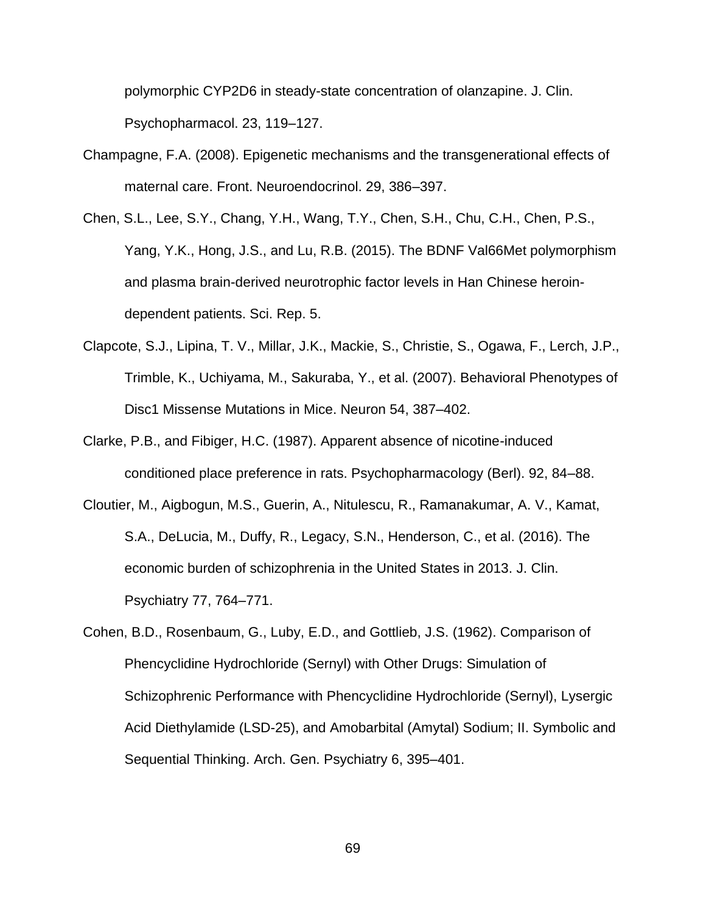polymorphic CYP2D6 in steady-state concentration of olanzapine. J. Clin. Psychopharmacol. 23, 119–127.

Champagne, F.A. (2008). Epigenetic mechanisms and the transgenerational effects of maternal care. Front. Neuroendocrinol. 29, 386–397.

Chen, S.L., Lee, S.Y., Chang, Y.H., Wang, T.Y., Chen, S.H., Chu, C.H., Chen, P.S., Yang, Y.K., Hong, J.S., and Lu, R.B. (2015). The BDNF Val66Met polymorphism and plasma brain-derived neurotrophic factor levels in Han Chinese heroin-dependent patients. Sci. Rep. 5.

Clapcote, S.J., Lipina, T. V., Millar, J.K., Mackie, S., Christie, S., Ogawa, F., Lerch, J.P., Trimble, K., Uchiyama, M., Sakuraba, Y., et al. (2007). Behavioral Phenotypes of Disc1 Missense Mutations in Mice. Neuron 54, 387–402.

Clarke, P.B., and Fibiger, H.C. (1987). Apparent absence of nicotine-induced conditioned place preference in rats. Psychopharmacology (Berl). 92, 84–88.

Cloutier, M., Aigbogun, M.S., Guerin, A., Nitulescu, R., Ramanakumar, A. V., Kamat, S.A., DeLucia, M., Duffy, R., Legacy, S.N., Henderson, C., et al. (2016). The economic burden of schizophrenia in the United States in 2013. J. Clin. Psychiatry 77, 764–771.

Cohen, B.D., Rosenbaum, G., Luby, E.D., and Gottlieb, J.S. (1962). Comparison of Phencyclidine Hydrochloride (Sernyl) with Other Drugs: Simulation of Schizophrenic Performance with Phencyclidine Hydrochloride (Sernyl), Lysergic Acid Diethylamide (LSD-25), and Amobarbital (Amytal) Sodium; II. Symbolic and Sequential Thinking. Arch. Gen. Psychiatry 6, 395–401.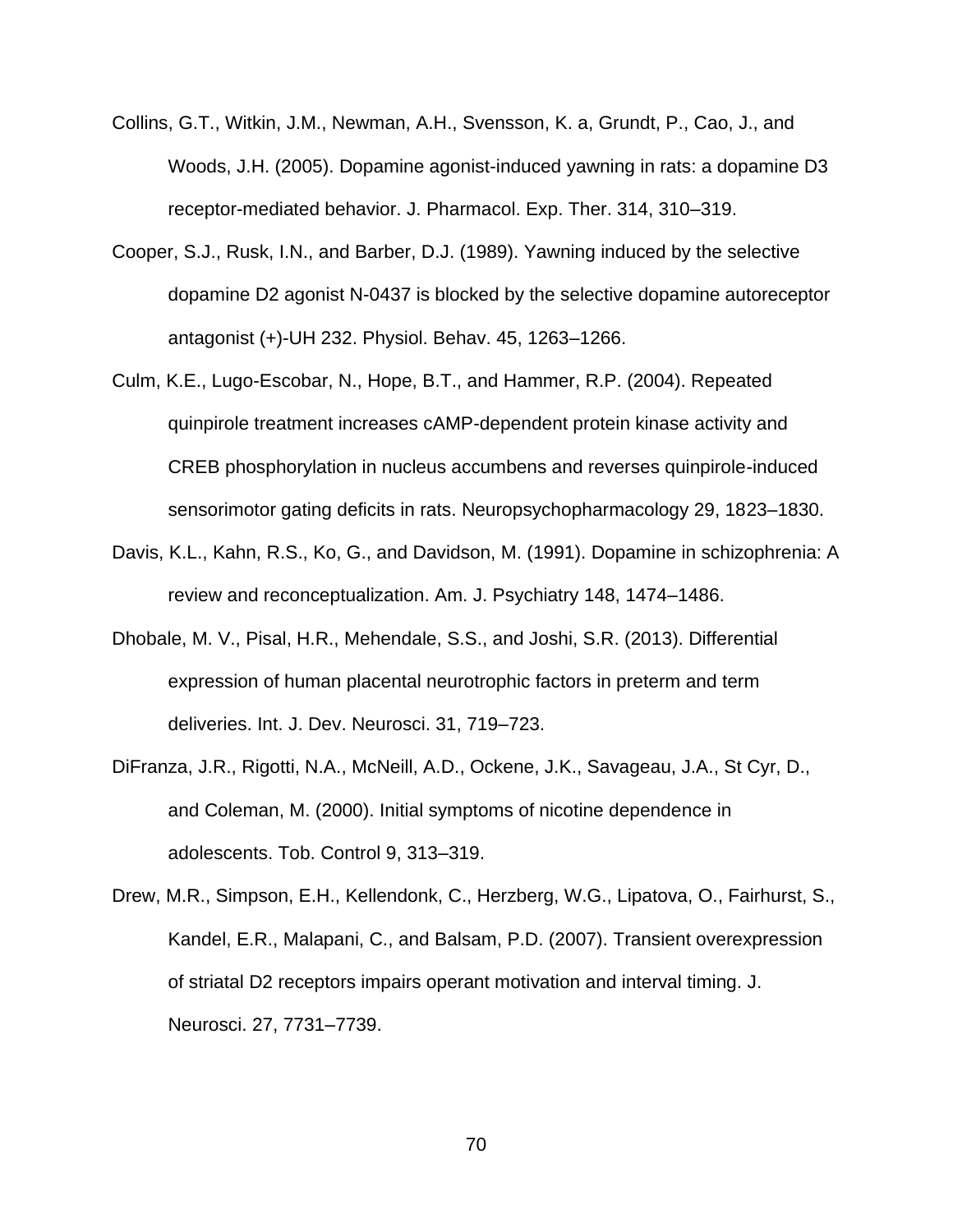Collins, G.T., Witkin, J.M., Newman, A.H., Svensson, K. a, Grundt, P., Cao, J., and Woods, J.H. (2005). Dopamine agonist-induced yawning in rats: a dopamine D3 receptor-mediated behavior. J. Pharmacol. Exp. Ther. 314, 310–319.

Cooper, S.J., Rusk, I.N., and Barber, D.J. (1989). Yawning induced by the selective dopamine D2 agonist N-0437 is blocked by the selective dopamine autoreceptor antagonist (+)-UH 232. Physiol. Behav. 45, 1263–1266.

Culm, K.E., Lugo-Escobar, N., Hope, B.T., and Hammer, R.P. (2004). Repeated quinpirole treatment increases cAMP-dependent protein kinase activity and CREB phosphorylation in nucleus accumbens and reverses quinpirole-induced sensorimotor gating deficits in rats. Neuropsychopharmacology 29, 1823–1830.

Davis, K.L., Kahn, R.S., Ko, G., and Davidson, M. (1991). Dopamine in schizophrenia: A review and reconceptualization. Am. J. Psychiatry 148, 1474–1486.

Dhobale, M. V., Pisal, H.R., Mehendale, S.S., and Joshi, S.R. (2013). Differential expression of human placental neurotrophic factors in preterm and term deliveries. Int. J. Dev. Neurosci. 31, 719–723.

DiFranza, J.R., Rigotti, N.A., McNeill, A.D., Ockene, J.K., Savageau, J.A., St Cyr, D., and Coleman, M. (2000). Initial symptoms of nicotine dependence in adolescents. Tob. Control 9, 313–319.

Drew, M.R., Simpson, E.H., Kellendonk, C., Herzberg, W.G., Lipatova, O., Fairhurst, S., Kandel, E.R., Malapani, C., and Balsam, P.D. (2007). Transient overexpression of striatal D2 receptors impairs operant motivation and interval timing. J. Neurosci. 27, 7731–7739.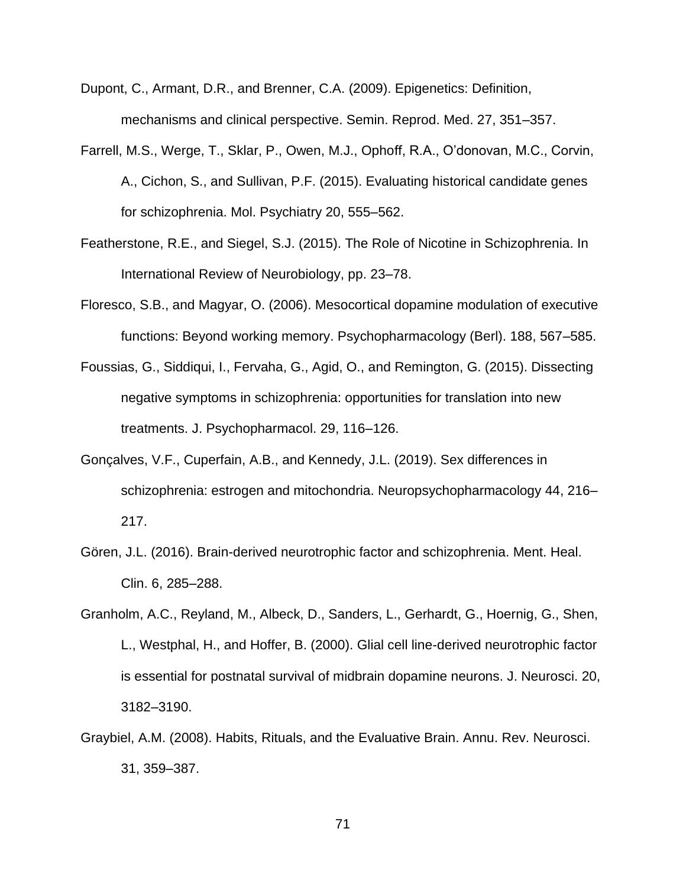Dupont, C., Armant, D.R., and Brenner, C.A. (2009). Epigenetics: Definition, mechanisms and clinical perspective. Semin. Reprod. Med. 27, 351–357.

Farrell, M.S., Werge, T., Sklar, P., Owen, M.J., Ophoff, R.A., O'donovan, M.C., Corvin, A., Cichon, S., and Sullivan, P.F. (2015). Evaluating historical candidate genes for schizophrenia. Mol. Psychiatry 20, 555–562.

Featherstone, R.E., and Siegel, S.J. (2015). The Role of Nicotine in Schizophrenia. In International Review of Neurobiology, pp. 23–78.

Floresco, S.B., and Magyar, O. (2006). Mesocortical dopamine modulation of executive functions: Beyond working memory. Psychopharmacology (Berl). 188, 567–585.

Foussias, G., Siddiqui, I., Fervaha, G., Agid, O., and Remington, G. (2015). Dissecting negative symptoms in schizophrenia: opportunities for translation into new treatments. J. Psychopharmacol. 29, 116–126.

Gonçalves, V.F., Cuperfain, A.B., and Kennedy, J.L. (2019). Sex differences in schizophrenia: estrogen and mitochondria. Neuropsychopharmacology 44, 216–217.

Gören, J.L. (2016). Brain-derived neurotrophic factor and schizophrenia. Ment. Heal. Clin. 6, 285–288.

Granholm, A.C., Reyland, M., Albeck, D., Sanders, L., Gerhardt, G., Hoernig, G., Shen, L., Westphal, H., and Hoffer, B. (2000). Glial cell line-derived neurotrophic factor is essential for postnatal survival of midbrain dopamine neurons. J. Neurosci. 20, 3182–3190.

Graybiel, A.M. (2008). Habits, Rituals, and the Evaluative Brain. Annu. Rev. Neurosci. 31, 359–387.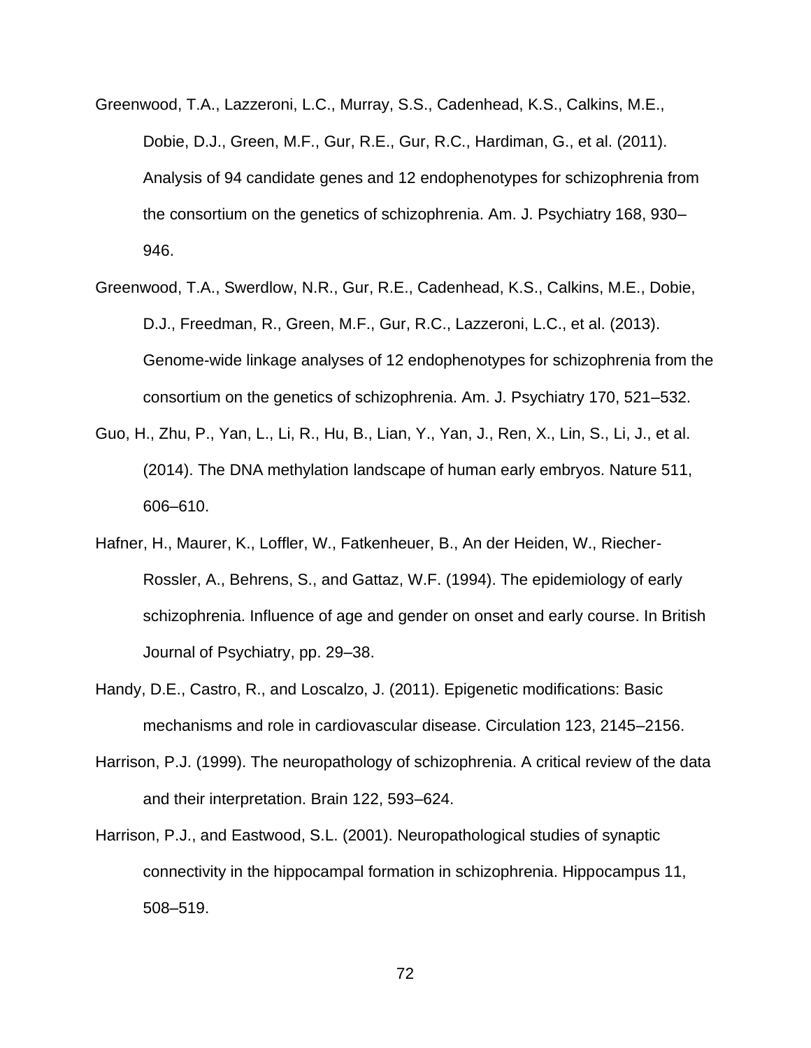Greenwood, T.A., Lazzeroni, L.C., Murray, S.S., Cadenhead, K.S., Calkins, M.E., Dobie, D.J., Green, M.F., Gur, R.E., Gur, R.C., Hardiman, G., et al. (2011). Analysis of 94 candidate genes and 12 endophenotypes for schizophrenia from the consortium on the genetics of schizophrenia. Am. J. Psychiatry 168, 930–946.

Greenwood, T.A., Swerdlow, N.R., Gur, R.E., Cadenhead, K.S., Calkins, M.E., Dobie, D.J., Freedman, R., Green, M.F., Gur, R.C., Lazzeroni, L.C., et al. (2013). Genome-wide linkage analyses of 12 endophenotypes for schizophrenia from the consortium on the genetics of schizophrenia. Am. J. Psychiatry 170, 521–532.

Guo, H., Zhu, P., Yan, L., Li, R., Hu, B., Lian, Y., Yan, J., Ren, X., Lin, S., Li, J., et al. (2014). The DNA methylation landscape of human early embryos. Nature 511, 606–610.

Hafner, H., Maurer, K., Loffler, W., Fatkenheuer, B., An der Heiden, W., Riecher-Rossler, A., Behrens, S., and Gattaz, W.F. (1994). The epidemiology of early schizophrenia. Influence of age and gender on onset and early course. In British Journal of Psychiatry, pp. 29–38.

Handy, D.E., Castro, R., and Loscalzo, J. (2011). Epigenetic modifications: Basic mechanisms and role in cardiovascular disease. Circulation 123, 2145–2156.

Harrison, P.J. (1999). The neuropathology of schizophrenia. A critical review of the data and their interpretation. Brain 122, 593–624.

Harrison, P.J., and Eastwood, S.L. (2001). Neuropathological studies of synaptic connectivity in the hippocampal formation in schizophrenia. Hippocampus 11, 508–519.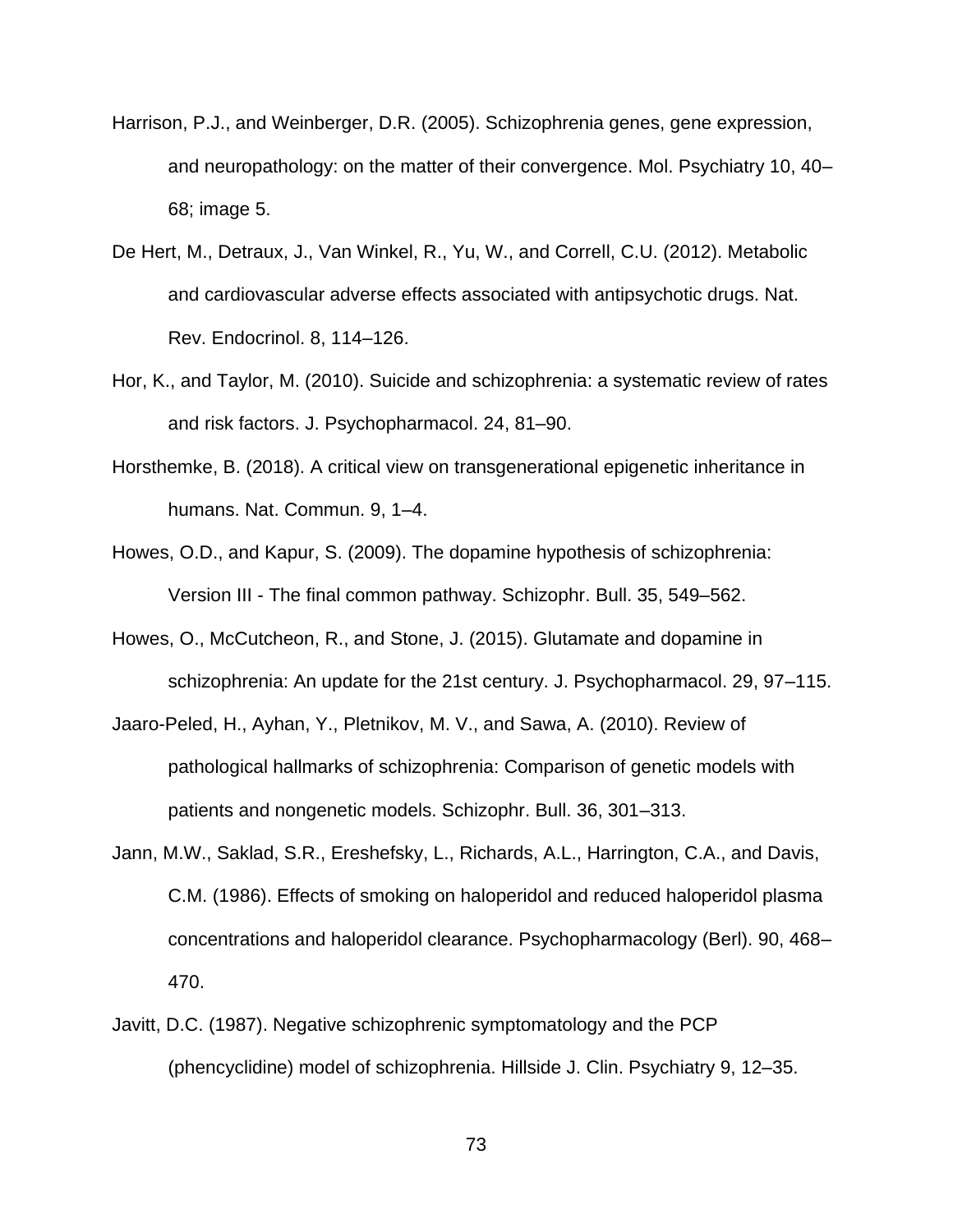Harrison, P.J., and Weinberger, D.R. (2005). Schizophrenia genes, gene expression, and neuropathology: on the matter of their convergence. Mol. Psychiatry 10, 40–68; image 5.

De Hert, M., Detraux, J., Van Winkel, R., Yu, W., and Correll, C.U. (2012). Metabolic and cardiovascular adverse effects associated with antipsychotic drugs. Nat. Rev. Endocrinol. 8, 114–126.

Hor, K., and Taylor, M. (2010). Suicide and schizophrenia: a systematic review of rates and risk factors. J. Psychopharmacol. 24, 81–90.

Horsthemke, B. (2018). A critical view on transgenerational epigenetic inheritance in humans. Nat. Commun. 9, 1–4.

Howes, O.D., and Kapur, S. (2009). The dopamine hypothesis of schizophrenia: Version III - The final common pathway. Schizophr. Bull. 35, 549–562.

Howes, O., McCutcheon, R., and Stone, J. (2015). Glutamate and dopamine in schizophrenia: An update for the 21st century. J. Psychopharmacol. 29, 97–115.

Jaaro-Peled, H., Ayhan, Y., Pletnikov, M. V., and Sawa, A. (2010). Review of pathological hallmarks of schizophrenia: Comparison of genetic models with patients and nongenetic models. Schizophr. Bull. 36, 301–313.

Jann, M.W., Saklad, S.R., Ereshefsky, L., Richards, A.L., Harrington, C.A., and Davis, C.M. (1986). Effects of smoking on haloperidol and reduced haloperidol plasma concentrations and haloperidol clearance. Psychopharmacology (Berl). 90, 468–470.

Javitt, D.C. (1987). Negative schizophrenic symptomatology and the PCP (phencyclidine) model of schizophrenia. Hillside J. Clin. Psychiatry 9, 12–35.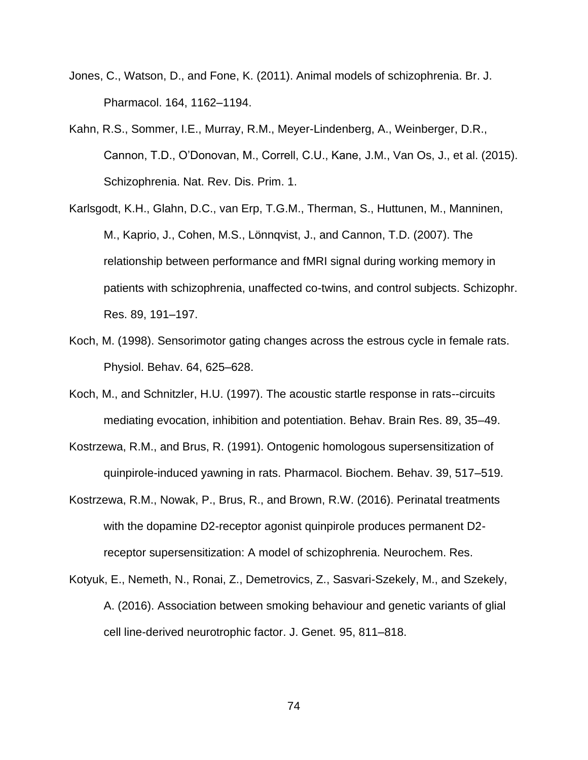Jones, C., Watson, D., and Fone, K. (2011). Animal models of schizophrenia. Br. J. Pharmacol. 164, 1162–1194.

Kahn, R.S., Sommer, I.E., Murray, R.M., Meyer-Lindenberg, A., Weinberger, D.R., Cannon, T.D., O'Donovan, M., Correll, C.U., Kane, J.M., Van Os, J., et al. (2015). Schizophrenia. Nat. Rev. Dis. Prim. 1.

Karlsgodt, K.H., Glahn, D.C., van Erp, T.G.M., Therman, S., Huttunen, M., Manninen, M., Kaprio, J., Cohen, M.S., Lönnqvist, J., and Cannon, T.D. (2007). The relationship between performance and fMRI signal during working memory in patients with schizophrenia, unaffected co-twins, and control subjects. Schizophr. Res. 89, 191–197.

Koch, M. (1998). Sensorimotor gating changes across the estrous cycle in female rats. Physiol. Behav. 64, 625–628.

Koch, M., and Schnitzler, H.U. (1997). The acoustic startle response in rats--circuits mediating evocation, inhibition and potentiation. Behav. Brain Res. 89, 35–49.

Kostrzewa, R.M., and Brus, R. (1991). Ontogenic homologous supersensitization of quinpirole-induced yawning in rats. Pharmacol. Biochem. Behav. 39, 517–519.

Kostrzewa, R.M., Nowak, P., Brus, R., and Brown, R.W. (2016). Perinatal treatments with the dopamine D2-receptor agonist quinpirole produces permanent D2-receptor supersensitization: A model of schizophrenia. Neurochem. Res.

Kotyuk, E., Nemeth, N., Ronai, Z., Demetrovics, Z., Sasvari-Szekely, M., and Szekely, A. (2016). Association between smoking behaviour and genetic variants of glial cell line-derived neurotrophic factor. J. Genet. 95, 811–818.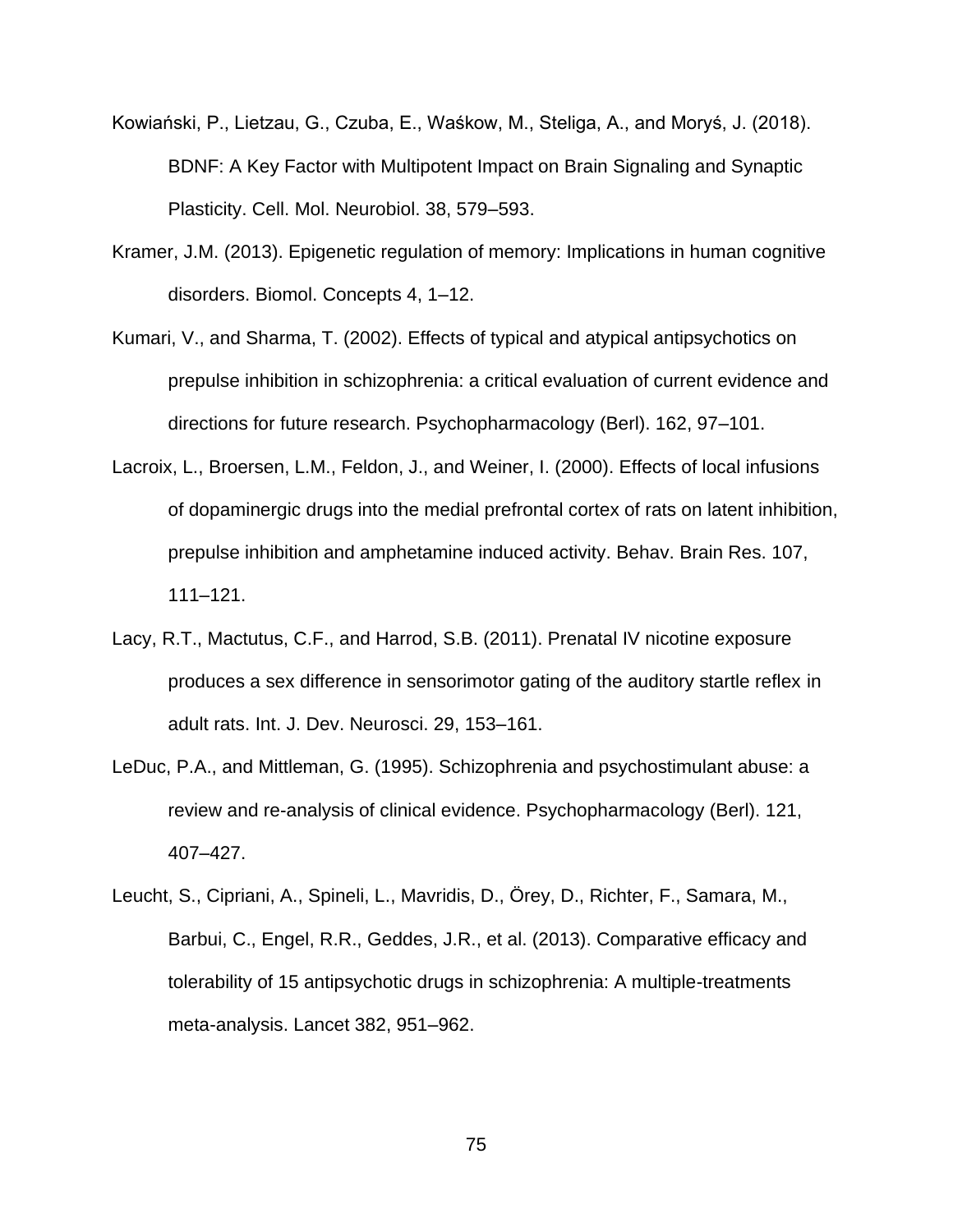Kowiański, P., Lietzau, G., Czuba, E., Waśkow, M., Steliga, A., and Moryś, J. (2018). BDNF: A Key Factor with Multipotent Impact on Brain Signaling and Synaptic Plasticity. Cell. Mol. Neurobiol. 38, 579–593.

Kramer, J.M. (2013). Epigenetic regulation of memory: Implications in human cognitive disorders. Biomol. Concepts 4, 1–12.

Kumari, V., and Sharma, T. (2002). Effects of typical and atypical antipsychotics on prepulse inhibition in schizophrenia: a critical evaluation of current evidence and directions for future research. Psychopharmacology (Berl). 162, 97–101.

Lacroix, L., Broersen, L.M., Feldon, J., and Weiner, I. (2000). Effects of local infusions of dopaminergic drugs into the medial prefrontal cortex of rats on latent inhibition, prepulse inhibition and amphetamine induced activity. Behav. Brain Res. 107, 111–121.

Lacy, R.T., Mactutus, C.F., and Harrod, S.B. (2011). Prenatal IV nicotine exposure produces a sex difference in sensorimotor gating of the auditory startle reflex in adult rats. Int. J. Dev. Neurosci. 29, 153–161.

LeDuc, P.A., and Mittleman, G. (1995). Schizophrenia and psychostimulant abuse: a review and re-analysis of clinical evidence. Psychopharmacology (Berl). 121, 407–427.

Leucht, S., Cipriani, A., Spineli, L., Mavridis, D., Örey, D., Richter, F., Samara, M., Barbui, C., Engel, R.R., Geddes, J.R., et al. (2013). Comparative efficacy and tolerability of 15 antipsychotic drugs in schizophrenia: A multiple-treatments meta-analysis. Lancet 382, 951–962.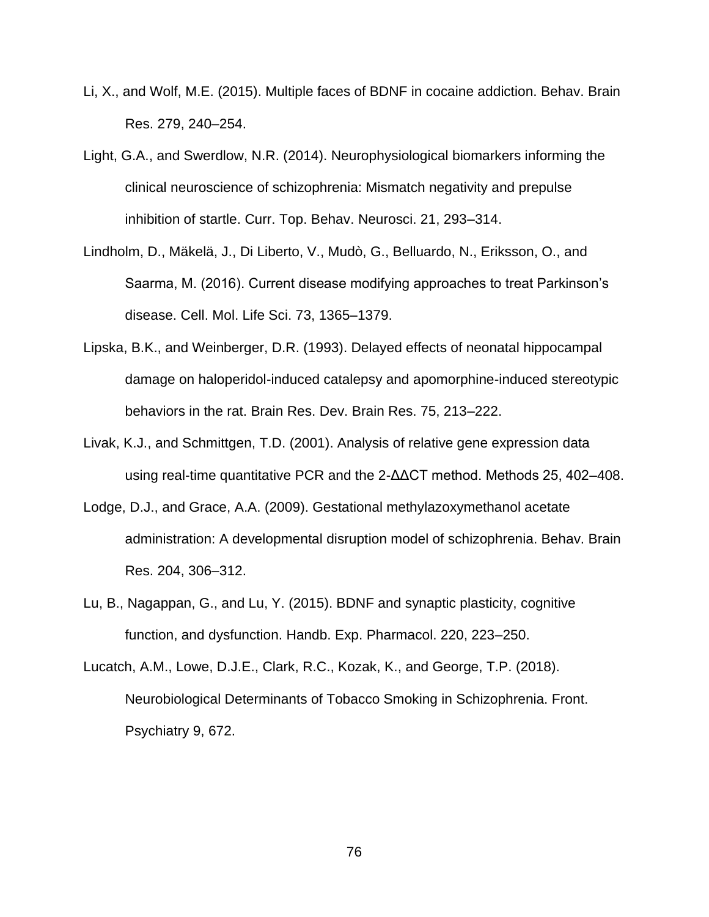Li, X., and Wolf, M.E. (2015). Multiple faces of BDNF in cocaine addiction. Behav. Brain Res. 279, 240–254.

Light, G.A., and Swerdlow, N.R. (2014). Neurophysiological biomarkers informing the clinical neuroscience of schizophrenia: Mismatch negativity and prepulse inhibition of startle. Curr. Top. Behav. Neurosci. 21, 293–314.

Lindholm, D., Mäkelä, J., Di Liberto, V., Mudò, G., Belluardo, N., Eriksson, O., and Saarma, M. (2016). Current disease modifying approaches to treat Parkinson's disease. Cell. Mol. Life Sci. 73, 1365–1379.

Lipska, B.K., and Weinberger, D.R. (1993). Delayed effects of neonatal hippocampal damage on haloperidol-induced catalepsy and apomorphine-induced stereotypic behaviors in the rat. Brain Res. Dev. Brain Res. 75, 213–222.

Livak, K.J., and Schmittgen, T.D. (2001). Analysis of relative gene expression data using real-time quantitative PCR and the 2-ΔΔCT method. Methods 25, 402–408.

Lodge, D.J., and Grace, A.A. (2009). Gestational methylazoxymethanol acetate administration: A developmental disruption model of schizophrenia. Behav. Brain Res. 204, 306–312.

Lu, B., Nagappan, G., and Lu, Y. (2015). BDNF and synaptic plasticity, cognitive function, and dysfunction. Handb. Exp. Pharmacol. 220, 223–250.

Lucatch, A.M., Lowe, D.J.E., Clark, R.C., Kozak, K., and George, T.P. (2018). Neurobiological Determinants of Tobacco Smoking in Schizophrenia. Front. Psychiatry 9, 672.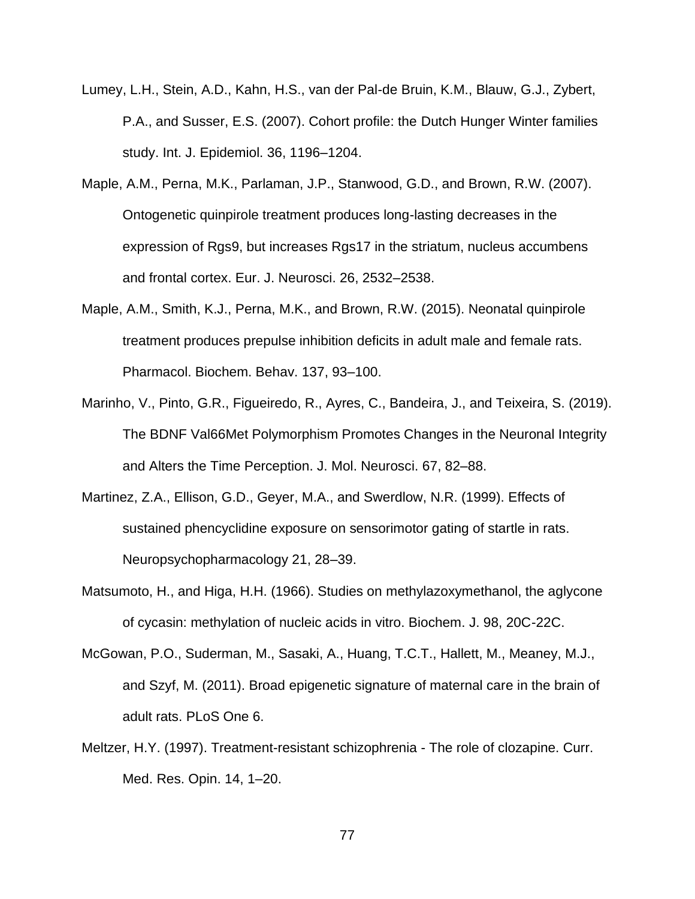Lumey, L.H., Stein, A.D., Kahn, H.S., van der Pal-de Bruin, K.M., Blauw, G.J., Zybert, P.A., and Susser, E.S. (2007). Cohort profile: the Dutch Hunger Winter families study. Int. J. Epidemiol. 36, 1196–1204.

Maple, A.M., Perna, M.K., Parlaman, J.P., Stanwood, G.D., and Brown, R.W. (2007). Ontogenetic quinpirole treatment produces long-lasting decreases in the expression of Rgs9, but increases Rgs17 in the striatum, nucleus accumbens and frontal cortex. Eur. J. Neurosci. 26, 2532–2538.

Maple, A.M., Smith, K.J., Perna, M.K., and Brown, R.W. (2015). Neonatal quinpirole treatment produces prepulse inhibition deficits in adult male and female rats. Pharmacol. Biochem. Behav. 137, 93–100.

Marinho, V., Pinto, G.R., Figueiredo, R., Ayres, C., Bandeira, J., and Teixeira, S. (2019). The BDNF Val66Met Polymorphism Promotes Changes in the Neuronal Integrity and Alters the Time Perception. J. Mol. Neurosci. 67, 82–88.

Martinez, Z.A., Ellison, G.D., Geyer, M.A., and Swerdlow, N.R. (1999). Effects of sustained phencyclidine exposure on sensorimotor gating of startle in rats. Neuropsychopharmacology 21, 28–39.

Matsumoto, H., and Higa, H.H. (1966). Studies on methylazoxymethanol, the aglycone of cycasin: methylation of nucleic acids in vitro. Biochem. J. 98, 20C-22C.

McGowan, P.O., Suderman, M., Sasaki, A., Huang, T.C.T., Hallett, M., Meaney, M.J., and Szyf, M. (2011). Broad epigenetic signature of maternal care in the brain of adult rats. PLoS One 6.

Meltzer, H.Y. (1997). Treatment-resistant schizophrenia - The role of clozapine. Curr. Med. Res. Opin. 14, 1–20.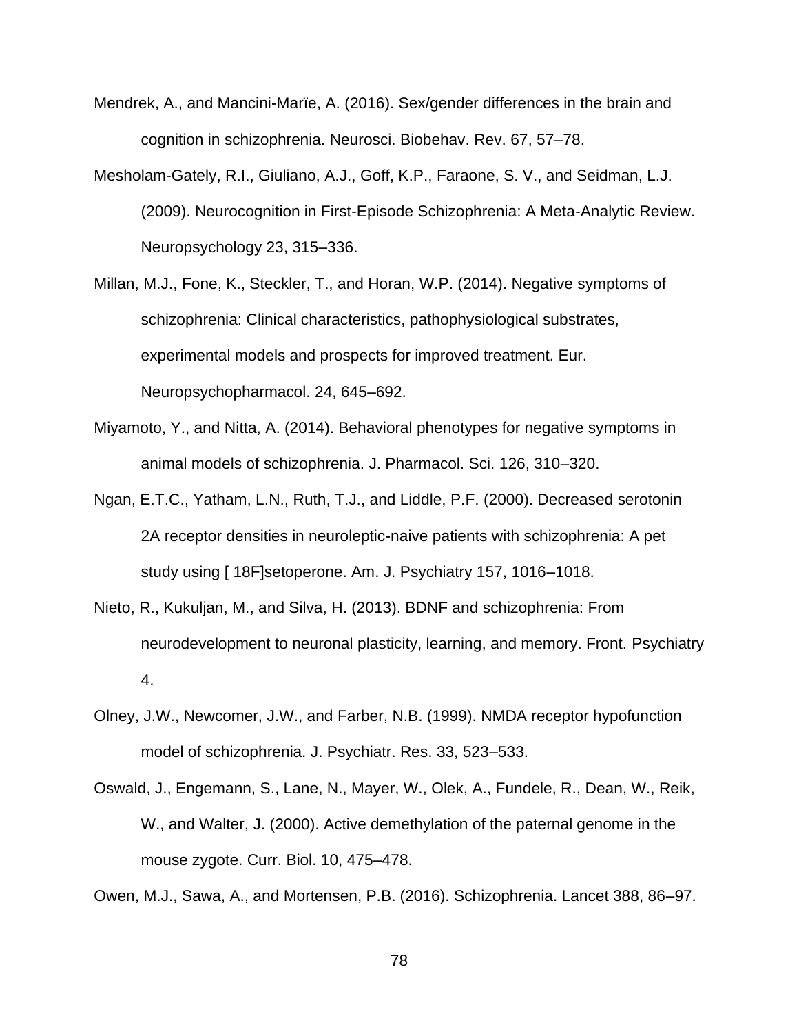Mendrek, A., and Mancini-Marïe, A. (2016). Sex/gender differences in the brain and cognition in schizophrenia. Neurosci. Biobehav. Rev. 67, 57–78.

Mesholam-Gately, R.I., Giuliano, A.J., Goff, K.P., Faraone, S. V., and Seidman, L.J. (2009). Neurocognition in First-Episode Schizophrenia: A Meta-Analytic Review. Neuropsychology 23, 315–336.

Millan, M.J., Fone, K., Steckler, T., and Horan, W.P. (2014). Negative symptoms of schizophrenia: Clinical characteristics, pathophysiological substrates, experimental models and prospects for improved treatment. Eur. Neuropsychopharmacol. 24, 645–692.

Miyamoto, Y., and Nitta, A. (2014). Behavioral phenotypes for negative symptoms in animal models of schizophrenia. J. Pharmacol. Sci. 126, 310–320.

Ngan, E.T.C., Yatham, L.N., Ruth, T.J., and Liddle, P.F. (2000). Decreased serotonin 2A receptor densities in neuroleptic-naive patients with schizophrenia: A pet study using [ 18F]setoperone. Am. J. Psychiatry 157, 1016–1018.

Nieto, R., Kukuljan, M., and Silva, H. (2013). BDNF and schizophrenia: From neurodevelopment to neuronal plasticity, learning, and memory. Front. Psychiatry 4.

Olney, J.W., Newcomer, J.W., and Farber, N.B. (1999). NMDA receptor hypofunction model of schizophrenia. J. Psychiatr. Res. 33, 523–533.

Oswald, J., Engemann, S., Lane, N., Mayer, W., Olek, A., Fundele, R., Dean, W., Reik, W., and Walter, J. (2000). Active demethylation of the paternal genome in the mouse zygote. Curr. Biol. 10, 475–478.

Owen, M.J., Sawa, A., and Mortensen, P.B. (2016). Schizophrenia. Lancet 388, 86–97.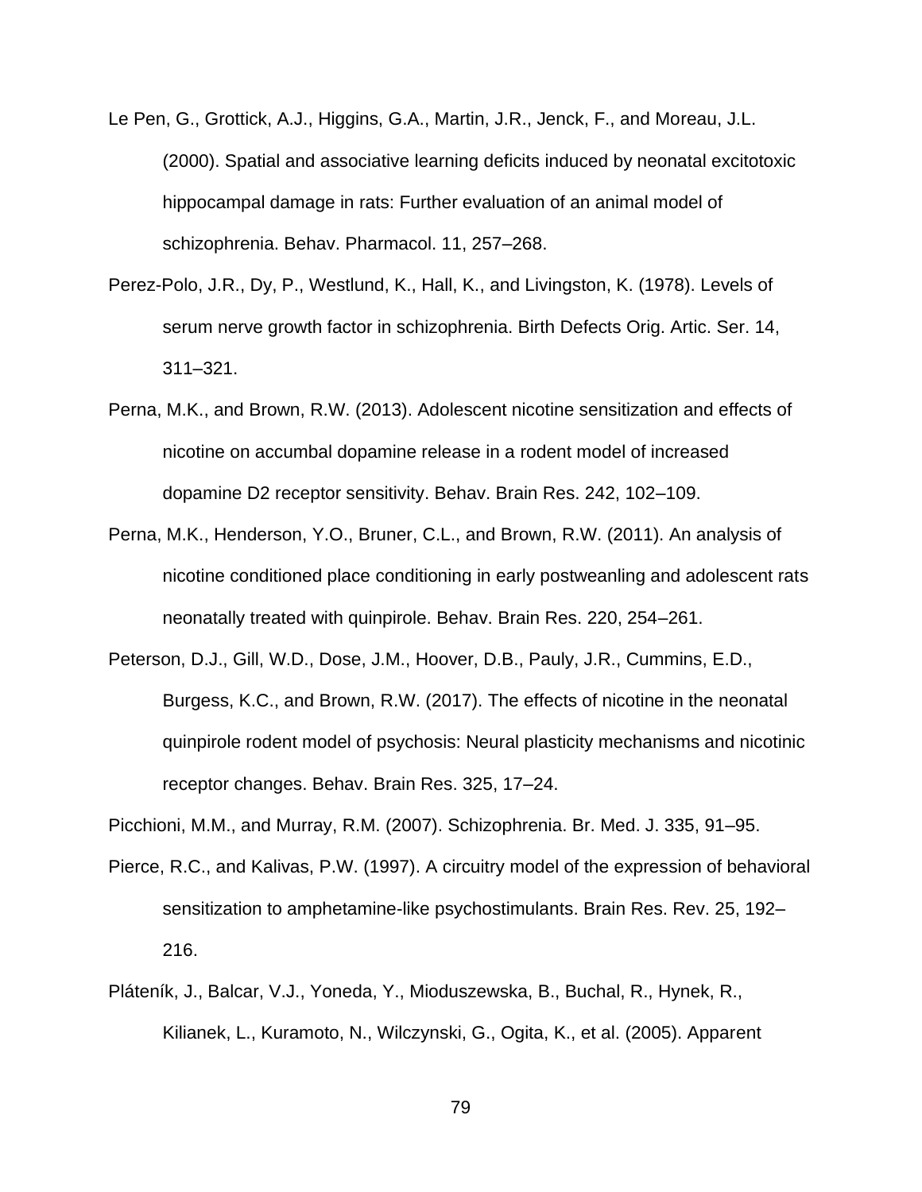Le Pen, G., Grottick, A.J., Higgins, G.A., Martin, J.R., Jenck, F., and Moreau, J.L. (2000). Spatial and associative learning deficits induced by neonatal excitotoxic hippocampal damage in rats: Further evaluation of an animal model of schizophrenia. Behav. Pharmacol. 11, 257–268.

Perez-Polo, J.R., Dy, P., Westlund, K., Hall, K., and Livingston, K. (1978). Levels of serum nerve growth factor in schizophrenia. Birth Defects Orig. Artic. Ser. 14, 311–321.

Perna, M.K., and Brown, R.W. (2013). Adolescent nicotine sensitization and effects of nicotine on accumbal dopamine release in a rodent model of increased dopamine D2 receptor sensitivity. Behav. Brain Res. 242, 102–109.

Perna, M.K., Henderson, Y.O., Bruner, C.L., and Brown, R.W. (2011). An analysis of nicotine conditioned place conditioning in early postweanling and adolescent rats neonatally treated with quinpirole. Behav. Brain Res. 220, 254–261.

Peterson, D.J., Gill, W.D., Dose, J.M., Hoover, D.B., Pauly, J.R., Cummins, E.D., Burgess, K.C., and Brown, R.W. (2017). The effects of nicotine in the neonatal quinpirole rodent model of psychosis: Neural plasticity mechanisms and nicotinic receptor changes. Behav. Brain Res. 325, 17–24.

Picchioni, M.M., and Murray, R.M. (2007). Schizophrenia. Br. Med. J. 335, 91–95.

Pierce, R.C., and Kalivas, P.W. (1997). A circuitry model of the expression of behavioral sensitization to amphetamine-like psychostimulants. Brain Res. Rev. 25, 192–216.

Pláteník, J., Balcar, V.J., Yoneda, Y., Mioduszewska, B., Buchal, R., Hynek, R., Kilianek, L., Kuramoto, N., Wilczynski, G., Ogita, K., et al. (2005). Apparent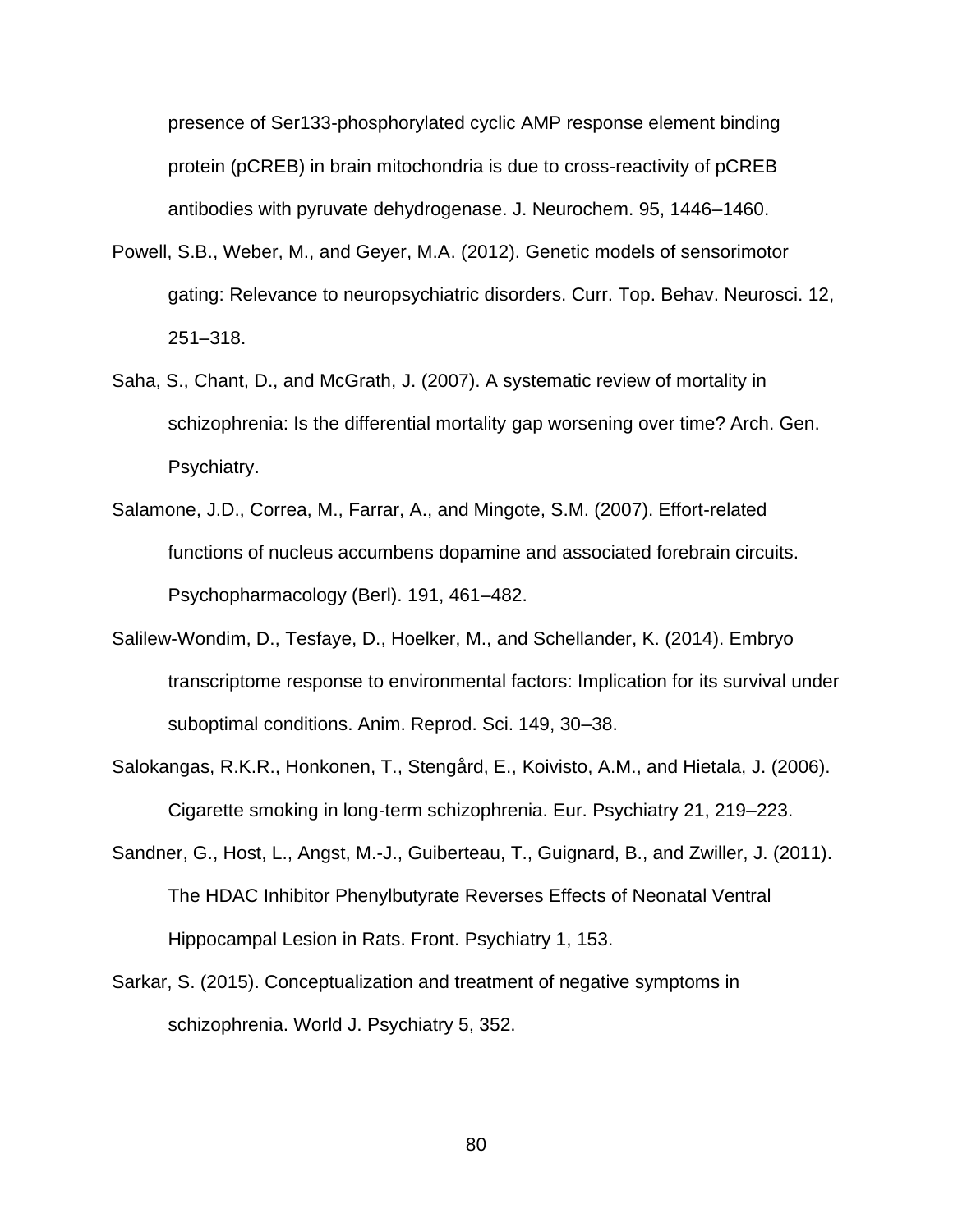presence of Ser133-phosphorylated cyclic AMP response element binding protein (pCREB) in brain mitochondria is due to cross-reactivity of pCREB antibodies with pyruvate dehydrogenase. J. Neurochem. 95, 1446–1460.

Powell, S.B., Weber, M., and Geyer, M.A. (2012). Genetic models of sensorimotor gating: Relevance to neuropsychiatric disorders. Curr. Top. Behav. Neurosci. 12, 251–318.

Saha, S., Chant, D., and McGrath, J. (2007). A systematic review of mortality in schizophrenia: Is the differential mortality gap worsening over time? Arch. Gen. Psychiatry.

Salamone, J.D., Correa, M., Farrar, A., and Mingote, S.M. (2007). Effort-related functions of nucleus accumbens dopamine and associated forebrain circuits. Psychopharmacology (Berl). 191, 461–482.

Salilew-Wondim, D., Tesfaye, D., Hoelker, M., and Schellander, K. (2014). Embryo transcriptome response to environmental factors: Implication for its survival under suboptimal conditions. Anim. Reprod. Sci. 149, 30–38.

Salokangas, R.K.R., Honkonen, T., Stengård, E., Koivisto, A.M., and Hietala, J. (2006). Cigarette smoking in long-term schizophrenia. Eur. Psychiatry 21, 219–223.

Sandner, G., Host, L., Angst, M.-J., Guiberteau, T., Guignard, B., and Zwiller, J. (2011). The HDAC Inhibitor Phenylbutyrate Reverses Effects of Neonatal Ventral Hippocampal Lesion in Rats. Front. Psychiatry 1, 153.

Sarkar, S. (2015). Conceptualization and treatment of negative symptoms in schizophrenia. World J. Psychiatry 5, 352.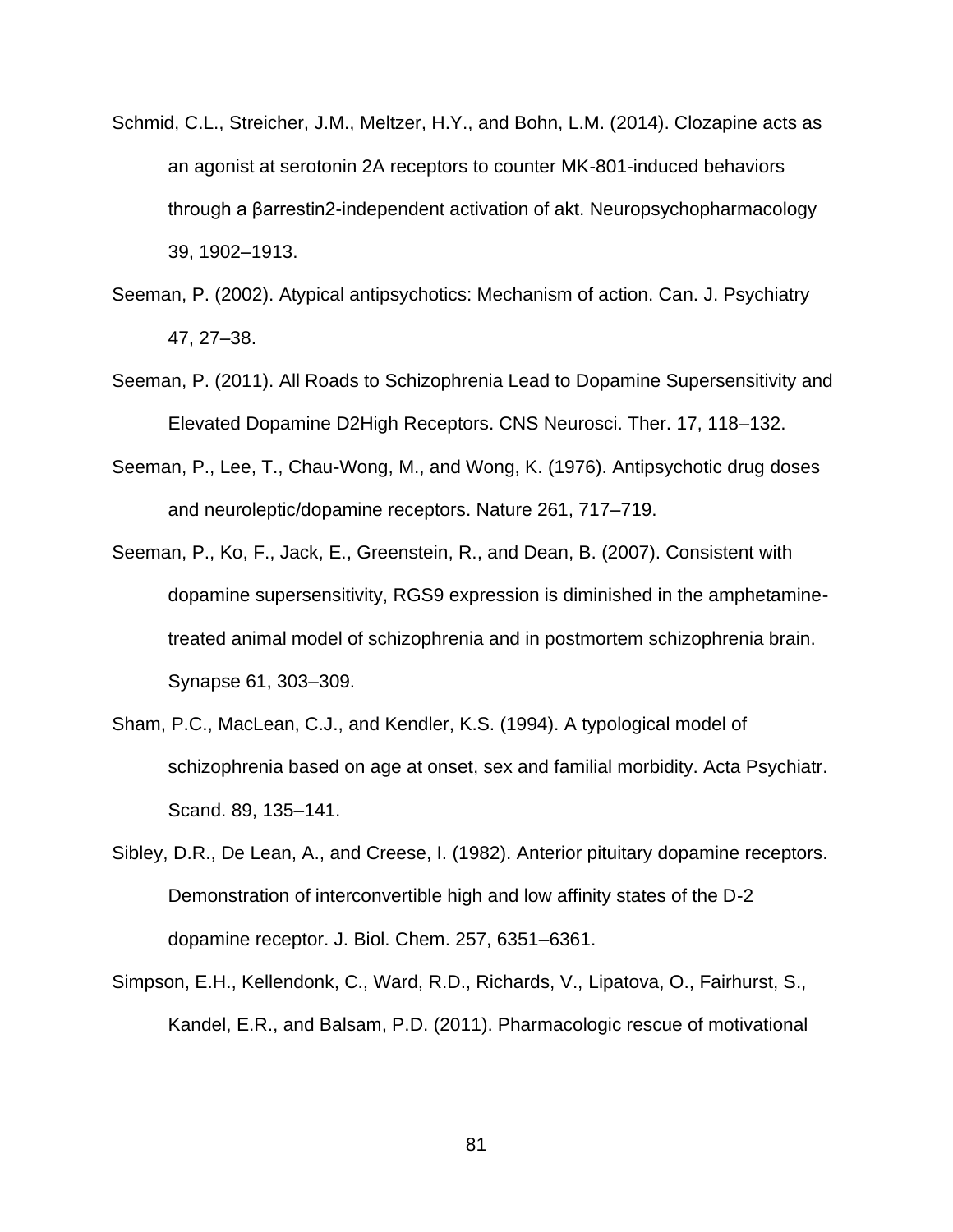Schmid, C.L., Streicher, J.M., Meltzer, H.Y., and Bohn, L.M. (2014). Clozapine acts as an agonist at serotonin 2A receptors to counter MK-801-induced behaviors through a βarrestin2-independent activation of akt. Neuropsychopharmacology 39, 1902–1913.

Seeman, P. (2002). Atypical antipsychotics: Mechanism of action. Can. J. Psychiatry 47, 27–38.

Seeman, P. (2011). All Roads to Schizophrenia Lead to Dopamine Supersensitivity and Elevated Dopamine D2High Receptors. CNS Neurosci. Ther. 17, 118–132.

Seeman, P., Lee, T., Chau-Wong, M., and Wong, K. (1976). Antipsychotic drug doses and neuroleptic/dopamine receptors. Nature 261, 717–719.

Seeman, P., Ko, F., Jack, E., Greenstein, R., and Dean, B. (2007). Consistent with dopamine supersensitivity, RGS9 expression is diminished in the amphetamine-treated animal model of schizophrenia and in postmortem schizophrenia brain. Synapse 61, 303–309.

Sham, P.C., MacLean, C.J., and Kendler, K.S. (1994). A typological model of schizophrenia based on age at onset, sex and familial morbidity. Acta Psychiatr. Scand. 89, 135–141.

Sibley, D.R., De Lean, A., and Creese, I. (1982). Anterior pituitary dopamine receptors. Demonstration of interconvertible high and low affinity states of the D-2 dopamine receptor. J. Biol. Chem. 257, 6351–6361.

Simpson, E.H., Kellendonk, C., Ward, R.D., Richards, V., Lipatova, O., Fairhurst, S., Kandel, E.R., and Balsam, P.D. (2011). Pharmacologic rescue of motivational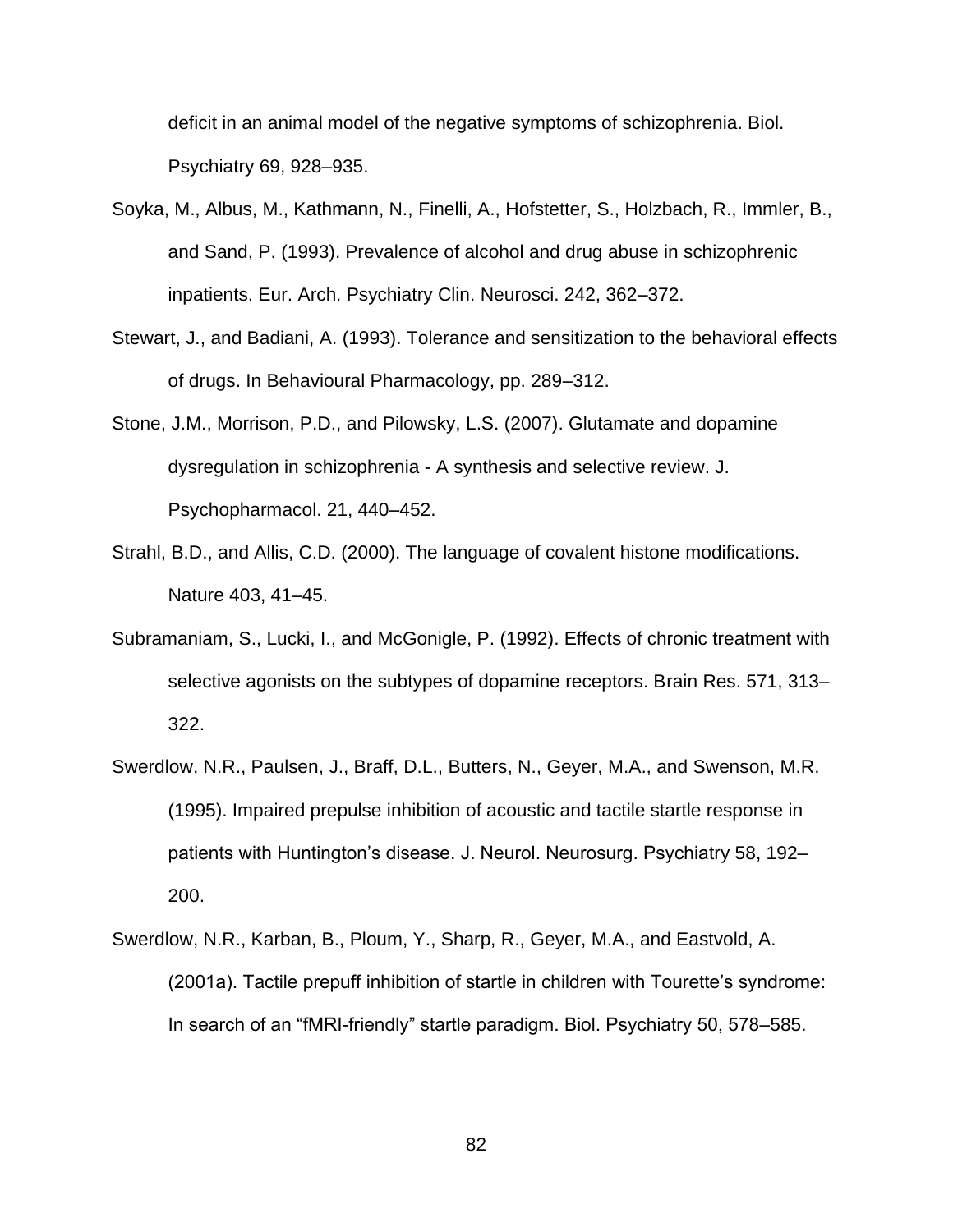deficit in an animal model of the negative symptoms of schizophrenia. Biol. Psychiatry 69, 928–935.

Soyka, M., Albus, M., Kathmann, N., Finelli, A., Hofstetter, S., Holzbach, R., Immler, B., and Sand, P. (1993). Prevalence of alcohol and drug abuse in schizophrenic inpatients. Eur. Arch. Psychiatry Clin. Neurosci. 242, 362–372.

Stewart, J., and Badiani, A. (1993). Tolerance and sensitization to the behavioral effects of drugs. In Behavioural Pharmacology, pp. 289–312.

Stone, J.M., Morrison, P.D., and Pilowsky, L.S. (2007). Glutamate and dopamine dysregulation in schizophrenia - A synthesis and selective review. J. Psychopharmacol. 21, 440–452.

Strahl, B.D., and Allis, C.D. (2000). The language of covalent histone modifications. Nature 403, 41–45.

Subramaniam, S., Lucki, I., and McGonigle, P. (1992). Effects of chronic treatment with selective agonists on the subtypes of dopamine receptors. Brain Res. 571, 313–322.

Swerdlow, N.R., Paulsen, J., Braff, D.L., Butters, N., Geyer, M.A., and Swenson, M.R. (1995). Impaired prepulse inhibition of acoustic and tactile startle response in patients with Huntington's disease. J. Neurol. Neurosurg. Psychiatry 58, 192–200.

Swerdlow, N.R., Karban, B., Ploum, Y., Sharp, R., Geyer, M.A., and Eastvold, A. (2001a). Tactile prepuff inhibition of startle in children with Tourette's syndrome: In search of an "fMRI-friendly" startle paradigm. Biol. Psychiatry 50, 578–585.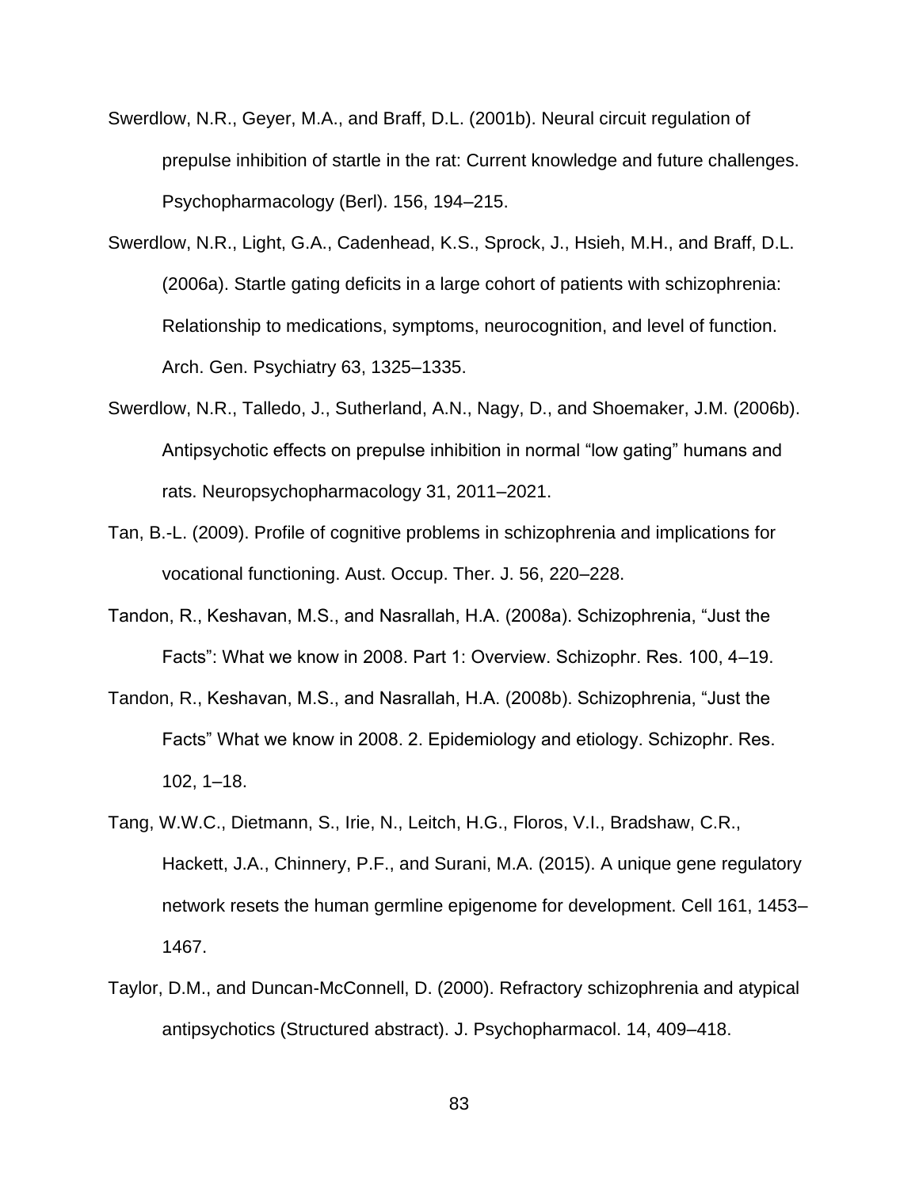Swerdlow, N.R., Geyer, M.A., and Braff, D.L. (2001b). Neural circuit regulation of prepulse inhibition of startle in the rat: Current knowledge and future challenges. Psychopharmacology (Berl). 156, 194–215.

Swerdlow, N.R., Light, G.A., Cadenhead, K.S., Sprock, J., Hsieh, M.H., and Braff, D.L. (2006a). Startle gating deficits in a large cohort of patients with schizophrenia: Relationship to medications, symptoms, neurocognition, and level of function. Arch. Gen. Psychiatry 63, 1325–1335.

Swerdlow, N.R., Talledo, J., Sutherland, A.N., Nagy, D., and Shoemaker, J.M. (2006b). Antipsychotic effects on prepulse inhibition in normal “low gating” humans and rats. Neuropsychopharmacology 31, 2011–2021.

Tan, B.-L. (2009). Profile of cognitive problems in schizophrenia and implications for vocational functioning. Aust. Occup. Ther. J. 56, 220–228.

Tandon, R., Keshavan, M.S., and Nasrallah, H.A. (2008a). Schizophrenia, “Just the Facts”: What we know in 2008. Part 1: Overview. Schizophr. Res. 100, 4–19.

Tandon, R., Keshavan, M.S., and Nasrallah, H.A. (2008b). Schizophrenia, “Just the Facts” What we know in 2008. 2. Epidemiology and etiology. Schizophr. Res. 102, 1–18.

Tang, W.W.C., Dietmann, S., Irie, N., Leitch, H.G., Floros, V.I., Bradshaw, C.R., Hackett, J.A., Chinnery, P.F., and Surani, M.A. (2015). A unique gene regulatory network resets the human germline epigenome for development. Cell 161, 1453–1467.

Taylor, D.M., and Duncan-McConnell, D. (2000). Refractory schizophrenia and atypical antipsychotics (Structured abstract). J. Psychopharmacol. 14, 409–418.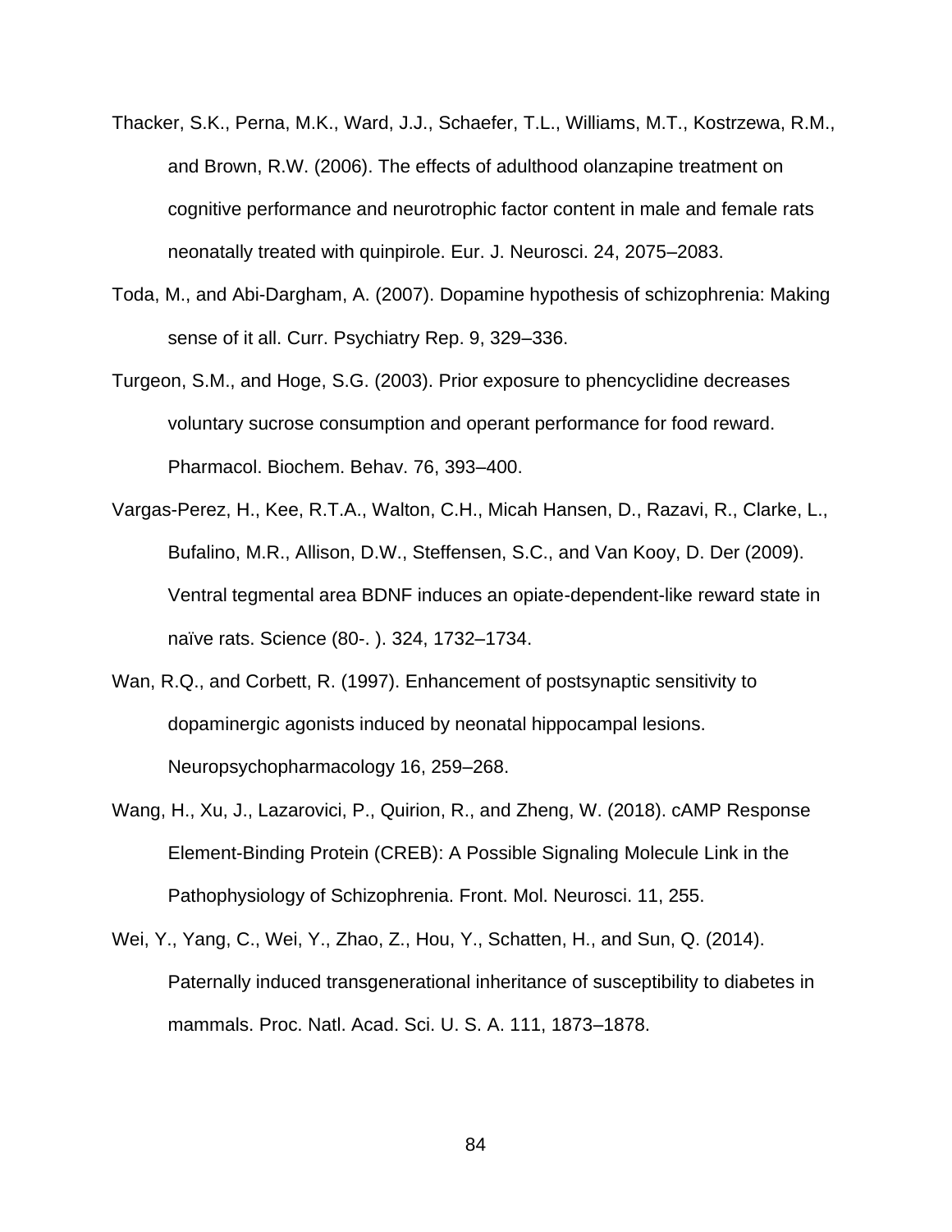Thacker, S.K., Perna, M.K., Ward, J.J., Schaefer, T.L., Williams, M.T., Kostrzewa, R.M., and Brown, R.W. (2006). The effects of adulthood olanzapine treatment on cognitive performance and neurotrophic factor content in male and female rats neonatally treated with quinpirole. Eur. J. Neurosci. 24, 2075–2083.

Toda, M., and Abi-Dargham, A. (2007). Dopamine hypothesis of schizophrenia: Making sense of it all. Curr. Psychiatry Rep. 9, 329–336.

Turgeon, S.M., and Hoge, S.G. (2003). Prior exposure to phencyclidine decreases voluntary sucrose consumption and operant performance for food reward. Pharmacol. Biochem. Behav. 76, 393–400.

Vargas-Perez, H., Kee, R.T.A., Walton, C.H., Micah Hansen, D., Razavi, R., Clarke, L., Bufalino, M.R., Allison, D.W., Steffensen, S.C., and Van Kooy, D. Der (2009). Ventral tegmental area BDNF induces an opiate-dependent-like reward state in naïve rats. Science (80-. ). 324, 1732–1734.

Wan, R.Q., and Corbett, R. (1997). Enhancement of postsynaptic sensitivity to dopaminergic agonists induced by neonatal hippocampal lesions. Neuropsychopharmacology 16, 259–268.

Wang, H., Xu, J., Lazarovici, P., Quirion, R., and Zheng, W. (2018). cAMP Response Element-Binding Protein (CREB): A Possible Signaling Molecule Link in the Pathophysiology of Schizophrenia. Front. Mol. Neurosci. 11, 255.

Wei, Y., Yang, C., Wei, Y., Zhao, Z., Hou, Y., Schatten, H., and Sun, Q. (2014). Paternally induced transgenerational inheritance of susceptibility to diabetes in mammals. Proc. Natl. Acad. Sci. U. S. A. 111, 1873–1878.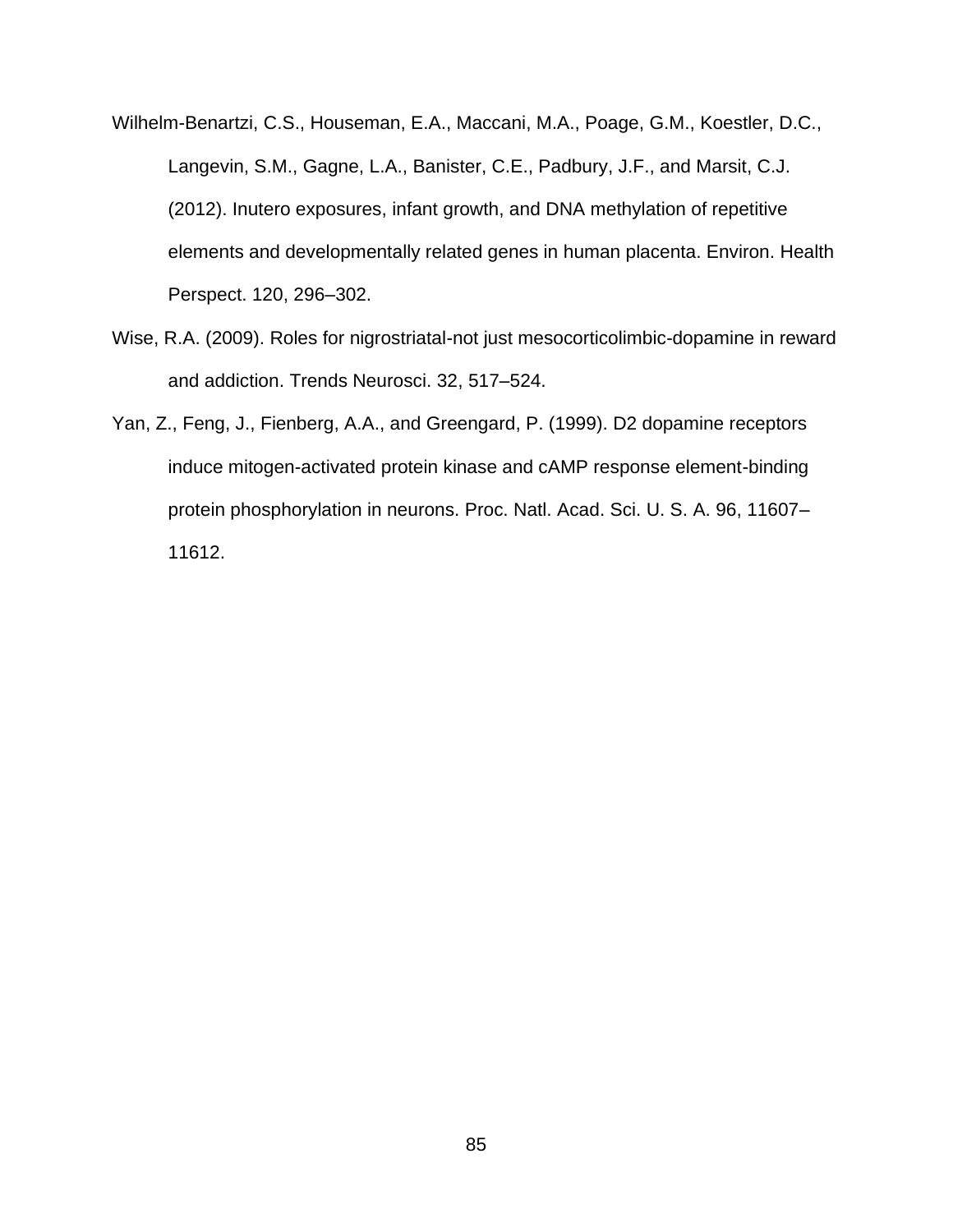Wilhelm-Benartzi, C.S., Houseman, E.A., Maccani, M.A., Poage, G.M., Koestler, D.C., Langevin, S.M., Gagne, L.A., Banister, C.E., Padbury, J.F., and Marsit, C.J. (2012). Inutero exposures, infant growth, and DNA methylation of repetitive elements and developmentally related genes in human placenta. Environ. Health Perspect. 120, 296–302.

Wise, R.A. (2009). Roles for nigrostriatal-not just mesocorticolimbic-dopamine in reward and addiction. Trends Neurosci. 32, 517–524.

Yan, Z., Feng, J., Fienberg, A.A., and Greengard, P. (1999). D2 dopamine receptors induce mitogen-activated protein kinase and cAMP response element-binding protein phosphorylation in neurons. Proc. Natl. Acad. Sci. U. S. A. 96, 11607–11612.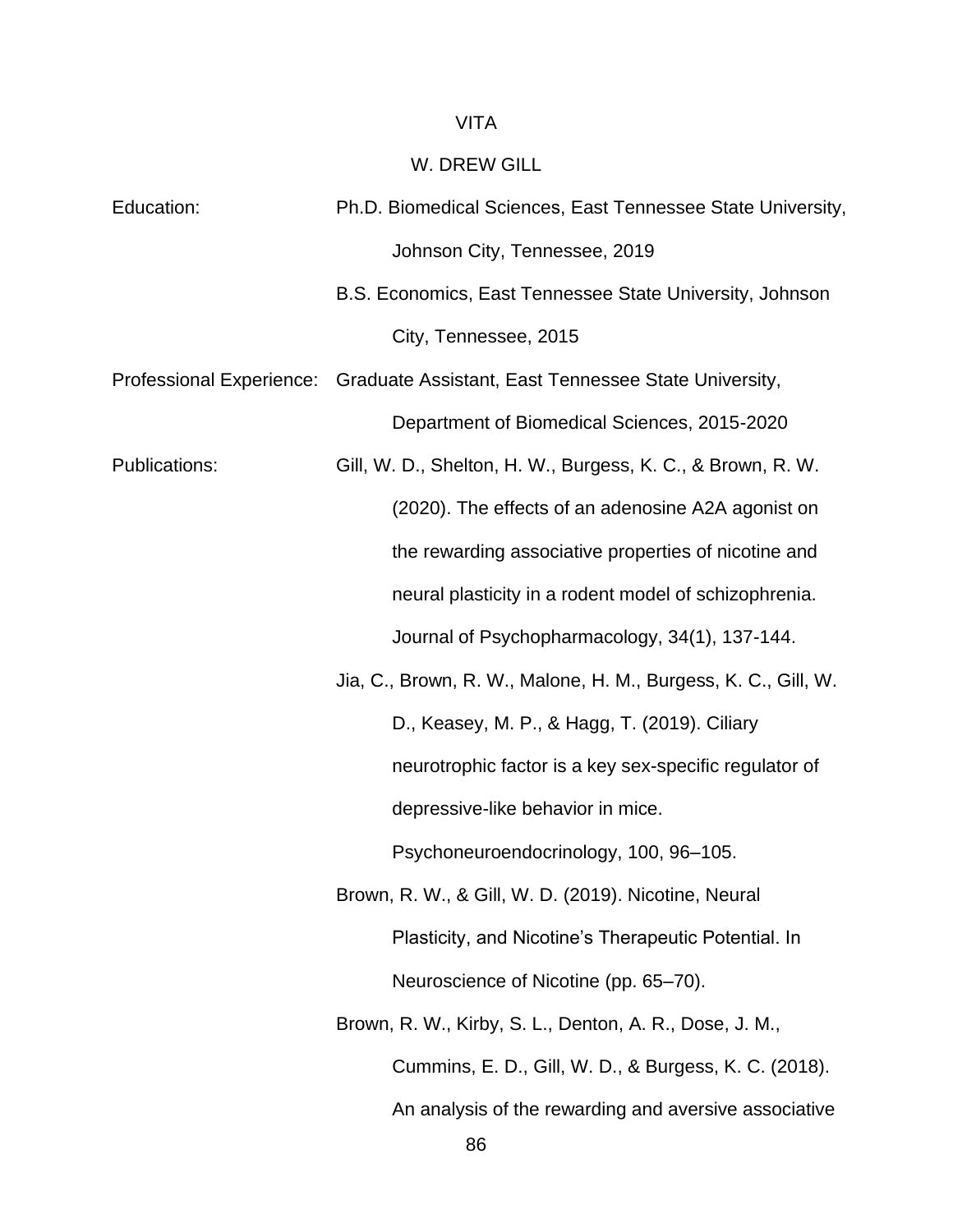# VITA

## W. DREW GILL

**Education:**

Ph.D. Biomedical Sciences, East Tennessee State University, Johnson City, Tennessee, 2019

B.S. Economics, East Tennessee State University, Johnson City, Tennessee, 2015

**Professional Experience:**

Graduate Assistant, East Tennessee State University, Department of Biomedical Sciences, 2015-2020

**Publications:**

Gill, W. D., Shelton, H. W., Burgess, K. C., & Brown, R. W. (2020). The effects of an adenosine A2A agonist on the rewarding associative properties of nicotine and neural plasticity in a rodent model of schizophrenia. Journal of Psychopharmacology, 34(1), 137-144.

Jia, C., Brown, R. W., Malone, H. M., Burgess, K. C., Gill, W. D., Keasey, M. P., & Hagg, T. (2019). Ciliary neurotrophic factor is a key sex-specific regulator of depressive-like behavior in mice. Psychoneuroendocrinology, 100, 96–105.

Brown, R. W., & Gill, W. D. (2019). Nicotine, Neural Plasticity, and Nicotine's Therapeutic Potential. In Neuroscience of Nicotine (pp. 65–70).

Brown, R. W., Kirby, S. L., Denton, A. R., Dose, J. M., Cummins, E. D., Gill, W. D., & Burgess, K. C. (2018). An analysis of the rewarding and aversive associative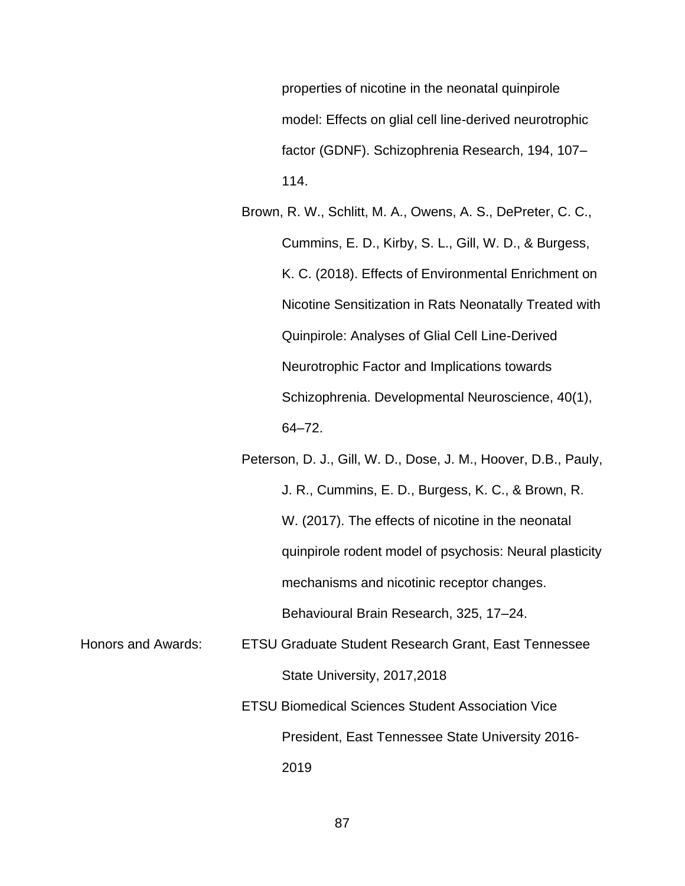properties of nicotine in the neonatal quinpirole model: Effects on glial cell line-derived neurotrophic factor (GDNF). Schizophrenia Research, 194, 107–114.

Brown, R. W., Schlitt, M. A., Owens, A. S., DePreter, C. C., Cummins, E. D., Kirby, S. L., Gill, W. D., & Burgess, K. C. (2018). Effects of Environmental Enrichment on Nicotine Sensitization in Rats Neonatally Treated with Quinpirole: Analyses of Glial Cell Line-Derived Neurotrophic Factor and Implications towards Schizophrenia. Developmental Neuroscience, 40(1), 64–72.

Peterson, D. J., Gill, W. D., Dose, J. M., Hoover, D.B., Pauly, J. R., Cummins, E. D., Burgess, K. C., & Brown, R. W. (2017). The effects of nicotine in the neonatal quinpirole rodent model of psychosis: Neural plasticity mechanisms and nicotinic receptor changes. Behavioural Brain Research, 325, 17–24.

Honors and Awards:

ETSU Graduate Student Research Grant, East Tennessee State University, 2017,2018

ETSU Biomedical Sciences Student Association Vice President, East Tennessee State University 2016-2019